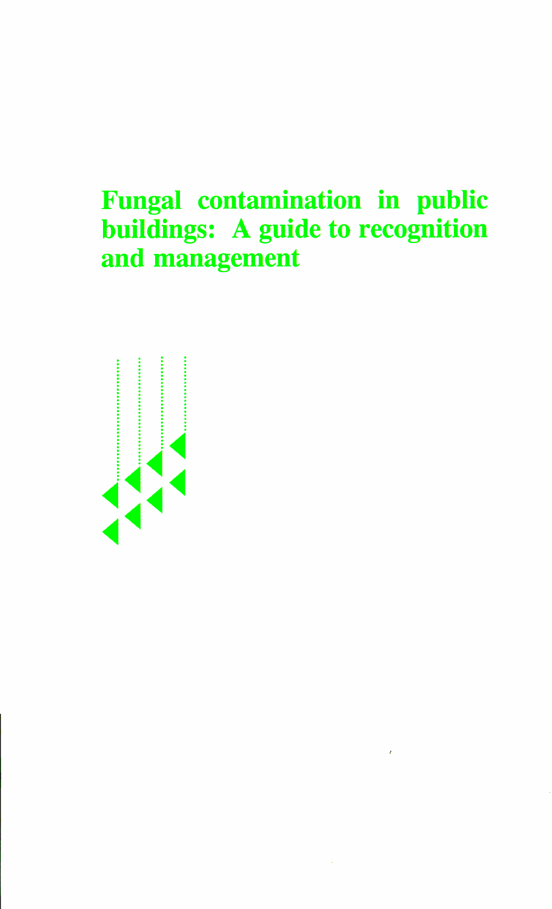# Fungal contamination in public buildings: A guide to recognition and management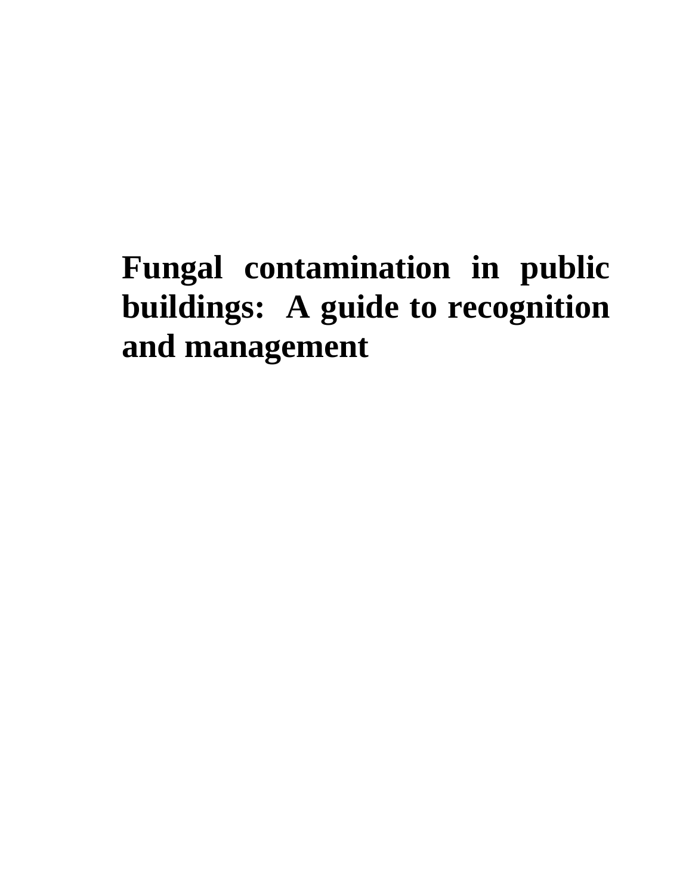# Fungal contamination in public buildings: A guide to recognition and management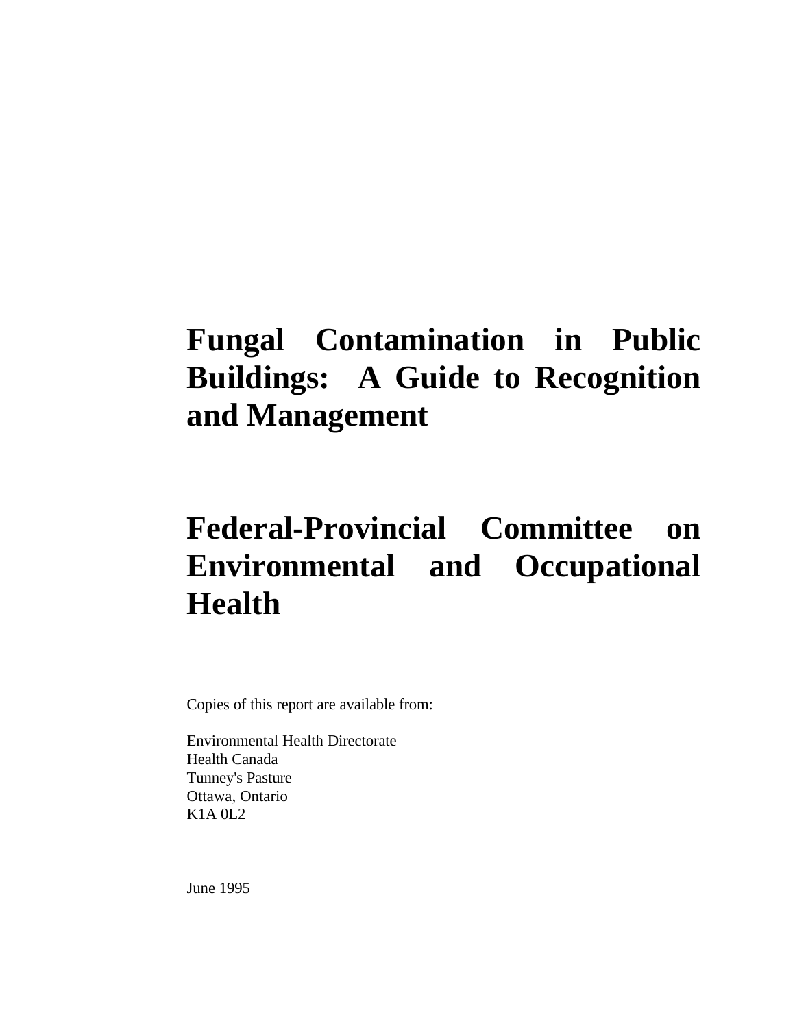# Fungal Contamination in Public Buildings: A Guide to Recognition and Management

# Federal-Provincial Committee on Environmental and Occupational Health

Copies of this report are available from:

Environmental Health Directorate
Health Canada
Tunney's Pasture
Ottawa, Ontario
K1A 0L2

June 1995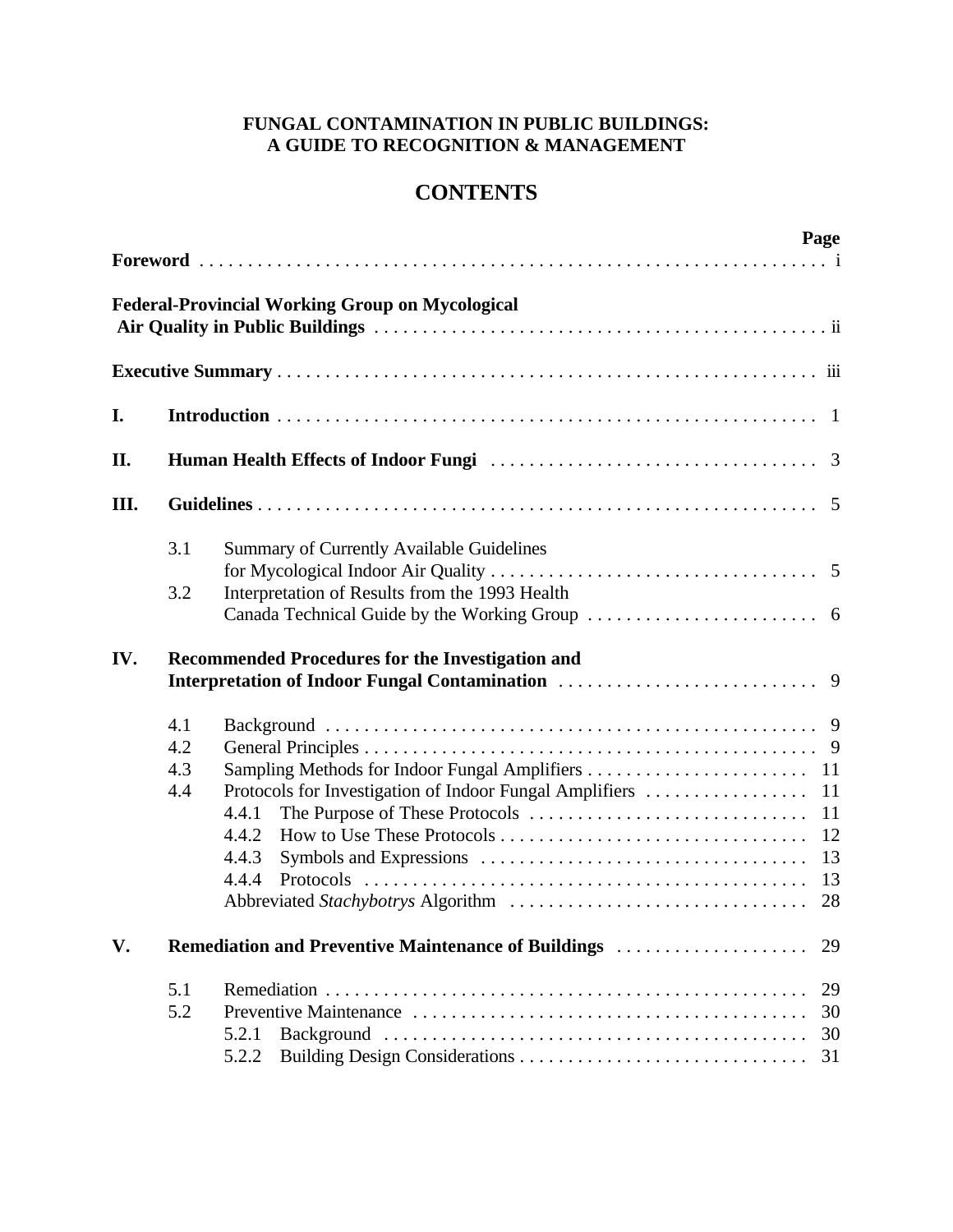**FUNGAL CONTAMINATION IN PUBLIC BUILDINGS:**
**A GUIDE TO RECOGNITION & MANAGEMENT**

# CONTENTS

| | | Page |
|---|---|---|
| **Foreword** | | i |
| **Federal-Provincial Working Group on Mycological Air Quality in Public Buildings** | | ii |
| **Executive Summary** | | iii |
| **I.** | **Introduction** | 1 |
| **II.** | **Human Health Effects of Indoor Fungi** | 3 |
| **III.** | **Guidelines** | 5 |
| | 3.1 Summary of Currently Available Guidelines for Mycological Indoor Air Quality | 5 |
| | 3.2 Interpretation of Results from the 1993 Health Canada Technical Guide by the Working Group | 6 |
| **IV.** | **Recommended Procedures for the Investigation and Interpretation of Indoor Fungal Contamination** | 9 |
| | 4.1 Background | 9 |
| | 4.2 General Principles | 9 |
| | 4.3 Sampling Methods for Indoor Fungal Amplifiers | 11 |
| | 4.4 Protocols for Investigation of Indoor Fungal Amplifiers | 11 |
| | 4.4.1 The Purpose of These Protocols | 11 |
| | 4.4.2 How to Use These Protocols | 12 |
| | 4.4.3 Symbols and Expressions | 13 |
| | 4.4.4 Protocols | 13 |
| | Abbreviated *Stachybotrys* Algorithm | 28 |
| **V.** | **Remediation and Preventive Maintenance of Buildings** | 29 |
| | 5.1 Remediation | 29 |
| | 5.2 Preventive Maintenance | 30 |
| | 5.2.1 Background | 30 |
| | 5.2.2 Building Design Considerations | 31 |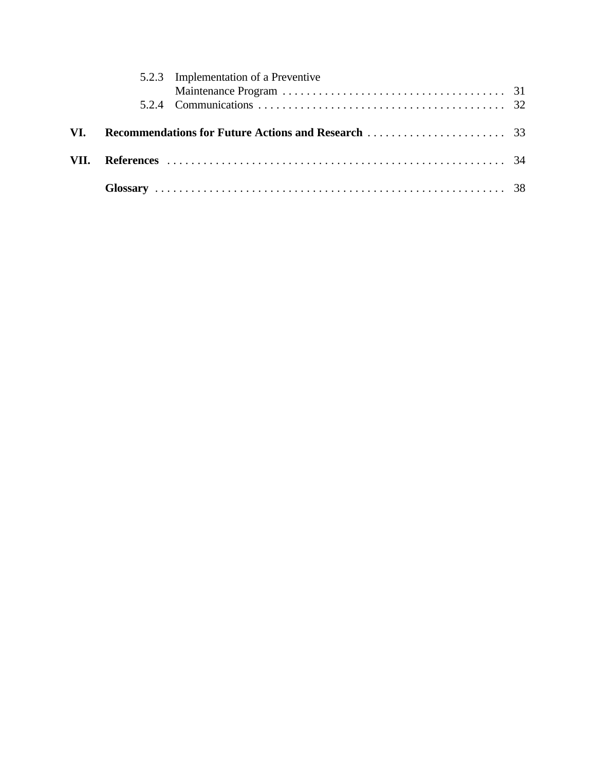5.2.3 Implementation of a Preventive Maintenance Program . . . . . . . . . . . . . . . . . . . . . . . . . . . . . . . . . . . . . 31
5.2.4 Communications . . . . . . . . . . . . . . . . . . . . . . . . . . . . . . . . . . . . . . . . . 32

**VI. Recommendations for Future Actions and Research** . . . . . . . . . . . . . . . . . . . . . . . 33

**VII. References** . . . . . . . . . . . . . . . . . . . . . . . . . . . . . . . . . . . . . . . . . . . . . . . . . . . . . . . . 34

**Glossary** . . . . . . . . . . . . . . . . . . . . . . . . . . . . . . . . . . . . . . . . . . . . . . . . . . . . . . . . . . 38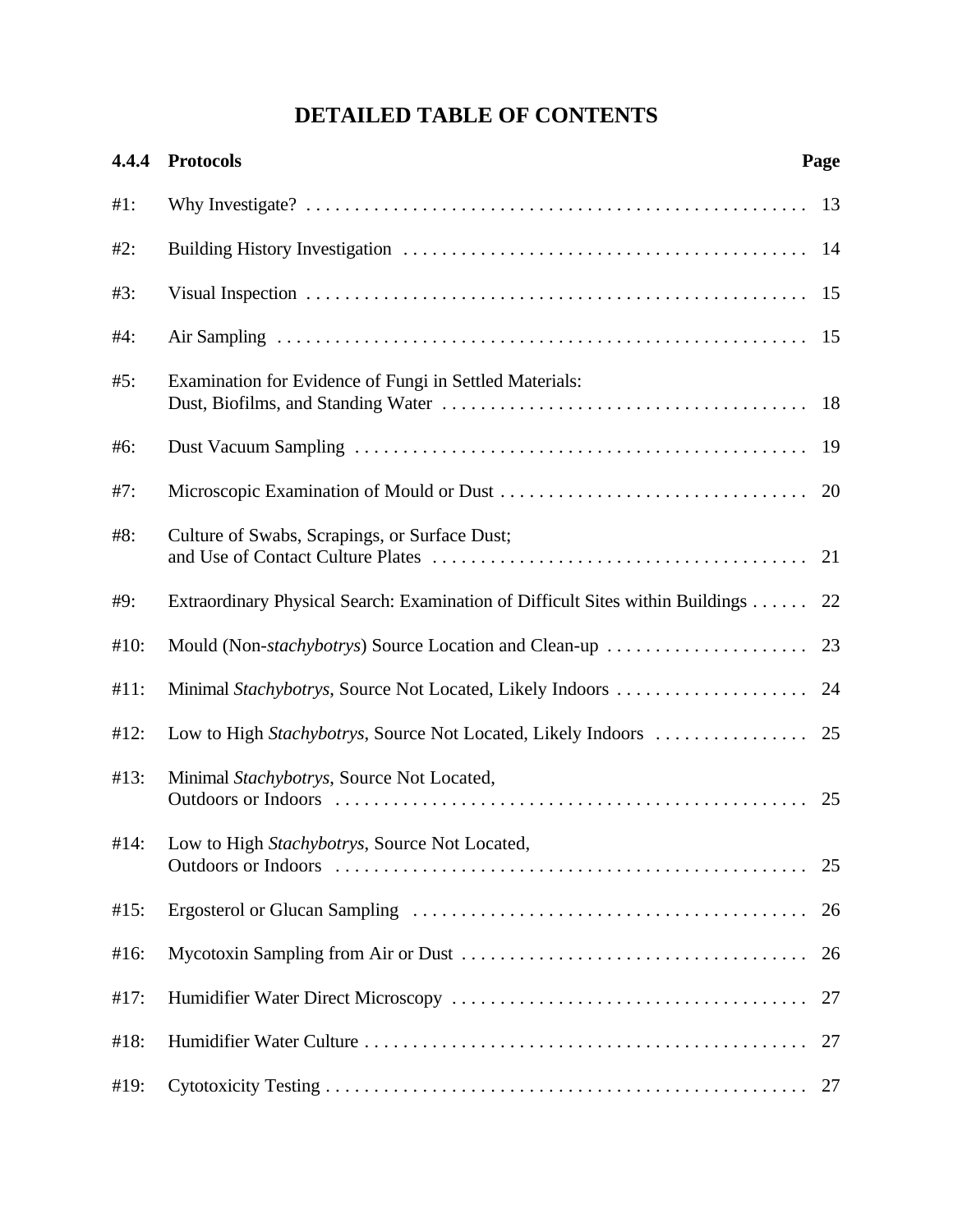# DETAILED TABLE OF CONTENTS

| 4.4.4 | Protocols | Page |
|---|---|---|
| #1: | Why Investigate? | 13 |
| #2: | Building History Investigation | 14 |
| #3: | Visual Inspection | 15 |
| #4: | Air Sampling | 15 |
| #5: | Examination for Evidence of Fungi in Settled Materials: Dust, Biofilms, and Standing Water | 18 |
| #6: | Dust Vacuum Sampling | 19 |
| #7: | Microscopic Examination of Mould or Dust | 20 |
| #8: | Culture of Swabs, Scrapings, or Surface Dust; and Use of Contact Culture Plates | 21 |
| #9: | Extraordinary Physical Search: Examination of Difficult Sites within Buildings | 22 |
| #10: | Mould (Non-*stachybotrys*) Source Location and Clean-up | 23 |
| #11: | Minimal *Stachybotrys*, Source Not Located, Likely Indoors | 24 |
| #12: | Low to High *Stachybotrys*, Source Not Located, Likely Indoors | 25 |
| #13: | Minimal *Stachybotrys*, Source Not Located, Outdoors or Indoors | 25 |
| #14: | Low to High *Stachybotrys*, Source Not Located, Outdoors or Indoors | 25 |
| #15: | Ergosterol or Glucan Sampling | 26 |
| #16: | Mycotoxin Sampling from Air or Dust | 26 |
| #17: | Humidifier Water Direct Microscopy | 27 |
| #18: | Humidifier Water Culture | 27 |
| #19: | Cytotoxicity Testing | 27 |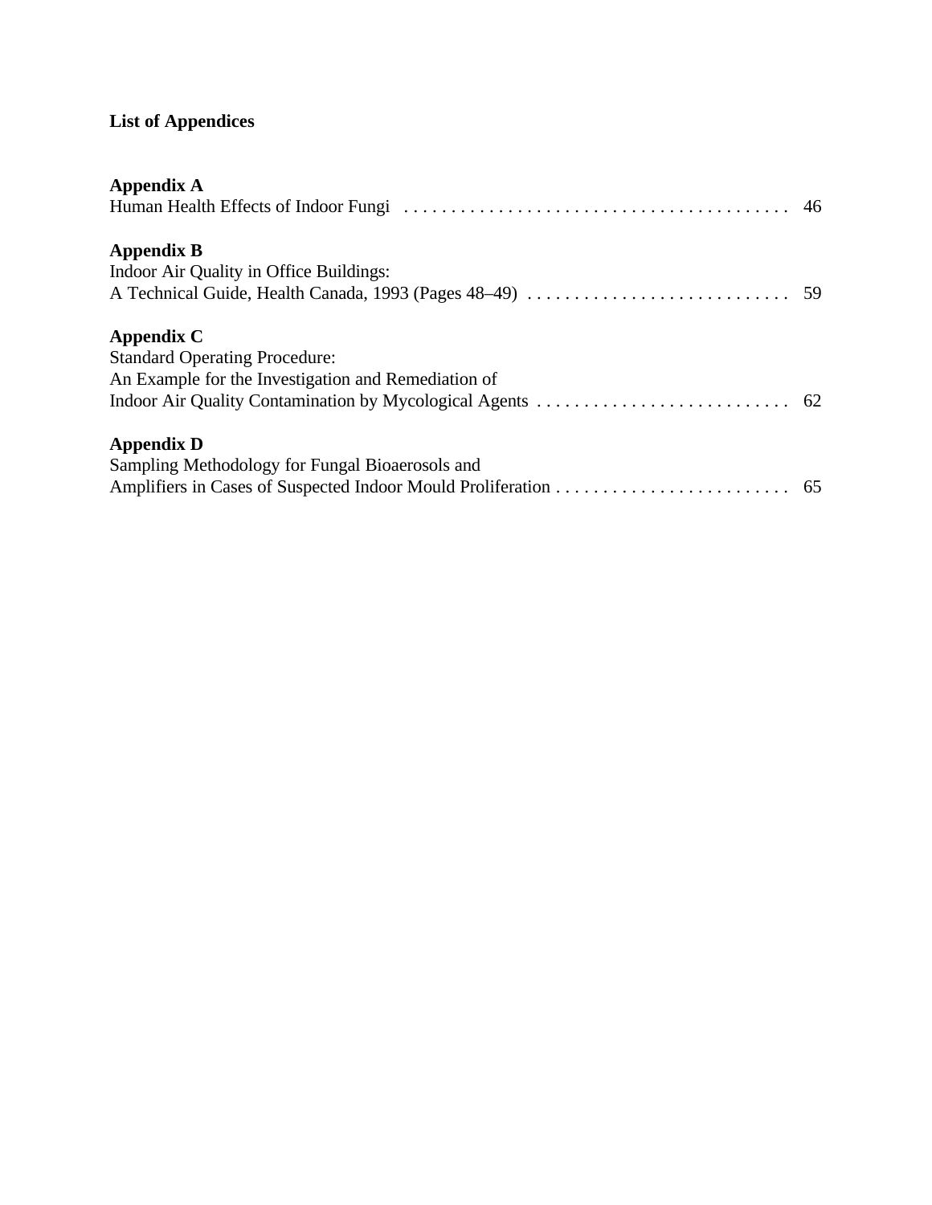## List of Appendices

**Appendix A**
Human Health Effects of Indoor Fungi . . . . . . . . . . . . . . . . . . . . . . . . . . . . . . . . . . . . . . . . . . 46

**Appendix B**
Indoor Air Quality in Office Buildings:
A Technical Guide, Health Canada, 1993 (Pages 48–49) . . . . . . . . . . . . . . . . . . . . . . . . . . . . 59

**Appendix C**
Standard Operating Procedure:
An Example for the Investigation and Remediation of
Indoor Air Quality Contamination by Mycological Agents . . . . . . . . . . . . . . . . . . . . . . . . . . . 62

**Appendix D**
Sampling Methodology for Fungal Bioaerosols and
Amplifiers in Cases of Suspected Indoor Mould Proliferation . . . . . . . . . . . . . . . . . . . . . . . . . . 65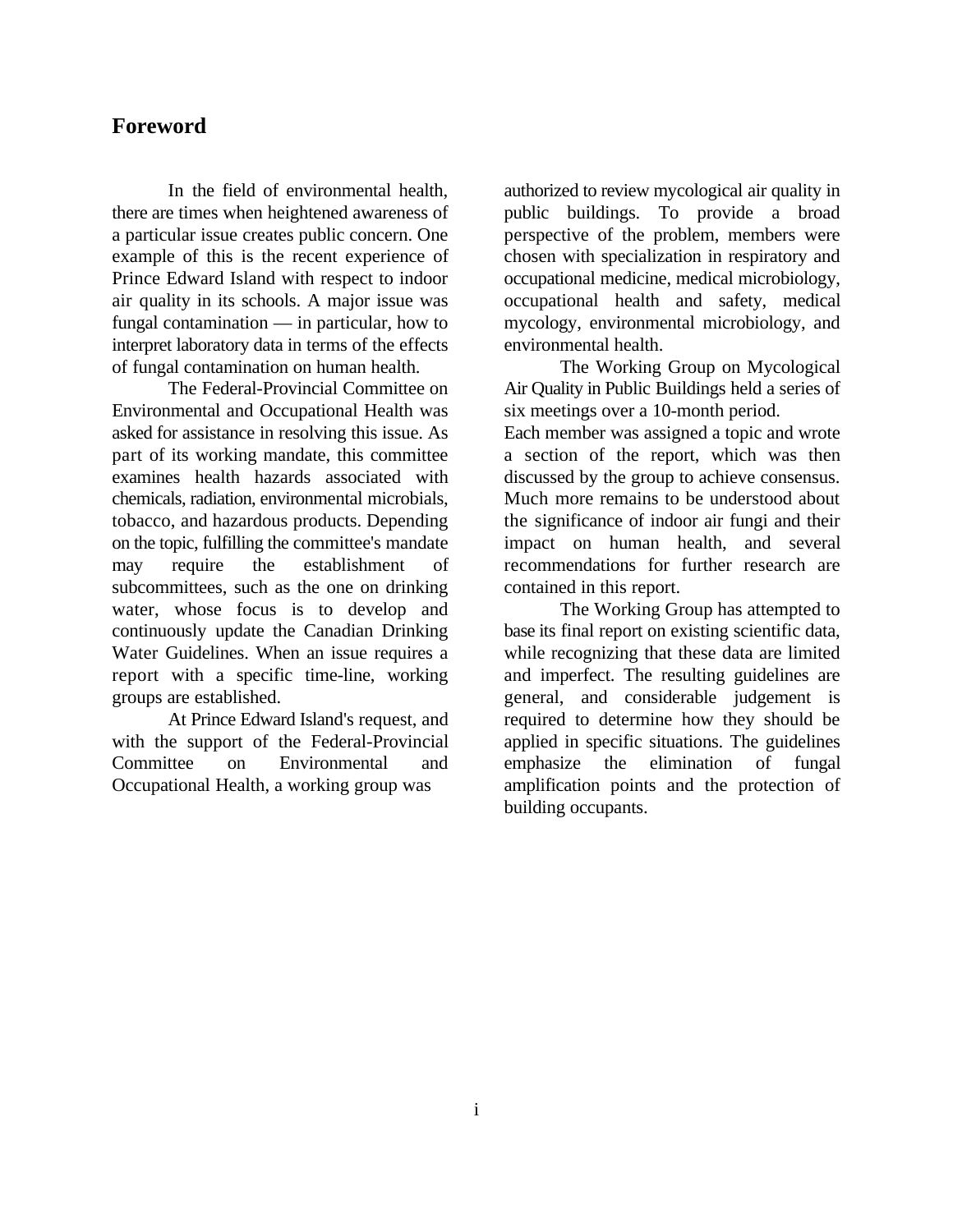## Foreword

In the field of environmental health, there are times when heightened awareness of a particular issue creates public concern. One example of this is the recent experience of Prince Edward Island with respect to indoor air quality in its schools. A major issue was fungal contamination — in particular, how to interpret laboratory data in terms of the effects of fungal contamination on human health.

The Federal-Provincial Committee on Environmental and Occupational Health was asked for assistance in resolving this issue. As part of its working mandate, this committee examines health hazards associated with chemicals, radiation, environmental microbials, tobacco, and hazardous products. Depending on the topic, fulfilling the committee's mandate may require the establishment of subcommittees, such as the one on drinking water, whose focus is to develop and continuously update the Canadian Drinking Water Guidelines. When an issue requires a report with a specific time-line, working groups are established.

At Prince Edward Island's request, and with the support of the Federal-Provincial Committee on Environmental and Occupational Health, a working group was authorized to review mycological air quality in public buildings. To provide a broad perspective of the problem, members were chosen with specialization in respiratory and occupational medicine, medical microbiology, occupational health and safety, medical mycology, environmental microbiology, and environmental health.

The Working Group on Mycological Air Quality in Public Buildings held a series of six meetings over a 10-month period.

Each member was assigned a topic and wrote a section of the report, which was then discussed by the group to achieve consensus. Much more remains to be understood about the significance of indoor air fungi and their impact on human health, and several recommendations for further research are contained in this report.

The Working Group has attempted to base its final report on existing scientific data, while recognizing that these data are limited and imperfect. The resulting guidelines are general, and considerable judgement is required to determine how they should be applied in specific situations. The guidelines emphasize the elimination of fungal amplification points and the protection of building occupants.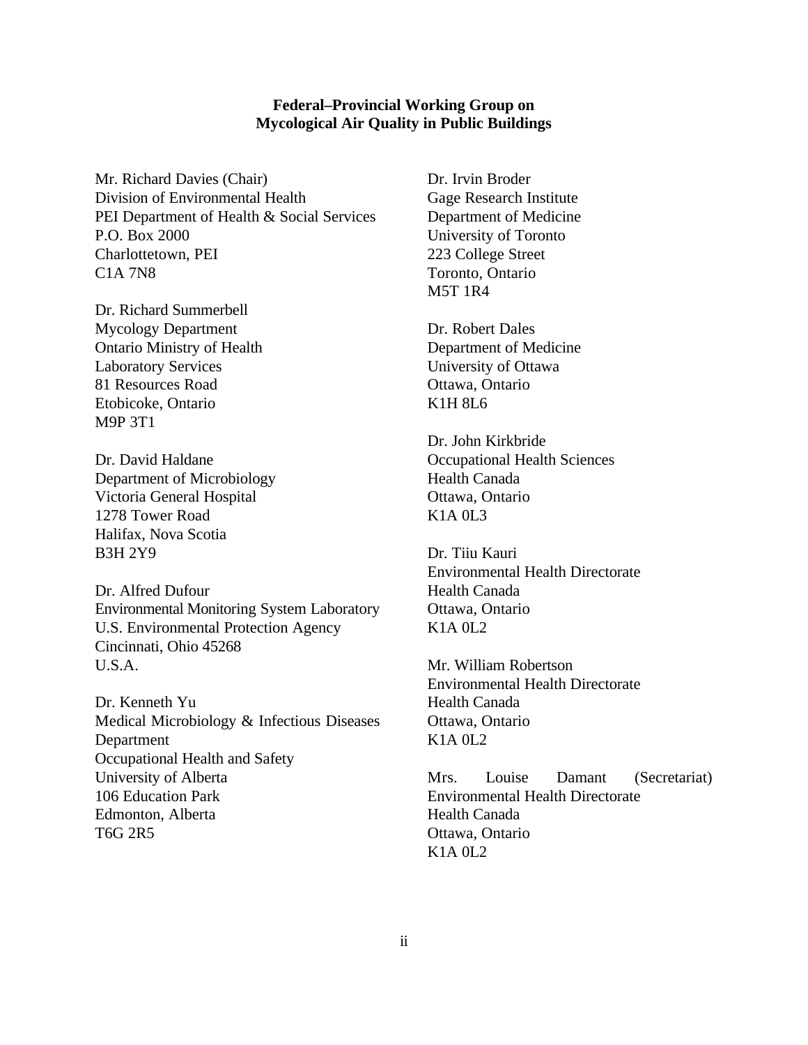**Federal–Provincial Working Group on**
**Mycological Air Quality in Public Buildings**

Mr. Richard Davies (Chair)
Division of Environmental Health
PEI Department of Health & Social Services
P.O. Box 2000
Charlottetown, PEI
C1A 7N8

Dr. Richard Summerbell
Mycology Department
Ontario Ministry of Health
Laboratory Services
81 Resources Road
Etobicoke, Ontario
M9P 3T1

Dr. David Haldane
Department of Microbiology
Victoria General Hospital
1278 Tower Road
Halifax, Nova Scotia
B3H 2Y9

Dr. Alfred Dufour
Environmental Monitoring System Laboratory
U.S. Environmental Protection Agency
Cincinnati, Ohio 45268
U.S.A.

Dr. Kenneth Yu
Medical Microbiology & Infectious Diseases Department
Occupational Health and Safety
University of Alberta
106 Education Park
Edmonton, Alberta
T6G 2R5

Dr. Irvin Broder
Gage Research Institute
Department of Medicine
University of Toronto
223 College Street
Toronto, Ontario
M5T 1R4

Dr. Robert Dales
Department of Medicine
University of Ottawa
Ottawa, Ontario
K1H 8L6

Dr. John Kirkbride
Occupational Health Sciences
Health Canada
Ottawa, Ontario
K1A 0L3

Dr. Tiiu Kauri
Environmental Health Directorate
Health Canada
Ottawa, Ontario
K1A 0L2

Mr. William Robertson
Environmental Health Directorate
Health Canada
Ottawa, Ontario
K1A 0L2

Mrs. Louise Damant (Secretariat)
Environmental Health Directorate
Health Canada
Ottawa, Ontario
K1A 0L2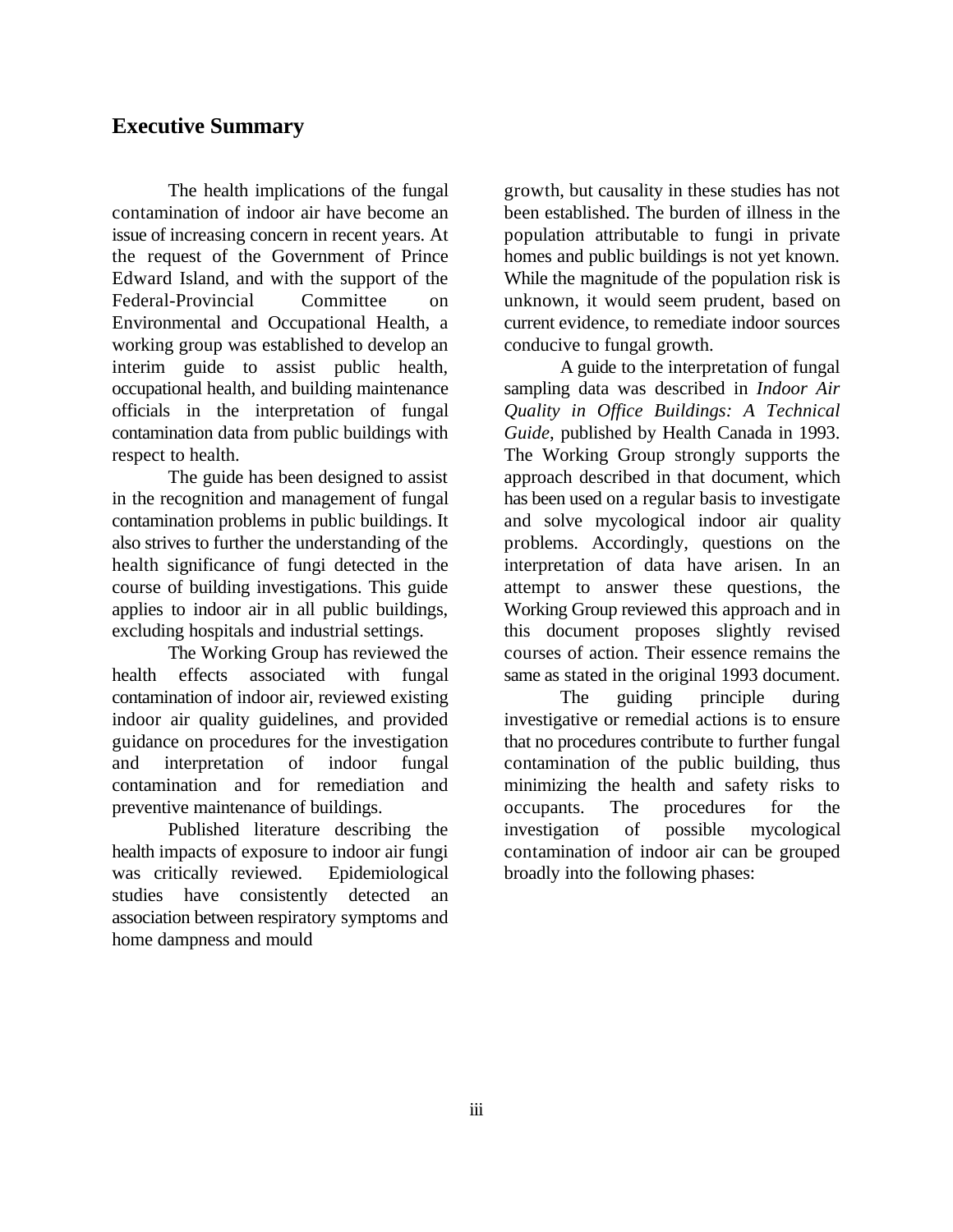## Executive Summary

The health implications of the fungal contamination of indoor air have become an issue of increasing concern in recent years. At the request of the Government of Prince Edward Island, and with the support of the Federal-Provincial Committee on Environmental and Occupational Health, a working group was established to develop an interim guide to assist public health, occupational health, and building maintenance officials in the interpretation of fungal contamination data from public buildings with respect to health.

The guide has been designed to assist in the recognition and management of fungal contamination problems in public buildings. It also strives to further the understanding of the health significance of fungi detected in the course of building investigations. This guide applies to indoor air in all public buildings, excluding hospitals and industrial settings.

The Working Group has reviewed the health effects associated with fungal contamination of indoor air, reviewed existing indoor air quality guidelines, and provided guidance on procedures for the investigation and interpretation of indoor fungal contamination and for remediation and preventive maintenance of buildings.

Published literature describing the health impacts of exposure to indoor air fungi was critically reviewed. Epidemiological studies have consistently detected an association between respiratory symptoms and home dampness and mould growth, but causality in these studies has not been established. The burden of illness in the population attributable to fungi in private homes and public buildings is not yet known. While the magnitude of the population risk is unknown, it would seem prudent, based on current evidence, to remediate indoor sources conducive to fungal growth.

A guide to the interpretation of fungal sampling data was described in *Indoor Air Quality in Office Buildings: A Technical Guide*, published by Health Canada in 1993. The Working Group strongly supports the approach described in that document, which has been used on a regular basis to investigate and solve mycological indoor air quality problems. Accordingly, questions on the interpretation of data have arisen. In an attempt to answer these questions, the Working Group reviewed this approach and in this document proposes slightly revised courses of action. Their essence remains the same as stated in the original 1993 document.

The guiding principle during investigative or remedial actions is to ensure that no procedures contribute to further fungal contamination of the public building, thus minimizing the health and safety risks to occupants. The procedures for the investigation of possible mycological contamination of indoor air can be grouped broadly into the following phases: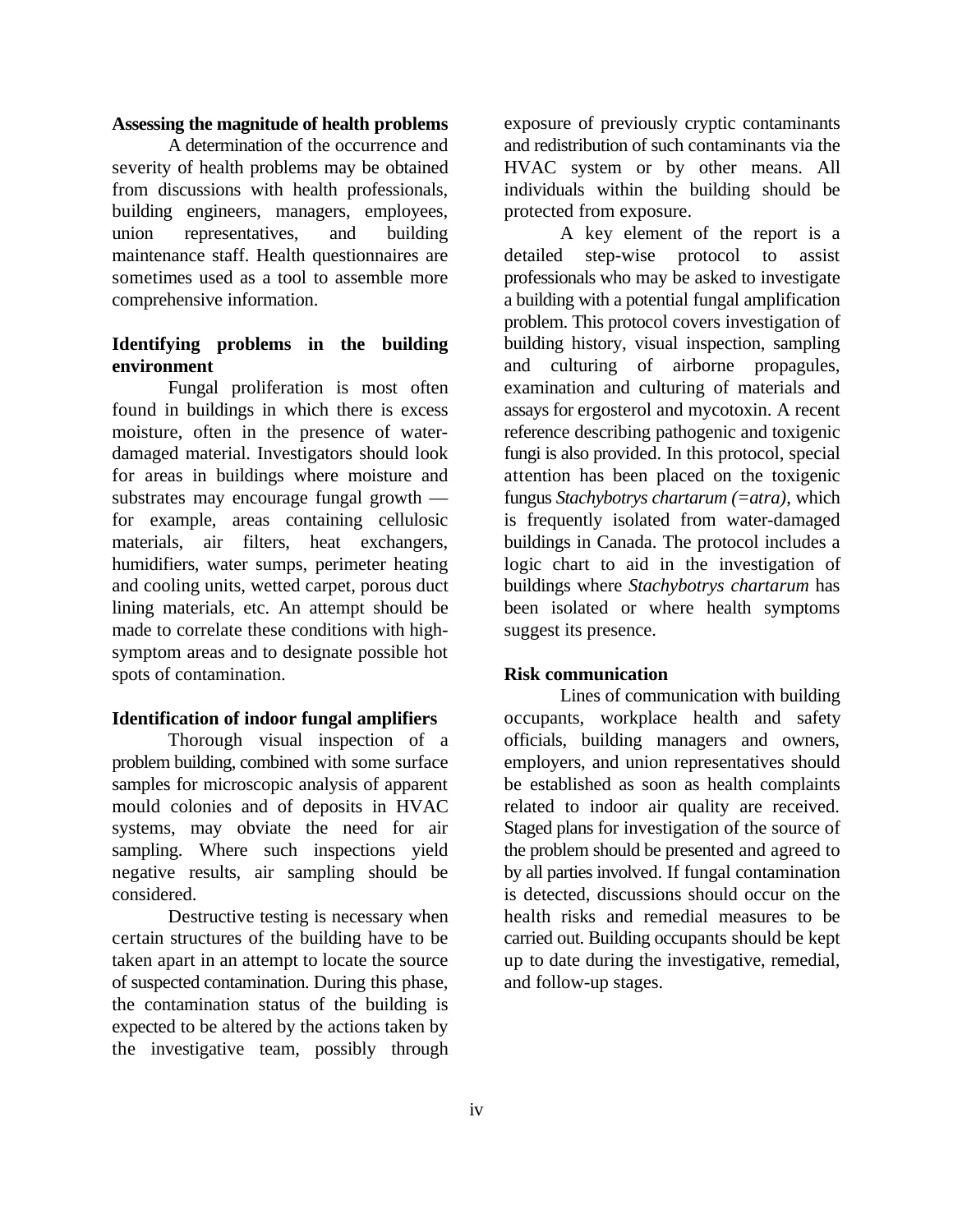### Assessing the magnitude of health problems

A determination of the occurrence and severity of health problems may be obtained from discussions with health professionals, building engineers, managers, employees, union representatives, and building maintenance staff. Health questionnaires are sometimes used as a tool to assemble more comprehensive information.

### Identifying problems in the building environment

Fungal proliferation is most often found in buildings in which there is excess moisture, often in the presence of water-damaged material. Investigators should look for areas in buildings where moisture and substrates may encourage fungal growth — for example, areas containing cellulosic materials, air filters, heat exchangers, humidifiers, water sumps, perimeter heating and cooling units, wetted carpet, porous duct lining materials, etc. An attempt should be made to correlate these conditions with high-symptom areas and to designate possible hot spots of contamination.

### Identification of indoor fungal amplifiers

Thorough visual inspection of a problem building, combined with some surface samples for microscopic analysis of apparent mould colonies and of deposits in HVAC systems, may obviate the need for air sampling. Where such inspections yield negative results, air sampling should be considered.

Destructive testing is necessary when certain structures of the building have to be taken apart in an attempt to locate the source of suspected contamination. During this phase, the contamination status of the building is expected to be altered by the actions taken by the investigative team, possibly through exposure of previously cryptic contaminants and redistribution of such contaminants via the HVAC system or by other means. All individuals within the building should be protected from exposure.

A key element of the report is a detailed step-wise protocol to assist professionals who may be asked to investigate a building with a potential fungal amplification problem. This protocol covers investigation of building history, visual inspection, sampling and culturing of airborne propagules, examination and culturing of materials and assays for ergosterol and mycotoxin. A recent reference describing pathogenic and toxigenic fungi is also provided. In this protocol, special attention has been placed on the toxigenic fungus *Stachybotrys chartarum (=atra)*, which is frequently isolated from water-damaged buildings in Canada. The protocol includes a logic chart to aid in the investigation of buildings where *Stachybotrys chartarum* has been isolated or where health symptoms suggest its presence.

### Risk communication

Lines of communication with building occupants, workplace health and safety officials, building managers and owners, employers, and union representatives should be established as soon as health complaints related to indoor air quality are received. Staged plans for investigation of the source of the problem should be presented and agreed to by all parties involved. If fungal contamination is detected, discussions should occur on the health risks and remedial measures to be carried out. Building occupants should be kept up to date during the investigative, remedial, and follow-up stages.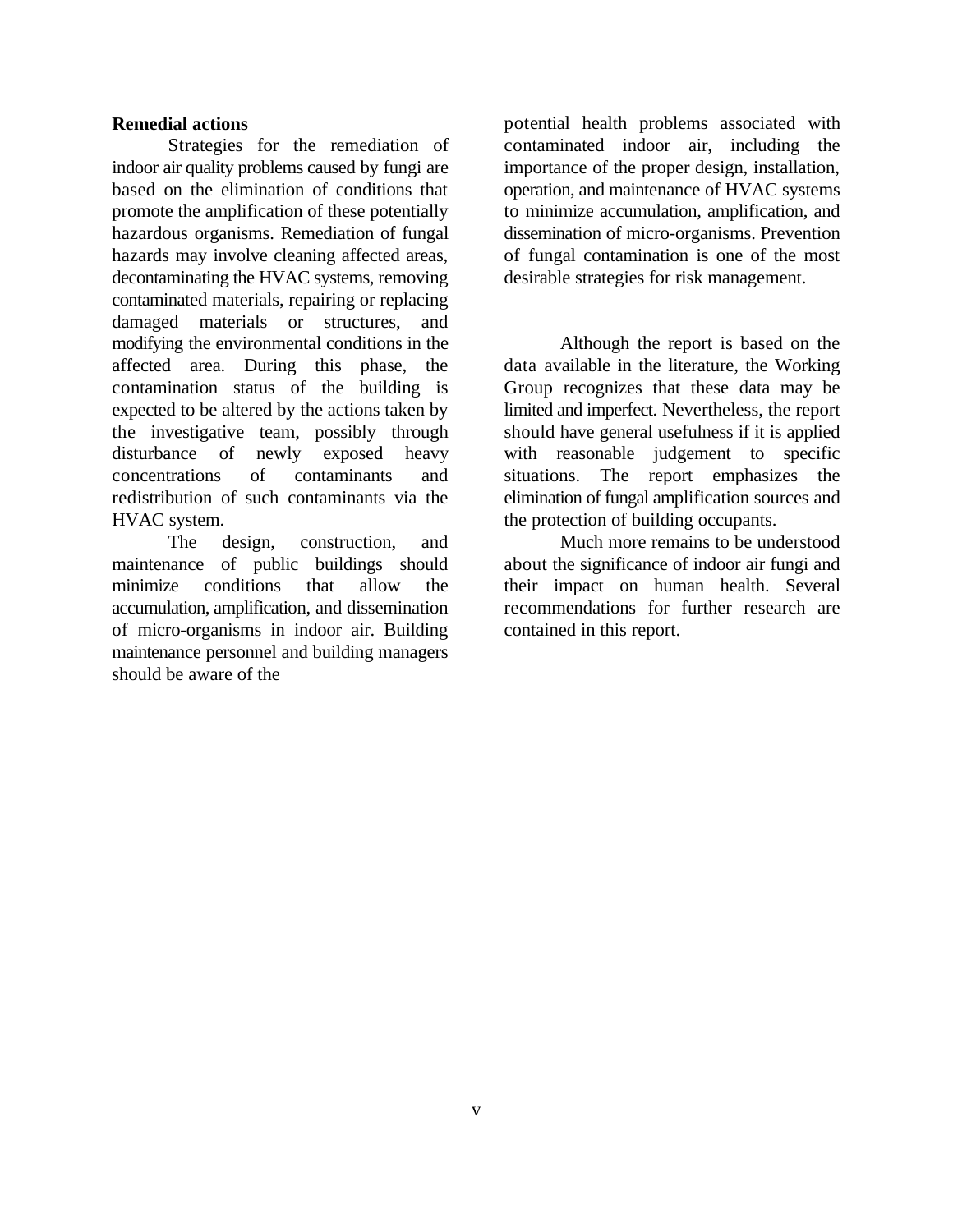### Remedial actions

Strategies for the remediation of indoor air quality problems caused by fungi are based on the elimination of conditions that promote the amplification of these potentially hazardous organisms. Remediation of fungal hazards may involve cleaning affected areas, decontaminating the HVAC systems, removing contaminated materials, repairing or replacing damaged materials or structures, and modifying the environmental conditions in the affected area. During this phase, the contamination status of the building is expected to be altered by the actions taken by the investigative team, possibly through disturbance of newly exposed heavy concentrations of contaminants and redistribution of such contaminants via the HVAC system.

The design, construction, and maintenance of public buildings should minimize conditions that allow the accumulation, amplification, and dissemination of micro-organisms in indoor air. Building maintenance personnel and building managers should be aware of the potential health problems associated with contaminated indoor air, including the importance of the proper design, installation, operation, and maintenance of HVAC systems to minimize accumulation, amplification, and dissemination of micro-organisms. Prevention of fungal contamination is one of the most desirable strategies for risk management.

Although the report is based on the data available in the literature, the Working Group recognizes that these data may be limited and imperfect. Nevertheless, the report should have general usefulness if it is applied with reasonable judgement to specific situations. The report emphasizes the elimination of fungal amplification sources and the protection of building occupants.

Much more remains to be understood about the significance of indoor air fungi and their impact on human health. Several recommendations for further research are contained in this report.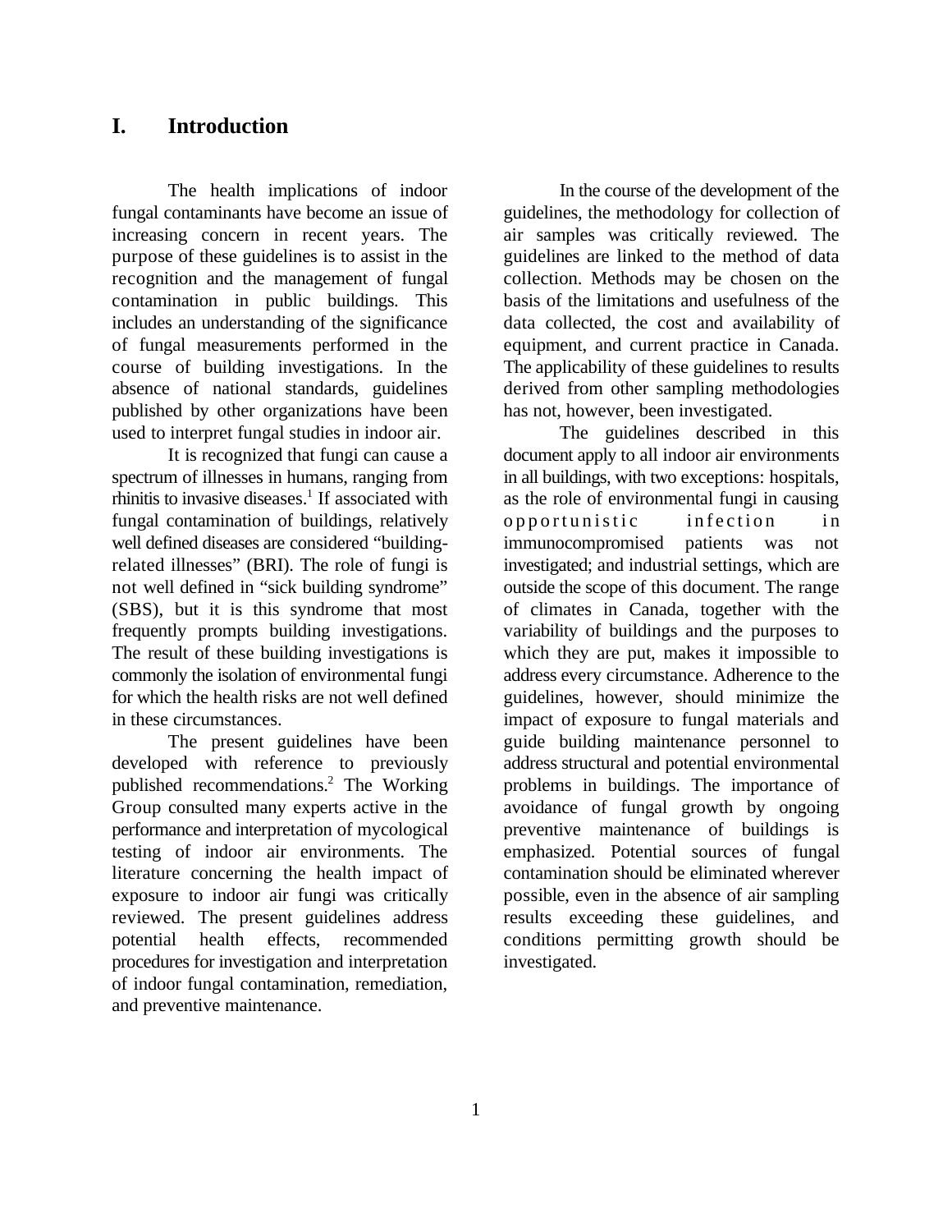# I. Introduction

The health implications of indoor fungal contaminants have become an issue of increasing concern in recent years. The purpose of these guidelines is to assist in the recognition and the management of fungal contamination in public buildings. This includes an understanding of the significance of fungal measurements performed in the course of building investigations. In the absence of national standards, guidelines published by other organizations have been used to interpret fungal studies in indoor air.

It is recognized that fungi can cause a spectrum of illnesses in humans, ranging from rhinitis to invasive diseases.[1] If associated with fungal contamination of buildings, relatively well defined diseases are considered "building-related illnesses" (BRI). The role of fungi is not well defined in "sick building syndrome" (SBS), but it is this syndrome that most frequently prompts building investigations. The result of these building investigations is commonly the isolation of environmental fungi for which the health risks are not well defined in these circumstances.

The present guidelines have been developed with reference to previously published recommendations.[2] The Working Group consulted many experts active in the performance and interpretation of mycological testing of indoor air environments. The literature concerning the health impact of exposure to indoor air fungi was critically reviewed. The present guidelines address potential health effects, recommended procedures for investigation and interpretation of indoor fungal contamination, remediation, and preventive maintenance.

In the course of the development of the guidelines, the methodology for collection of air samples was critically reviewed. The guidelines are linked to the method of data collection. Methods may be chosen on the basis of the limitations and usefulness of the data collected, the cost and availability of equipment, and current practice in Canada. The applicability of these guidelines to results derived from other sampling methodologies has not, however, been investigated.

The guidelines described in this document apply to all indoor air environments in all buildings, with two exceptions: hospitals, as the role of environmental fungi in causing opportunistic infection in immunocompromised patients was not investigated; and industrial settings, which are outside the scope of this document. The range of climates in Canada, together with the variability of buildings and the purposes to which they are put, makes it impossible to address every circumstance. Adherence to the guidelines, however, should minimize the impact of exposure to fungal materials and guide building maintenance personnel to address structural and potential environmental problems in buildings. The importance of avoidance of fungal growth by ongoing preventive maintenance of buildings is emphasized. Potential sources of fungal contamination should be eliminated wherever possible, even in the absence of air sampling results exceeding these guidelines, and conditions permitting growth should be investigated.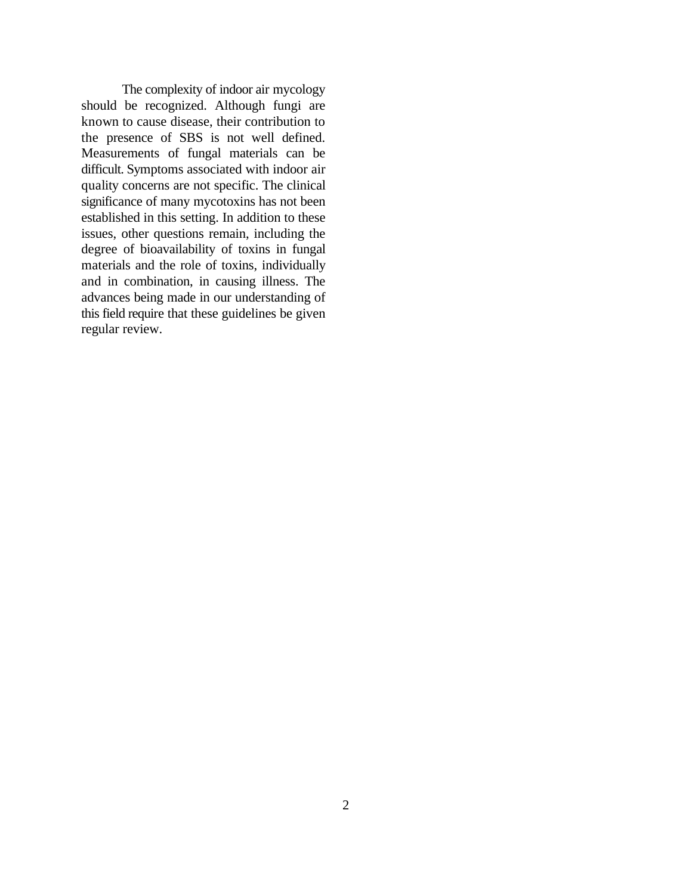The complexity of indoor air mycology should be recognized. Although fungi are known to cause disease, their contribution to the presence of SBS is not well defined. Measurements of fungal materials can be difficult. Symptoms associated with indoor air quality concerns are not specific. The clinical significance of many mycotoxins has not been established in this setting. In addition to these issues, other questions remain, including the degree of bioavailability of toxins in fungal materials and the role of toxins, individually and in combination, in causing illness. The advances being made in our understanding of this field require that these guidelines be given regular review.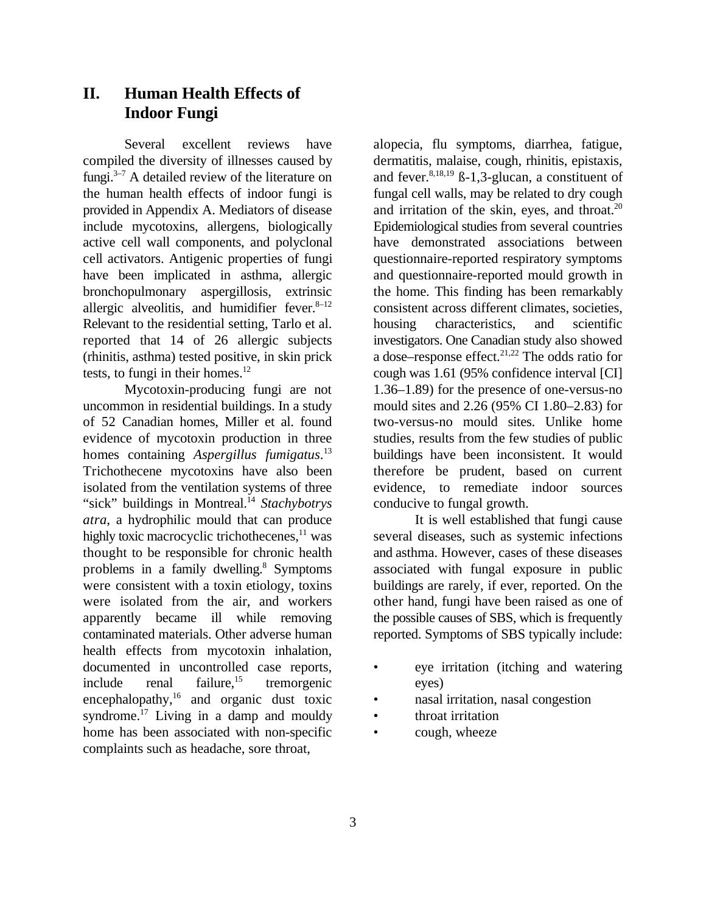## II. Human Health Effects of Indoor Fungi

Several excellent reviews have compiled the diversity of illnesses caused by fungi.[3–7] A detailed review of the literature on the human health effects of indoor fungi is provided in Appendix A. Mediators of disease include mycotoxins, allergens, biologically active cell wall components, and polyclonal cell activators. Antigenic properties of fungi have been implicated in asthma, allergic bronchopulmonary aspergillosis, extrinsic allergic alveolitis, and humidifier fever.[8–12] Relevant to the residential setting, Tarlo et al. reported that 14 of 26 allergic subjects (rhinitis, asthma) tested positive, in skin prick tests, to fungi in their homes.[12]

Mycotoxin-producing fungi are not uncommon in residential buildings. In a study of 52 Canadian homes, Miller et al. found evidence of mycotoxin production in three homes containing *Aspergillus fumigatus*.[13] Trichothecene mycotoxins have also been isolated from the ventilation systems of three "sick" buildings in Montreal.[14] *Stachybotrys atra*, a hydrophilic mould that can produce highly toxic macrocyclic trichothecenes,[11] was thought to be responsible for chronic health problems in a family dwelling.[8] Symptoms were consistent with a toxin etiology, toxins were isolated from the air, and workers apparently became ill while removing contaminated materials. Other adverse human health effects from mycotoxin inhalation, documented in uncontrolled case reports, include renal failure,[15] tremorgenic encephalopathy,[16] and organic dust toxic syndrome.[17] Living in a damp and mouldy home has been associated with non-specific complaints such as headache, sore throat, alopecia, flu symptoms, diarrhea, fatigue, dermatitis, malaise, cough, rhinitis, epistaxis, and fever.[8,18,19] ß-1,3-glucan, a constituent of fungal cell walls, may be related to dry cough and irritation of the skin, eyes, and throat.[20] Epidemiological studies from several countries have demonstrated associations between questionnaire-reported respiratory symptoms and questionnaire-reported mould growth in the home. This finding has been remarkably consistent across different climates, societies, housing characteristics, and scientific investigators. One Canadian study also showed a dose–response effect.[21,22] The odds ratio for cough was 1.61 (95% confidence interval [CI] 1.36–1.89) for the presence of one-versus-no mould sites and 2.26 (95% CI 1.80–2.83) for two-versus-no mould sites. Unlike home studies, results from the few studies of public buildings have been inconsistent. It would therefore be prudent, based on current evidence, to remediate indoor sources conducive to fungal growth.

It is well established that fungi cause several diseases, such as systemic infections and asthma. However, cases of these diseases associated with fungal exposure in public buildings are rarely, if ever, reported. On the other hand, fungi have been raised as one of the possible causes of SBS, which is frequently reported. Symptoms of SBS typically include:

- eye irritation (itching and watering eyes)
- nasal irritation, nasal congestion
- throat irritation
- cough, wheeze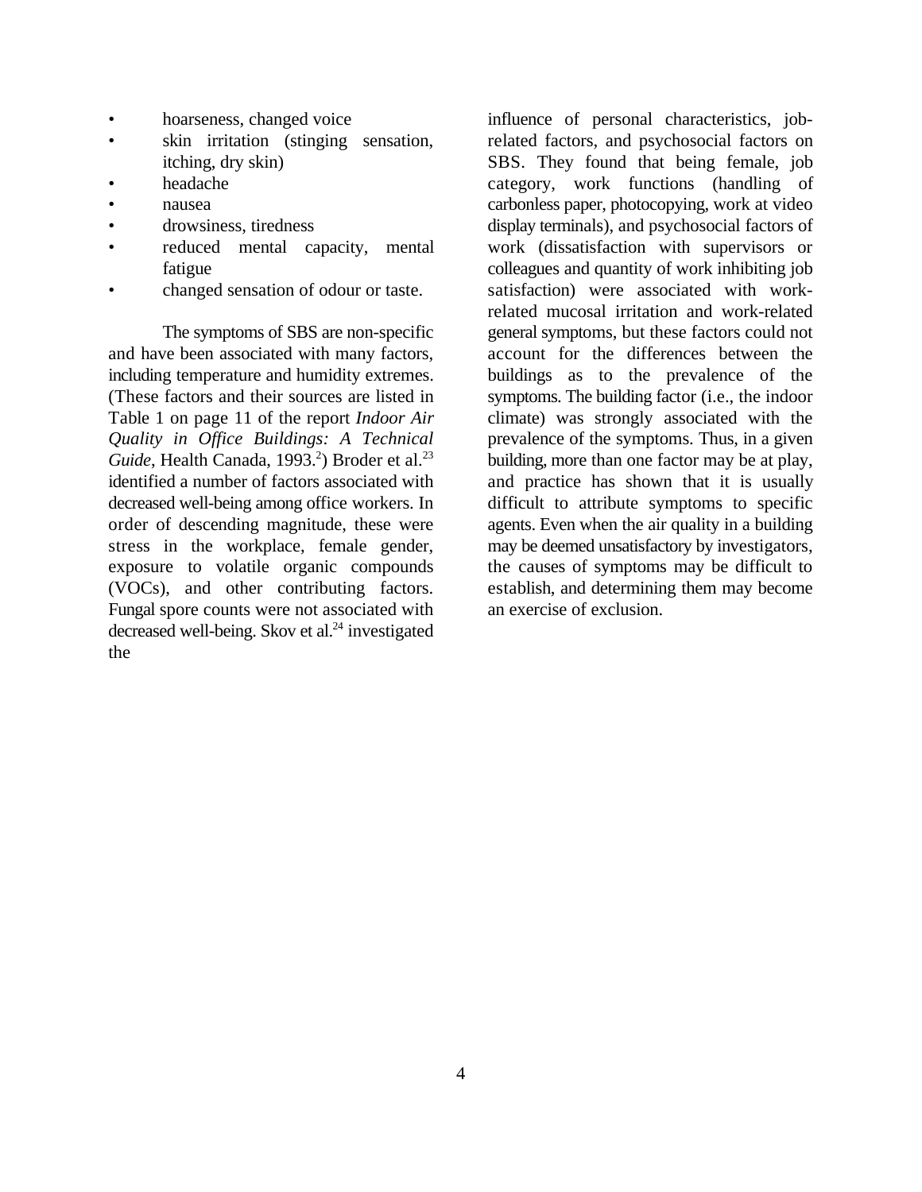- hoarseness, changed voice
- skin irritation (stinging sensation, itching, dry skin)
- headache
- nausea
- drowsiness, tiredness
- reduced mental capacity, mental fatigue
- changed sensation of odour or taste.

The symptoms of SBS are non-specific and have been associated with many factors, including temperature and humidity extremes. (These factors and their sources are listed in Table 1 on page 11 of the report *Indoor Air Quality in Office Buildings: A Technical Guide*, Health Canada, 1993.[2]) Broder et al.[23] identified a number of factors associated with decreased well-being among office workers. In order of descending magnitude, these were stress in the workplace, female gender, exposure to volatile organic compounds (VOCs), and other contributing factors. Fungal spore counts were not associated with decreased well-being. Skov et al.[24] investigated the influence of personal characteristics, job-related factors, and psychosocial factors on SBS. They found that being female, job category, work functions (handling of carbonless paper, photocopying, work at video display terminals), and psychosocial factors of work (dissatisfaction with supervisors or colleagues and quantity of work inhibiting job satisfaction) were associated with work-related mucosal irritation and work-related general symptoms, but these factors could not account for the differences between the buildings as to the prevalence of the symptoms. The building factor (i.e., the indoor climate) was strongly associated with the prevalence of the symptoms. Thus, in a given building, more than one factor may be at play, and practice has shown that it is usually difficult to attribute symptoms to specific agents. Even when the air quality in a building may be deemed unsatisfactory by investigators, the causes of symptoms may be difficult to establish, and determining them may become an exercise of exclusion.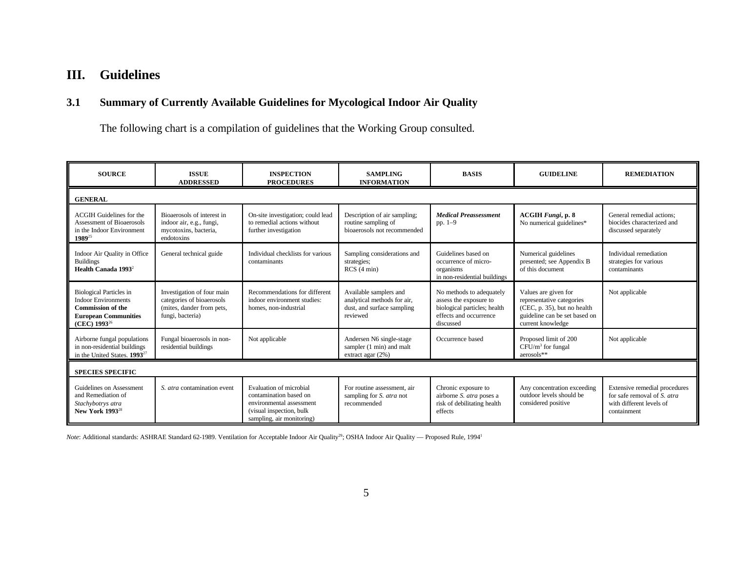# III. Guidelines

## 3.1 Summary of Currently Available Guidelines for Mycological Indoor Air Quality

The following chart is a compilation of guidelines that the Working Group consulted.

| SOURCE | ISSUE ADDRESSED | INSPECTION PROCEDURES | SAMPLING INFORMATION | BASIS | GUIDELINE | REMEDIATION |
|---|---|---|---|---|---|---|
| **GENERAL** | | | | | | |
| ACGIH Guidelines for the Assessment of Bioaerosols in the Indoor Environment **1989**[25] | Bioaerosols of interest in indoor air, e.g., fungi, mycotoxins, bacteria, endotoxins | On-site investigation; could lead to remedial actions without further investigation | Description of air sampling; routine sampling of bioaerosols not recommended | ***Medical Preassessment*** pp. 1–9 | **ACGIH *Fungi*, p. 8** No numerical guidelines* | General remedial actions; biocides characterized and discussed separately |
| Indoor Air Quality in Office Buildings **Health Canada 1993**[2] | General technical guide | Individual checklists for various contaminants | Sampling considerations and strategies; RCS (4 min) | Guidelines based on occurrence of micro-organisms in non-residential buildings | Numerical guidelines presented; see Appendix B of this document | Individual remediation strategies for various contaminants |
| Biological Particles in Indoor Environments **Commission of the European Communities (CEC) 1993**[26] | Investigation of four main categories of bioaerosols (mites, dander from pets, fungi, bacteria) | Recommendations for different indoor environment studies: homes, non-industrial | Available samplers and analytical methods for air, dust, and surface sampling reviewed | No methods to adequately assess the exposure to biological particles; health effects and occurrence discussed | Values are given for representative categories (CEC, p. 35), but no health guideline can be set based on current knowledge | Not applicable |
| Airborne fungal populations in non-residential buildings in the United States. **1993**[27] | Fungal bioaerosols in non-residential buildings | Not applicable | Andersen N6 single-stage sampler (1 min) and malt extract agar (2%) | Occurrence based | Proposed limit of 200 CFU/m$^3$ for fungal aerosols** | Not applicable |
| **SPECIES SPECIFIC** | | | | | | |
| Guidelines on Assessment and Remediation of *Stachybotrys atra* **New York 1993**[28] | *S. atra* contamination event | Evaluation of microbial contamination based on environmental assessment (visual inspection, bulk sampling, air monitoring) | For routine assessment, air sampling for *S. atra* not recommended | Chronic exposure to airborne *S. atra* poses a risk of debilitating health effects | Any concentration exceeding outdoor levels should be considered positive | Extensive remedial procedures for safe removal of *S. atra* with different levels of containment |

*Note*: Additional standards: ASHRAE Standard 62-1989. Ventilation for Acceptable Indoor Air Quality[29]; OSHA Indoor Air Quality — Proposed Rule, 1994[1]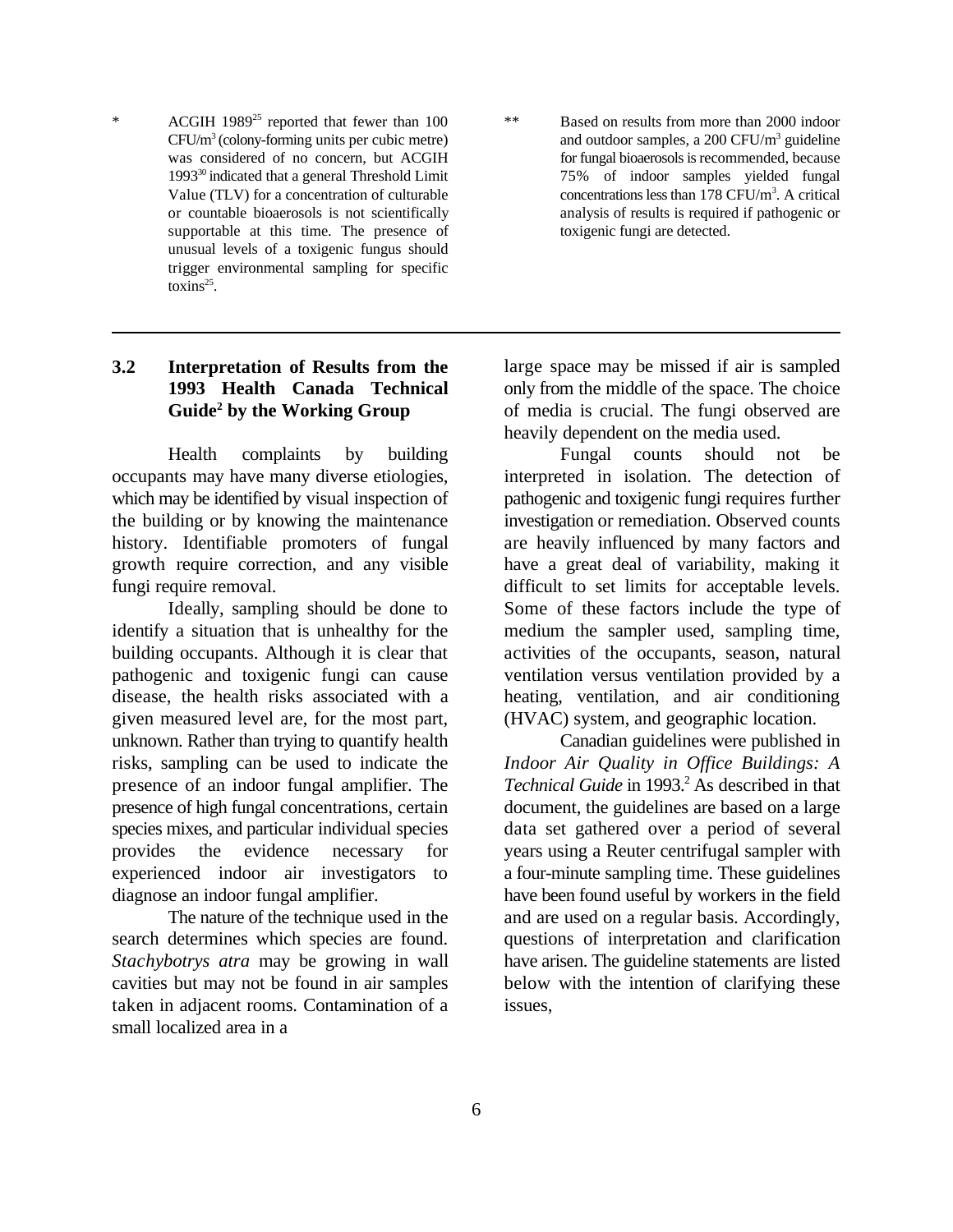\* ACGIH 1989[25] reported that fewer than 100 CFU/m$^3$ (colony-forming units per cubic metre) was considered of no concern, but ACGIH 1993[30] indicated that a general Threshold Limit Value (TLV) for a concentration of culturable or countable bioaerosols is not scientifically supportable at this time. The presence of unusual levels of a toxigenic fungus should trigger environmental sampling for specific toxins[25].

\*\* Based on results from more than 2000 indoor and outdoor samples, a 200 CFU/m$^3$ guideline for fungal bioaerosols is recommended, because 75% of indoor samples yielded fungal concentrations less than 178 CFU/m$^3$. A critical analysis of results is required if pathogenic or toxigenic fungi are detected.

---

## 3.2 Interpretation of Results from the 1993 Health Canada Technical Guide[2] by the Working Group

Health complaints by building occupants may have many diverse etiologies, which may be identified by visual inspection of the building or by knowing the maintenance history. Identifiable promoters of fungal growth require correction, and any visible fungi require removal.

Ideally, sampling should be done to identify a situation that is unhealthy for the building occupants. Although it is clear that pathogenic and toxigenic fungi can cause disease, the health risks associated with a given measured level are, for the most part, unknown. Rather than trying to quantify health risks, sampling can be used to indicate the presence of an indoor fungal amplifier. The presence of high fungal concentrations, certain species mixes, and particular individual species provides the evidence necessary for experienced indoor air investigators to diagnose an indoor fungal amplifier.

The nature of the technique used in the search determines which species are found. *Stachybotrys atra* may be growing in wall cavities but may not be found in air samples taken in adjacent rooms. Contamination of a small localized area in a large space may be missed if air is sampled only from the middle of the space. The choice of media is crucial. The fungi observed are heavily dependent on the media used.

Fungal counts should not be interpreted in isolation. The detection of pathogenic and toxigenic fungi requires further investigation or remediation. Observed counts are heavily influenced by many factors and have a great deal of variability, making it difficult to set limits for acceptable levels. Some of these factors include the type of medium the sampler used, sampling time, activities of the occupants, season, natural ventilation versus ventilation provided by a heating, ventilation, and air conditioning (HVAC) system, and geographic location.

Canadian guidelines were published in *Indoor Air Quality in Office Buildings: A Technical Guide* in 1993.[2] As described in that document, the guidelines are based on a large data set gathered over a period of several years using a Reuter centrifugal sampler with a four-minute sampling time. These guidelines have been found useful by workers in the field and are used on a regular basis. Accordingly, questions of interpretation and clarification have arisen. The guideline statements are listed below with the intention of clarifying these issues,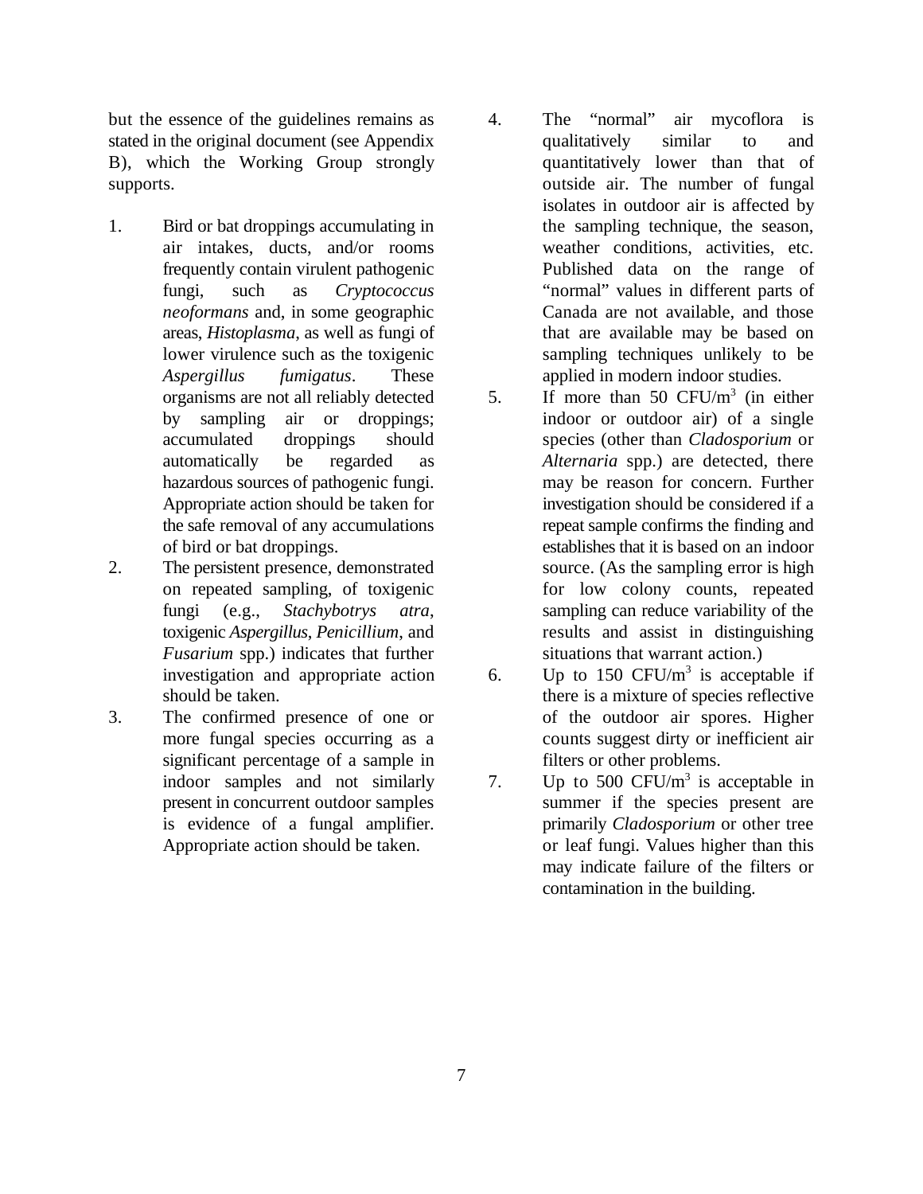but the essence of the guidelines remains as stated in the original document (see Appendix B), which the Working Group strongly supports.

1. Bird or bat droppings accumulating in air intakes, ducts, and/or rooms frequently contain virulent pathogenic fungi, such as *Cryptococcus neoformans* and, in some geographic areas, *Histoplasma*, as well as fungi of lower virulence such as the toxigenic *Aspergillus fumigatus*. These organisms are not all reliably detected by sampling air or droppings; accumulated droppings should automatically be regarded as hazardous sources of pathogenic fungi. Appropriate action should be taken for the safe removal of any accumulations of bird or bat droppings.
2. The persistent presence, demonstrated on repeated sampling, of toxigenic fungi (e.g., *Stachybotrys atra*, toxigenic *Aspergillus*, *Penicillium*, and *Fusarium* spp.) indicates that further investigation and appropriate action should be taken.
3. The confirmed presence of one or more fungal species occurring as a significant percentage of a sample in indoor samples and not similarly present in concurrent outdoor samples is evidence of a fungal amplifier. Appropriate action should be taken.
4. The "normal" air mycoflora is qualitatively similar to and quantitatively lower than that of outside air. The number of fungal isolates in outdoor air is affected by the sampling technique, the season, weather conditions, activities, etc. Published data on the range of "normal" values in different parts of Canada are not available, and those that are available may be based on sampling techniques unlikely to be applied in modern indoor studies.
5. If more than 50 CFU/m$^3$ (in either indoor or outdoor air) of a single species (other than *Cladosporium* or *Alternaria* spp.) are detected, there may be reason for concern. Further investigation should be considered if a repeat sample confirms the finding and establishes that it is based on an indoor source. (As the sampling error is high for low colony counts, repeated sampling can reduce variability of the results and assist in distinguishing situations that warrant action.)
6. Up to 150 CFU/m$^3$ is acceptable if there is a mixture of species reflective of the outdoor air spores. Higher counts suggest dirty or inefficient air filters or other problems.
7. Up to 500 CFU/m$^3$ is acceptable in summer if the species present are primarily *Cladosporium* or other tree or leaf fungi. Values higher than this may indicate failure of the filters or contamination in the building.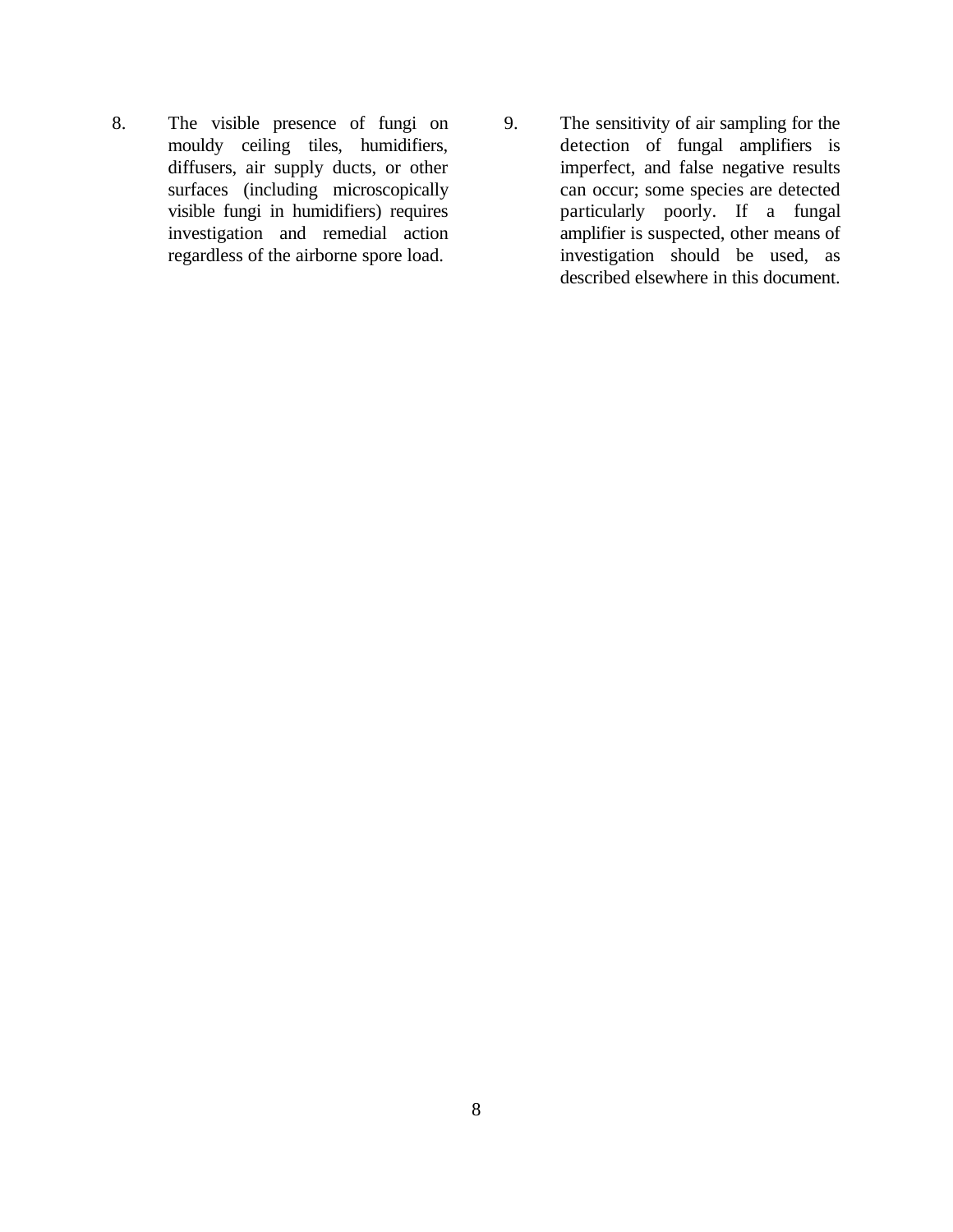8. The visible presence of fungi on mouldy ceiling tiles, humidifiers, diffusers, air supply ducts, or other surfaces (including microscopically visible fungi in humidifiers) requires investigation and remedial action regardless of the airborne spore load.

9. The sensitivity of air sampling for the detection of fungal amplifiers is imperfect, and false negative results can occur; some species are detected particularly poorly. If a fungal amplifier is suspected, other means of investigation should be used, as described elsewhere in this document.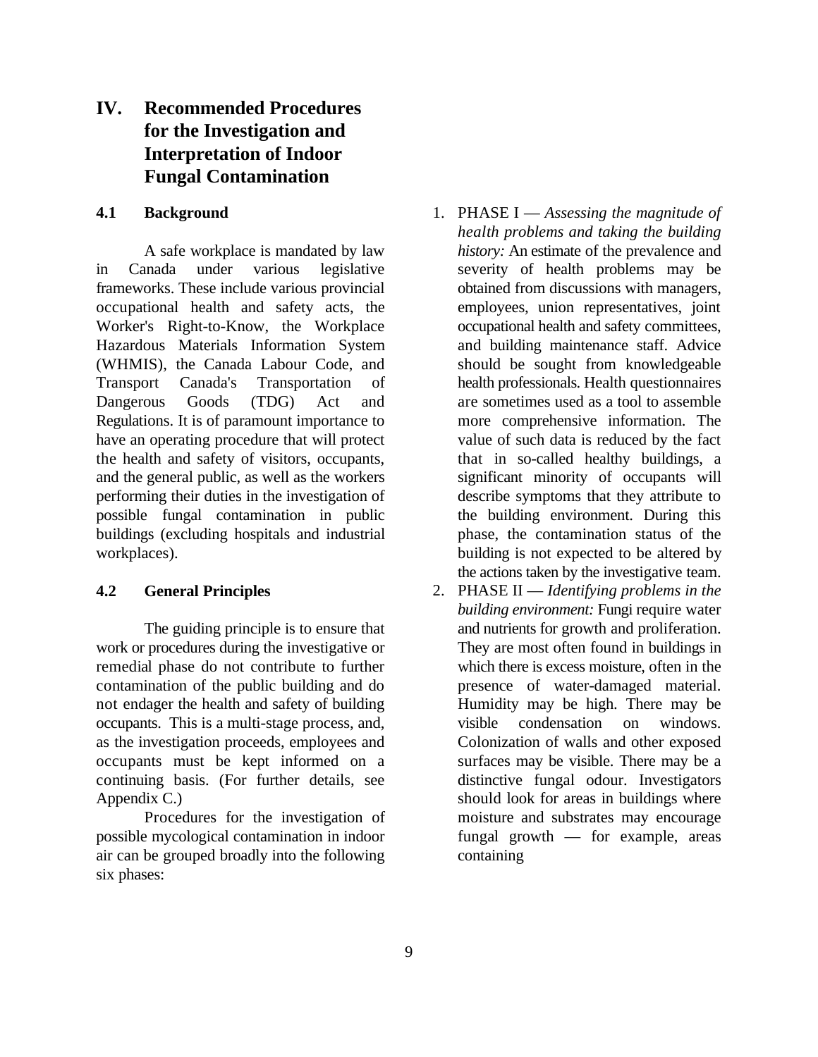# IV. Recommended Procedures for the Investigation and Interpretation of Indoor Fungal Contamination

## 4.1 Background

A safe workplace is mandated by law in Canada under various legislative frameworks. These include various provincial occupational health and safety acts, the Worker's Right-to-Know, the Workplace Hazardous Materials Information System (WHMIS), the Canada Labour Code, and Transport Canada's Transportation of Dangerous Goods (TDG) Act and Regulations. It is of paramount importance to have an operating procedure that will protect the health and safety of visitors, occupants, and the general public, as well as the workers performing their duties in the investigation of possible fungal contamination in public buildings (excluding hospitals and industrial workplaces).

## 4.2 General Principles

The guiding principle is to ensure that work or procedures during the investigative or remedial phase do not contribute to further contamination of the public building and do not endager the health and safety of building occupants. This is a multi-stage process, and, as the investigation proceeds, employees and occupants must be kept informed on a continuing basis. (For further details, see Appendix C.)

Procedures for the investigation of possible mycological contamination in indoor air can be grouped broadly into the following six phases:

1. PHASE I — *Assessing the magnitude of health problems and taking the building history:* An estimate of the prevalence and severity of health problems may be obtained from discussions with managers, employees, union representatives, joint occupational health and safety committees, and building maintenance staff. Advice should be sought from knowledgeable health professionals. Health questionnaires are sometimes used as a tool to assemble more comprehensive information. The value of such data is reduced by the fact that in so-called healthy buildings, a significant minority of occupants will describe symptoms that they attribute to the building environment. During this phase, the contamination status of the building is not expected to be altered by the actions taken by the investigative team.
2. PHASE II — *Identifying problems in the building environment:* Fungi require water and nutrients for growth and proliferation. They are most often found in buildings in which there is excess moisture, often in the presence of water-damaged material. Humidity may be high. There may be visible condensation on windows. Colonization of walls and other exposed surfaces may be visible. There may be a distinctive fungal odour. Investigators should look for areas in buildings where moisture and substrates may encourage fungal growth — for example, areas containing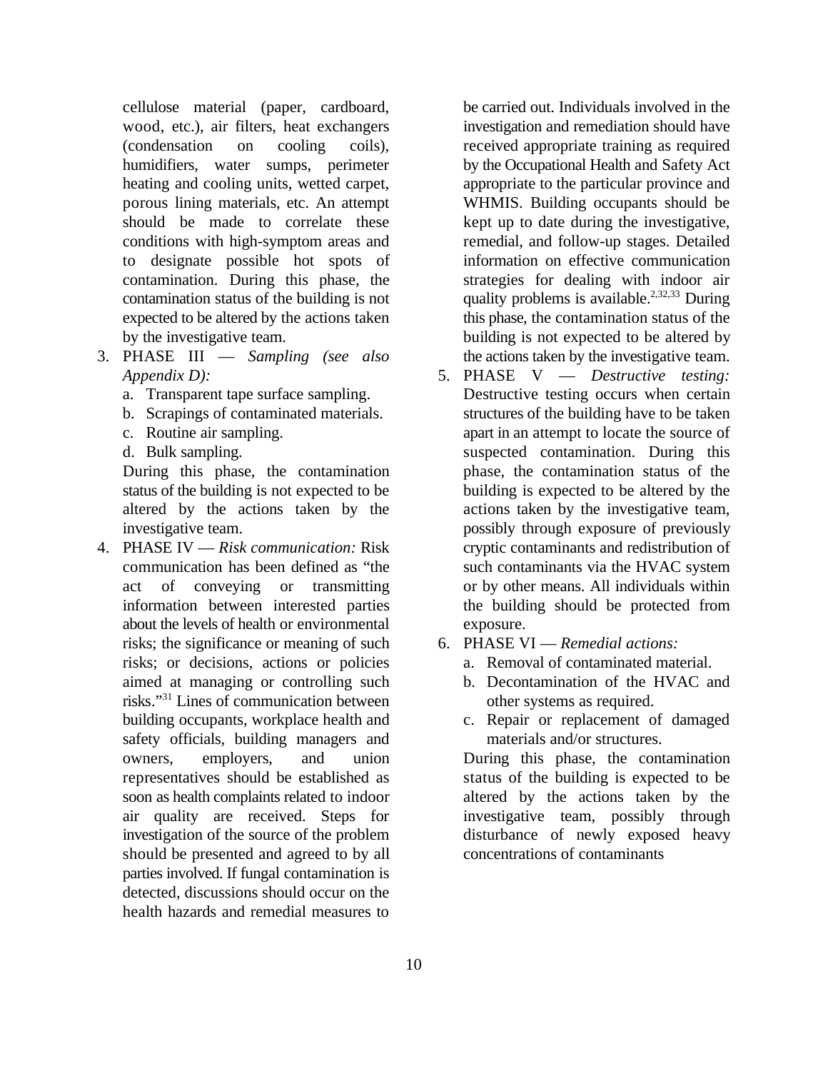cellulose material (paper, cardboard, wood, etc.), air filters, heat exchangers (condensation on cooling coils), humidifiers, water sumps, perimeter heating and cooling units, wetted carpet, porous lining materials, etc. An attempt should be made to correlate these conditions with high-symptom areas and to designate possible hot spots of contamination. During this phase, the contamination status of the building is not expected to be altered by the actions taken by the investigative team.

3. PHASE III — *Sampling (see also Appendix D):*
   a. Transparent tape surface sampling.
   b. Scrapings of contaminated materials.
   c. Routine air sampling.
   d. Bulk sampling.

   During this phase, the contamination status of the building is not expected to be altered by the actions taken by the investigative team.

4. PHASE IV — *Risk communication:* Risk communication has been defined as "the act of conveying or transmitting information between interested parties about the levels of health or environmental risks; the significance or meaning of such risks; or decisions, actions or policies aimed at managing or controlling such risks."[31] Lines of communication between building occupants, workplace health and safety officials, building managers and owners, employers, and union representatives should be established as soon as health complaints related to indoor air quality are received. Steps for investigation of the source of the problem should be presented and agreed to by all parties involved. If fungal contamination is detected, discussions should occur on the health hazards and remedial measures to be carried out. Individuals involved in the investigation and remediation should have received appropriate training as required by the Occupational Health and Safety Act appropriate to the particular province and WHMIS. Building occupants should be kept up to date during the investigative, remedial, and follow-up stages. Detailed information on effective communication strategies for dealing with indoor air quality problems is available.[2,32,33] During this phase, the contamination status of the building is not expected to be altered by the actions taken by the investigative team.

5. PHASE V — *Destructive testing:* Destructive testing occurs when certain structures of the building have to be taken apart in an attempt to locate the source of suspected contamination. During this phase, the contamination status of the building is expected to be altered by the actions taken by the investigative team, possibly through exposure of previously cryptic contaminants and redistribution of such contaminants via the HVAC system or by other means. All individuals within the building should be protected from exposure.

6. PHASE VI — *Remedial actions:*
   a. Removal of contaminated material.
   b. Decontamination of the HVAC and other systems as required.
   c. Repair or replacement of damaged materials and/or structures.

   During this phase, the contamination status of the building is expected to be altered by the actions taken by the investigative team, possibly through disturbance of newly exposed heavy concentrations of contaminants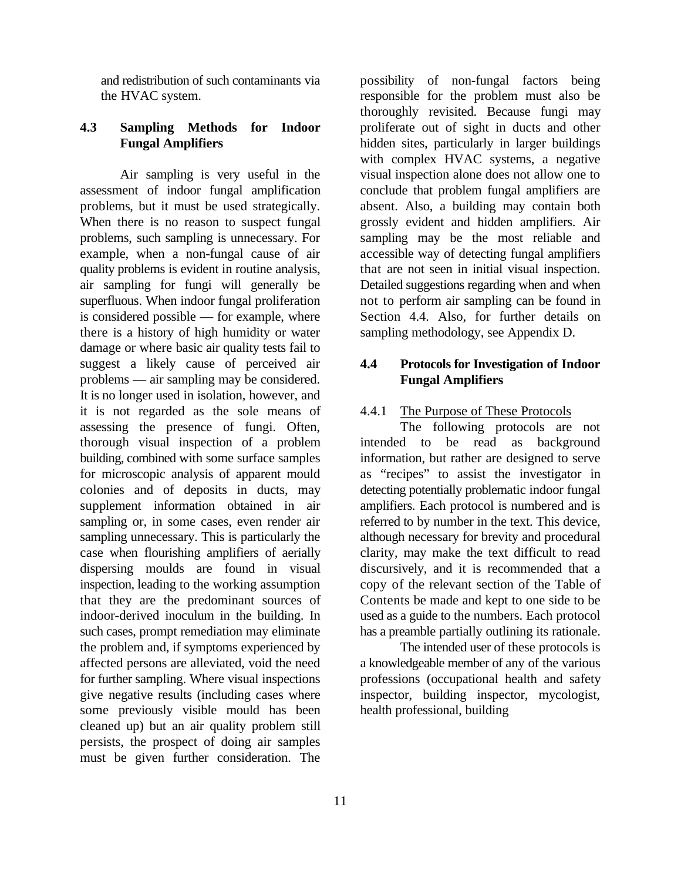and redistribution of such contaminants via the HVAC system.

## 4.3 Sampling Methods for Indoor Fungal Amplifiers

Air sampling is very useful in the assessment of indoor fungal amplification problems, but it must be used strategically. When there is no reason to suspect fungal problems, such sampling is unnecessary. For example, when a non-fungal cause of air quality problems is evident in routine analysis, air sampling for fungi will generally be superfluous. When indoor fungal proliferation is considered possible — for example, where there is a history of high humidity or water damage or where basic air quality tests fail to suggest a likely cause of perceived air problems — air sampling may be considered. It is no longer used in isolation, however, and it is not regarded as the sole means of assessing the presence of fungi. Often, thorough visual inspection of a problem building, combined with some surface samples for microscopic analysis of apparent mould colonies and of deposits in ducts, may supplement information obtained in air sampling or, in some cases, even render air sampling unnecessary. This is particularly the case when flourishing amplifiers of aerially dispersing moulds are found in visual inspection, leading to the working assumption that they are the predominant sources of indoor-derived inoculum in the building. In such cases, prompt remediation may eliminate the problem and, if symptoms experienced by affected persons are alleviated, void the need for further sampling. Where visual inspections give negative results (including cases where some previously visible mould has been cleaned up) but an air quality problem still persists, the prospect of doing air samples must be given further consideration. The possibility of non-fungal factors being responsible for the problem must also be thoroughly revisited. Because fungi may proliferate out of sight in ducts and other hidden sites, particularly in larger buildings with complex HVAC systems, a negative visual inspection alone does not allow one to conclude that problem fungal amplifiers are absent. Also, a building may contain both grossly evident and hidden amplifiers. Air sampling may be the most reliable and accessible way of detecting fungal amplifiers that are not seen in initial visual inspection. Detailed suggestions regarding when and when not to perform air sampling can be found in Section 4.4. Also, for further details on sampling methodology, see Appendix D.

## 4.4 Protocols for Investigation of Indoor Fungal Amplifiers

### 4.4.1 The Purpose of These Protocols

The following protocols are not intended to be read as background information, but rather are designed to serve as "recipes" to assist the investigator in detecting potentially problematic indoor fungal amplifiers. Each protocol is numbered and is referred to by number in the text. This device, although necessary for brevity and procedural clarity, may make the text difficult to read discursively, and it is recommended that a copy of the relevant section of the Table of Contents be made and kept to one side to be used as a guide to the numbers. Each protocol has a preamble partially outlining its rationale.

The intended user of these protocols is a knowledgeable member of any of the various professions (occupational health and safety inspector, building inspector, mycologist, health professional, building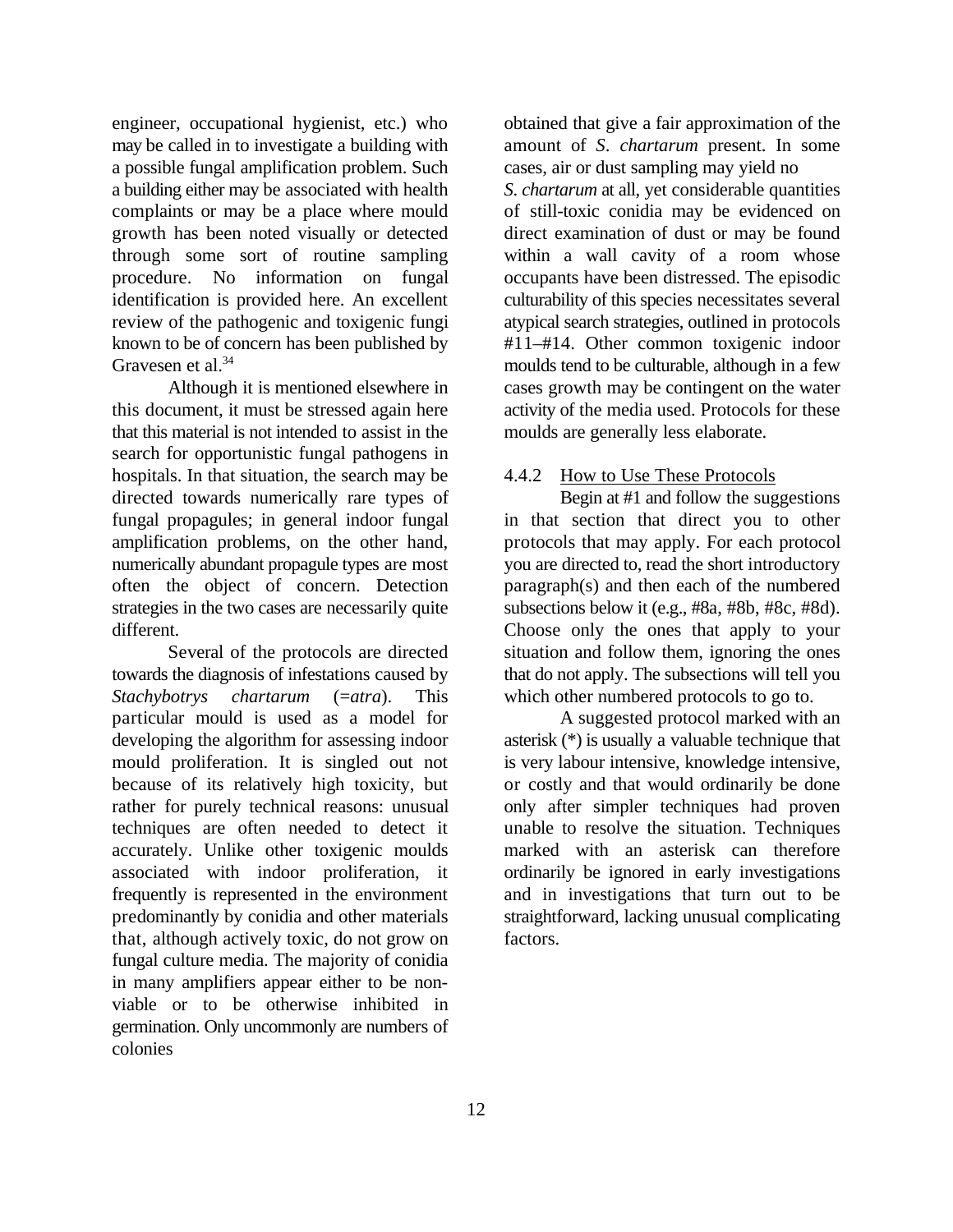engineer, occupational hygienist, etc.) who may be called in to investigate a building with a possible fungal amplification problem. Such a building either may be associated with health complaints or may be a place where mould growth has been noted visually or detected through some sort of routine sampling procedure. No information on fungal identification is provided here. An excellent review of the pathogenic and toxigenic fungi known to be of concern has been published by Gravesen et al.[34]

Although it is mentioned elsewhere in this document, it must be stressed again here that this material is not intended to assist in the search for opportunistic fungal pathogens in hospitals. In that situation, the search may be directed towards numerically rare types of fungal propagules; in general indoor fungal amplification problems, on the other hand, numerically abundant propagule types are most often the object of concern. Detection strategies in the two cases are necessarily quite different.

Several of the protocols are directed towards the diagnosis of infestations caused by *Stachybotrys chartarum* (=*atra*). This particular mould is used as a model for developing the algorithm for assessing indoor mould proliferation. It is singled out not because of its relatively high toxicity, but rather for purely technical reasons: unusual techniques are often needed to detect it accurately. Unlike other toxigenic moulds associated with indoor proliferation, it frequently is represented in the environment predominantly by conidia and other materials that, although actively toxic, do not grow on fungal culture media. The majority of conidia in many amplifiers appear either to be non-viable or to be otherwise inhibited in germination. Only uncommonly are numbers of colonies obtained that give a fair approximation of the amount of *S. chartarum* present. In some cases, air or dust sampling may yield no *S. chartarum* at all, yet considerable quantities of still-toxic conidia may be evidenced on direct examination of dust or may be found within a wall cavity of a room whose occupants have been distressed. The episodic culturability of this species necessitates several atypical search strategies, outlined in protocols #11–#14. Other common toxigenic indoor moulds tend to be culturable, although in a few cases growth may be contingent on the water activity of the media used. Protocols for these moulds are generally less elaborate.

### 4.4.2 How to Use These Protocols

Begin at #1 and follow the suggestions in that section that direct you to other protocols that may apply. For each protocol you are directed to, read the short introductory paragraph(s) and then each of the numbered subsections below it (e.g., #8a, #8b, #8c, #8d). Choose only the ones that apply to your situation and follow them, ignoring the ones that do not apply. The subsections will tell you which other numbered protocols to go to.

A suggested protocol marked with an asterisk (*) is usually a valuable technique that is very labour intensive, knowledge intensive, or costly and that would ordinarily be done only after simpler techniques had proven unable to resolve the situation. Techniques marked with an asterisk can therefore ordinarily be ignored in early investigations and in investigations that turn out to be straightforward, lacking unusual complicating factors.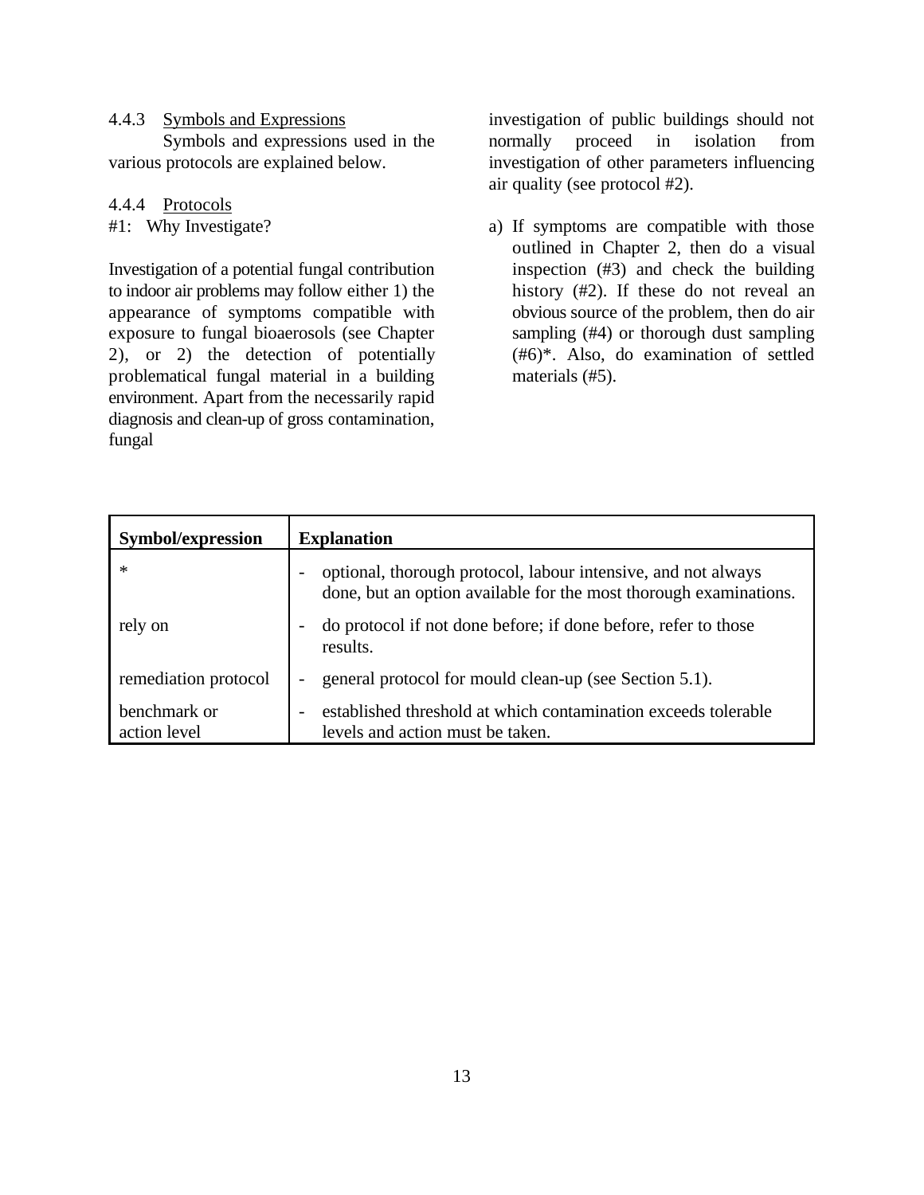4.4.3 Symbols and Expressions

Symbols and expressions used in the various protocols are explained below.

4.4.4 Protocols

#1: Why Investigate?

Investigation of a potential fungal contribution to indoor air problems may follow either 1) the appearance of symptoms compatible with exposure to fungal bioaerosols (see Chapter 2), or 2) the detection of potentially problematical fungal material in a building environment. Apart from the necessarily rapid diagnosis and clean-up of gross contamination, fungal investigation of public buildings should not normally proceed in isolation from investigation of other parameters influencing air quality (see protocol #2).

a) If symptoms are compatible with those outlined in Chapter 2, then do a visual inspection (#3) and check the building history (#2). If these do not reveal an obvious source of the problem, then do air sampling (#4) or thorough dust sampling (#6)*. Also, do examination of settled materials (#5).

| Symbol/expression | Explanation |
|---|---|
| * | - optional, thorough protocol, labour intensive, and not always done, but an option available for the most thorough examinations. |
| rely on | - do protocol if not done before; if done before, refer to those results. |
| remediation protocol | - general protocol for mould clean-up (see Section 5.1). |
| benchmark or action level | - established threshold at which contamination exceeds tolerable levels and action must be taken. |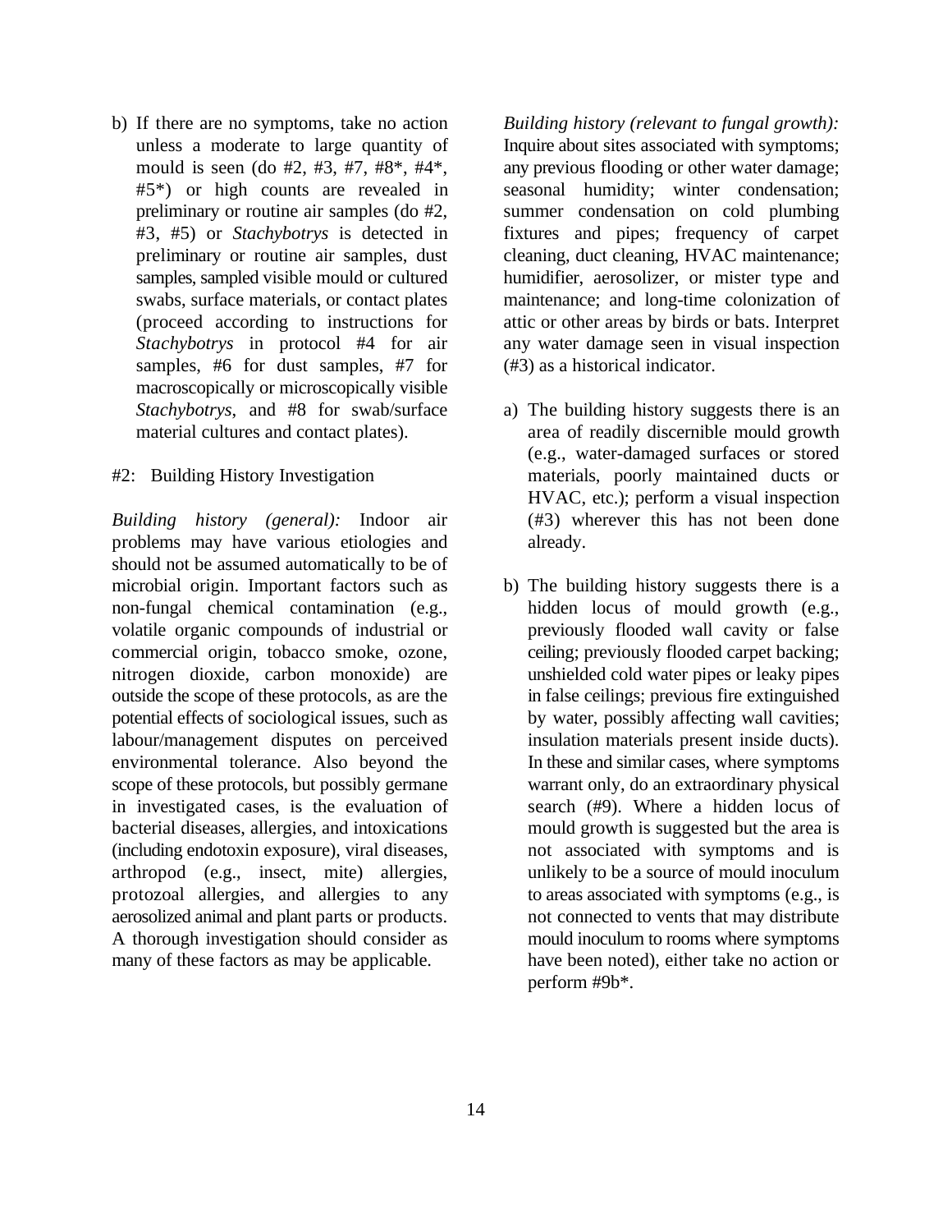b) If there are no symptoms, take no action unless a moderate to large quantity of mould is seen (do #2, #3, #7, #8*, #4*, #5*) or high counts are revealed in preliminary or routine air samples (do #2, #3, #5) or *Stachybotrys* is detected in preliminary or routine air samples, dust samples, sampled visible mould or cultured swabs, surface materials, or contact plates (proceed according to instructions for *Stachybotrys* in protocol #4 for air samples, #6 for dust samples, #7 for macroscopically or microscopically visible *Stachybotrys*, and #8 for swab/surface material cultures and contact plates).

#2: Building History Investigation

*Building history (general):* Indoor air problems may have various etiologies and should not be assumed automatically to be of microbial origin. Important factors such as non-fungal chemical contamination (e.g., volatile organic compounds of industrial or commercial origin, tobacco smoke, ozone, nitrogen dioxide, carbon monoxide) are outside the scope of these protocols, as are the potential effects of sociological issues, such as labour/management disputes on perceived environmental tolerance. Also beyond the scope of these protocols, but possibly germane in investigated cases, is the evaluation of bacterial diseases, allergies, and intoxications (including endotoxin exposure), viral diseases, arthropod (e.g., insect, mite) allergies, protozoal allergies, and allergies to any aerosolized animal and plant parts or products. A thorough investigation should consider as many of these factors as may be applicable.

*Building history (relevant to fungal growth):* Inquire about sites associated with symptoms; any previous flooding or other water damage; seasonal humidity; winter condensation; summer condensation on cold plumbing fixtures and pipes; frequency of carpet cleaning, duct cleaning, HVAC maintenance; humidifier, aerosolizer, or mister type and maintenance; and long-time colonization of attic or other areas by birds or bats. Interpret any water damage seen in visual inspection (#3) as a historical indicator.

a) The building history suggests there is an area of readily discernible mould growth (e.g., water-damaged surfaces or stored materials, poorly maintained ducts or HVAC, etc.); perform a visual inspection (#3) wherever this has not been done already.

b) The building history suggests there is a hidden locus of mould growth (e.g., previously flooded wall cavity or false ceiling; previously flooded carpet backing; unshielded cold water pipes or leaky pipes in false ceilings; previous fire extinguished by water, possibly affecting wall cavities; insulation materials present inside ducts). In these and similar cases, where symptoms warrant only, do an extraordinary physical search (#9). Where a hidden locus of mould growth is suggested but the area is not associated with symptoms and is unlikely to be a source of mould inoculum to areas associated with symptoms (e.g., is not connected to vents that may distribute mould inoculum to rooms where symptoms have been noted), either take no action or perform #9b*.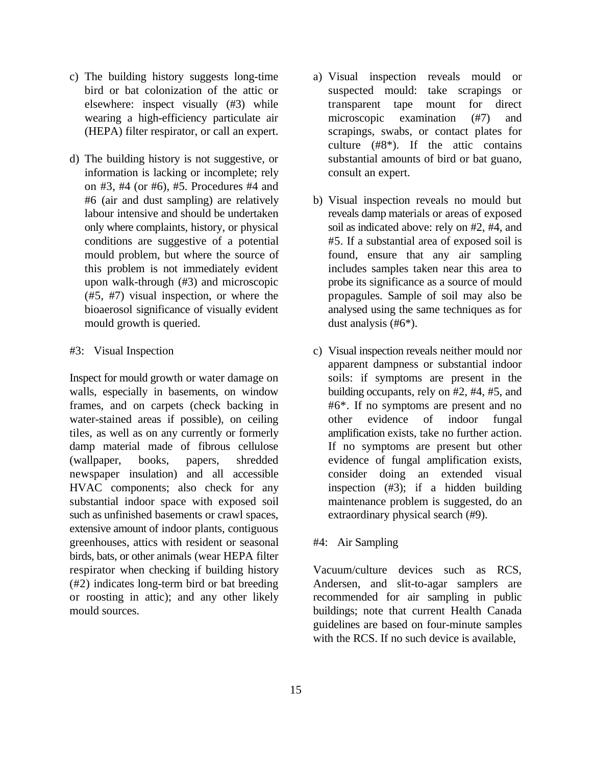c) The building history suggests long-time bird or bat colonization of the attic or elsewhere: inspect visually (#3) while wearing a high-efficiency particulate air (HEPA) filter respirator, or call an expert.

d) The building history is not suggestive, or information is lacking or incomplete; rely on #3, #4 (or #6), #5. Procedures #4 and #6 (air and dust sampling) are relatively labour intensive and should be undertaken only where complaints, history, or physical conditions are suggestive of a potential mould problem, but where the source of this problem is not immediately evident upon walk-through (#3) and microscopic (#5, #7) visual inspection, or where the bioaerosol significance of visually evident mould growth is queried.

#3: Visual Inspection

Inspect for mould growth or water damage on walls, especially in basements, on window frames, and on carpets (check backing in water-stained areas if possible), on ceiling tiles, as well as on any currently or formerly damp material made of fibrous cellulose (wallpaper, books, papers, shredded newspaper insulation) and all accessible HVAC components; also check for any substantial indoor space with exposed soil such as unfinished basements or crawl spaces, extensive amount of indoor plants, contiguous greenhouses, attics with resident or seasonal birds, bats, or other animals (wear HEPA filter respirator when checking if building history (#2) indicates long-term bird or bat breeding or roosting in attic); and any other likely mould sources.

a) Visual inspection reveals mould or suspected mould: take scrapings or transparent tape mount for direct microscopic examination (#7) and scrapings, swabs, or contact plates for culture (#8*). If the attic contains substantial amounts of bird or bat guano, consult an expert.

b) Visual inspection reveals no mould but reveals damp materials or areas of exposed soil as indicated above: rely on #2, #4, and #5. If a substantial area of exposed soil is found, ensure that any air sampling includes samples taken near this area to probe its significance as a source of mould propagules. Sample of soil may also be analysed using the same techniques as for dust analysis (#6*).

c) Visual inspection reveals neither mould nor apparent dampness or substantial indoor soils: if symptoms are present in the building occupants, rely on #2, #4, #5, and #6*. If no symptoms are present and no other evidence of indoor fungal amplification exists, take no further action. If no symptoms are present but other evidence of fungal amplification exists, consider doing an extended visual inspection (#3); if a hidden building maintenance problem is suggested, do an extraordinary physical search (#9).

#4: Air Sampling

Vacuum/culture devices such as RCS, Andersen, and slit-to-agar samplers are recommended for air sampling in public buildings; note that current Health Canada guidelines are based on four-minute samples with the RCS. If no such device is available,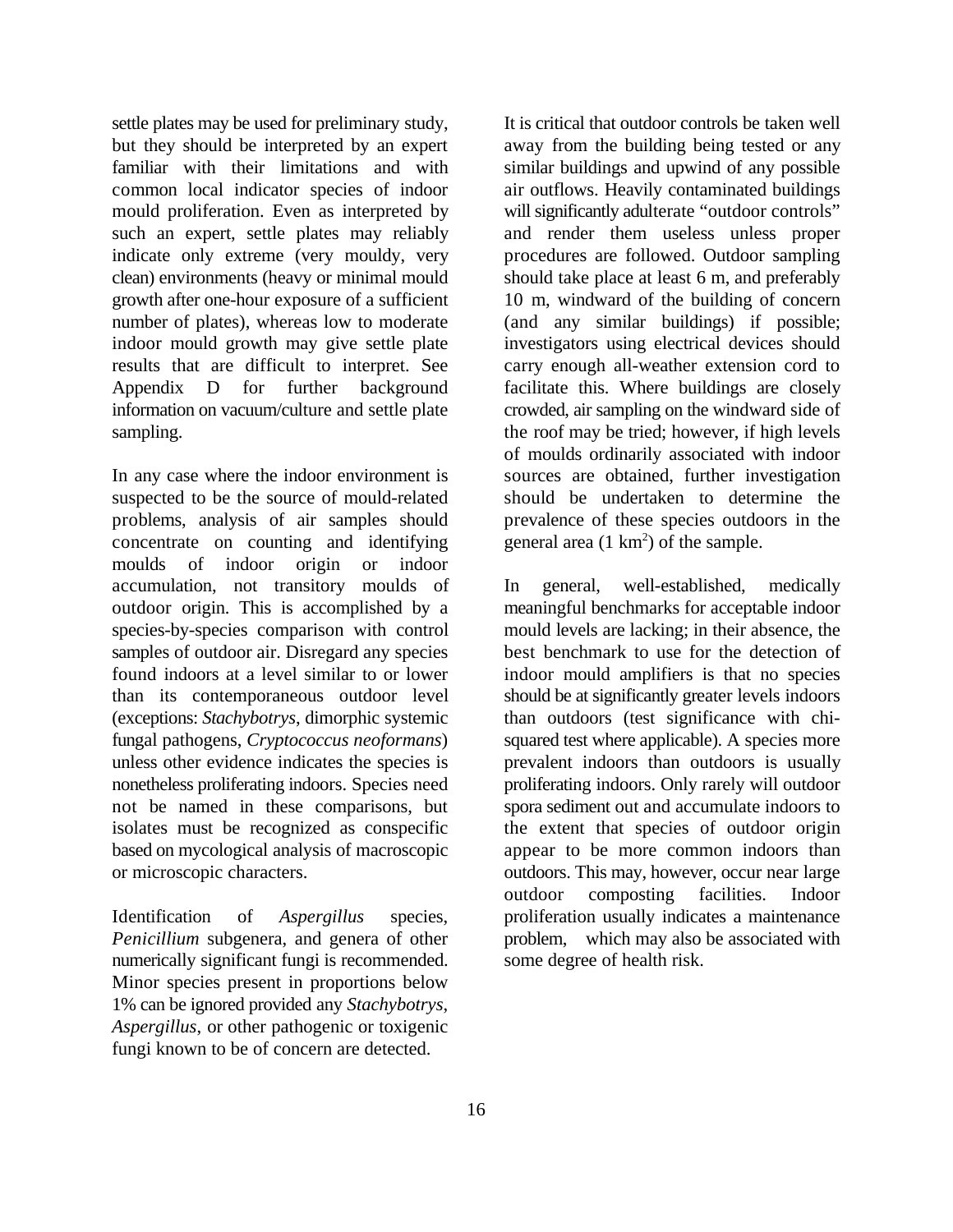settle plates may be used for preliminary study, but they should be interpreted by an expert familiar with their limitations and with common local indicator species of indoor mould proliferation. Even as interpreted by such an expert, settle plates may reliably indicate only extreme (very mouldy, very clean) environments (heavy or minimal mould growth after one-hour exposure of a sufficient number of plates), whereas low to moderate indoor mould growth may give settle plate results that are difficult to interpret. See Appendix D for further background information on vacuum/culture and settle plate sampling.

In any case where the indoor environment is suspected to be the source of mould-related problems, analysis of air samples should concentrate on counting and identifying moulds of indoor origin or indoor accumulation, not transitory moulds of outdoor origin. This is accomplished by a species-by-species comparison with control samples of outdoor air. Disregard any species found indoors at a level similar to or lower than its contemporaneous outdoor level (exceptions: *Stachybotrys*, dimorphic systemic fungal pathogens, *Cryptococcus neoformans*) unless other evidence indicates the species is nonetheless proliferating indoors. Species need not be named in these comparisons, but isolates must be recognized as conspecific based on mycological analysis of macroscopic or microscopic characters.

Identification of *Aspergillus* species, *Penicillium* subgenera, and genera of other numerically significant fungi is recommended. Minor species present in proportions below 1% can be ignored provided any *Stachybotrys*, *Aspergillus*, or other pathogenic or toxigenic fungi known to be of concern are detected.

It is critical that outdoor controls be taken well away from the building being tested or any similar buildings and upwind of any possible air outflows. Heavily contaminated buildings will significantly adulterate "outdoor controls" and render them useless unless proper procedures are followed. Outdoor sampling should take place at least 6 m, and preferably 10 m, windward of the building of concern (and any similar buildings) if possible; investigators using electrical devices should carry enough all-weather extension cord to facilitate this. Where buildings are closely crowded, air sampling on the windward side of the roof may be tried; however, if high levels of moulds ordinarily associated with indoor sources are obtained, further investigation should be undertaken to determine the prevalence of these species outdoors in the general area (1 $km^2$) of the sample.

In general, well-established, medically meaningful benchmarks for acceptable indoor mould levels are lacking; in their absence, the best benchmark to use for the detection of indoor mould amplifiers is that no species should be at significantly greater levels indoors than outdoors (test significance with chi-squared test where applicable). A species more prevalent indoors than outdoors is usually proliferating indoors. Only rarely will outdoor spora sediment out and accumulate indoors to the extent that species of outdoor origin appear to be more common indoors than outdoors. This may, however, occur near large outdoor composting facilities. Indoor proliferation usually indicates a maintenance problem, which may also be associated with some degree of health risk.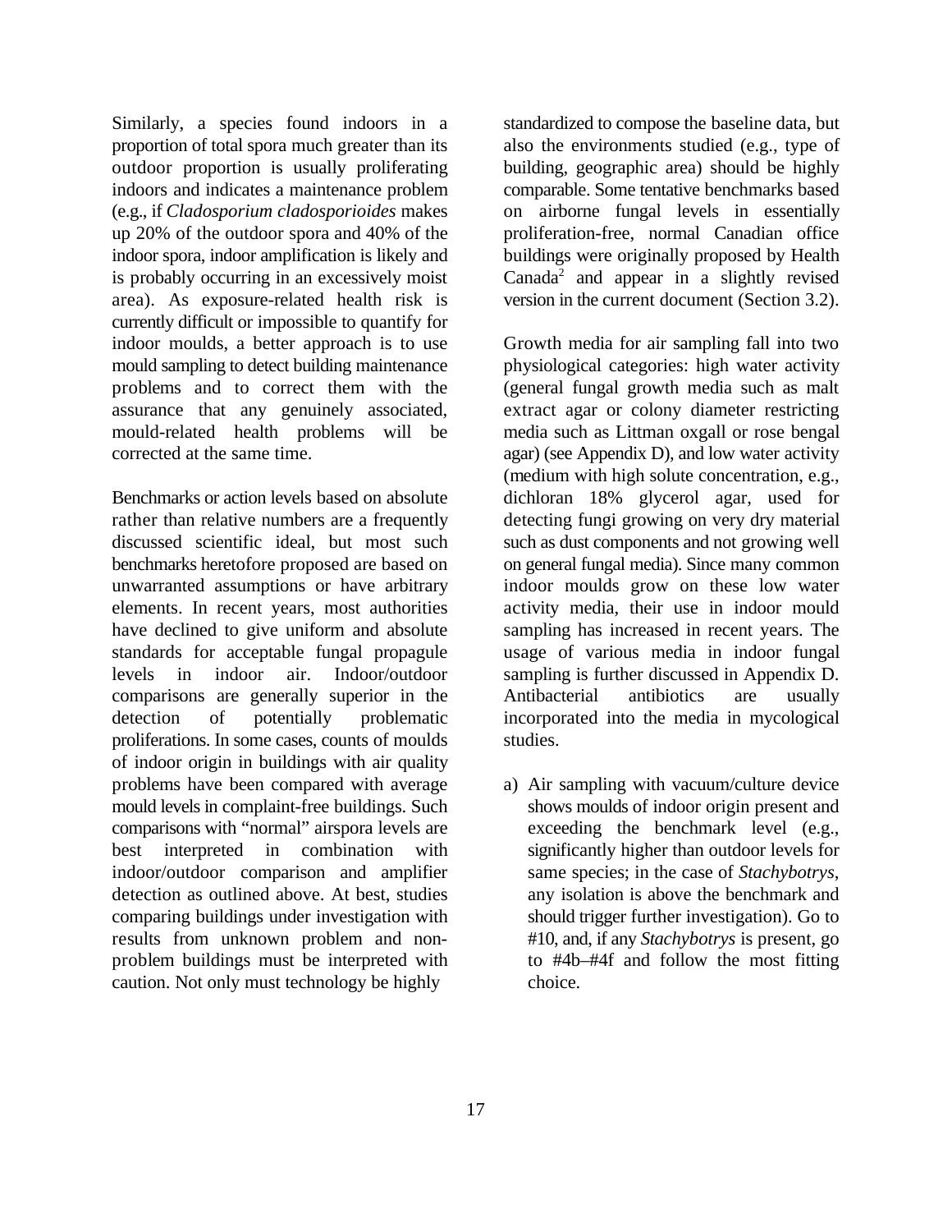Similarly, a species found indoors in a proportion of total spora much greater than its outdoor proportion is usually proliferating indoors and indicates a maintenance problem (e.g., if *Cladosporium cladosporioides* makes up 20% of the outdoor spora and 40% of the indoor spora, indoor amplification is likely and is probably occurring in an excessively moist area). As exposure-related health risk is currently difficult or impossible to quantify for indoor moulds, a better approach is to use mould sampling to detect building maintenance problems and to correct them with the assurance that any genuinely associated, mould-related health problems will be corrected at the same time.

Benchmarks or action levels based on absolute rather than relative numbers are a frequently discussed scientific ideal, but most such benchmarks heretofore proposed are based on unwarranted assumptions or have arbitrary elements. In recent years, most authorities have declined to give uniform and absolute standards for acceptable fungal propagule levels in indoor air. Indoor/outdoor comparisons are generally superior in the detection of potentially problematic proliferations. In some cases, counts of moulds of indoor origin in buildings with air quality problems have been compared with average mould levels in complaint-free buildings. Such comparisons with "normal" airspora levels are best interpreted in combination with indoor/outdoor comparison and amplifier detection as outlined above. At best, studies comparing buildings under investigation with results from unknown problem and non-problem buildings must be interpreted with caution. Not only must technology be highly standardized to compose the baseline data, but also the environments studied (e.g., type of building, geographic area) should be highly comparable. Some tentative benchmarks based on airborne fungal levels in essentially proliferation-free, normal Canadian office buildings were originally proposed by Health Canada[2] and appear in a slightly revised version in the current document (Section 3.2).

Growth media for air sampling fall into two physiological categories: high water activity (general fungal growth media such as malt extract agar or colony diameter restricting media such as Littman oxgall or rose bengal agar) (see Appendix D), and low water activity (medium with high solute concentration, e.g., dichloran 18% glycerol agar, used for detecting fungi growing on very dry material such as dust components and not growing well on general fungal media). Since many common indoor moulds grow on these low water activity media, their use in indoor mould sampling has increased in recent years. The usage of various media in indoor fungal sampling is further discussed in Appendix D. Antibacterial antibiotics are usually incorporated into the media in mycological studies.

a) Air sampling with vacuum/culture device shows moulds of indoor origin present and exceeding the benchmark level (e.g., significantly higher than outdoor levels for same species; in the case of *Stachybotrys*, any isolation is above the benchmark and should trigger further investigation). Go to #10, and, if any *Stachybotrys* is present, go to #4b–#4f and follow the most fitting choice.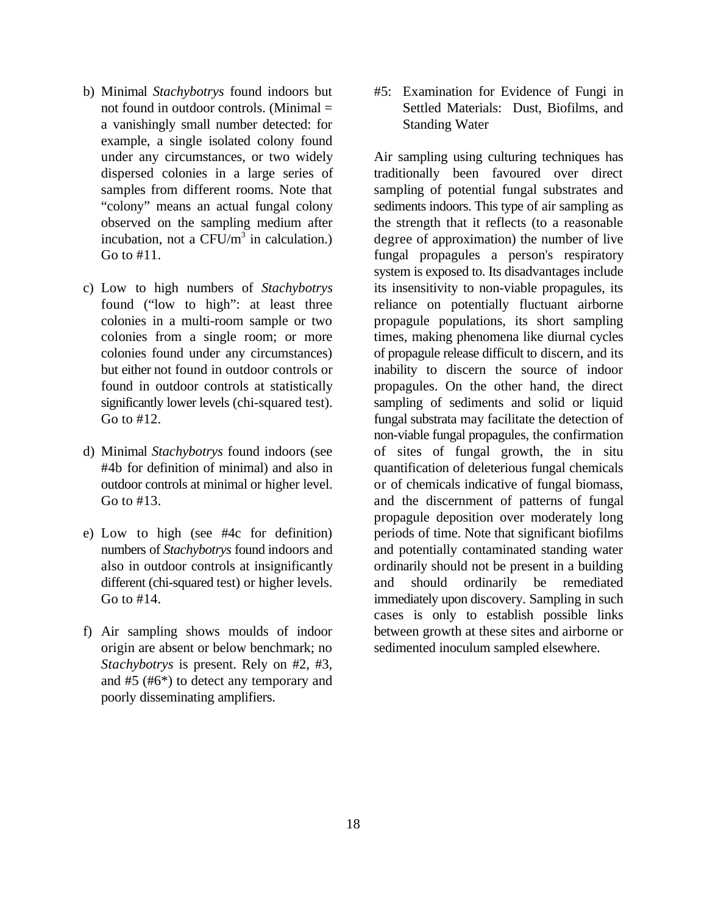b) Minimal *Stachybotrys* found indoors but not found in outdoor controls. (Minimal = a vanishingly small number detected: for example, a single isolated colony found under any circumstances, or two widely dispersed colonies in a large series of samples from different rooms. Note that "colony" means an actual fungal colony observed on the sampling medium after incubation, not a $CFU/m^3$ in calculation.) Go to #11.

c) Low to high numbers of *Stachybotrys* found ("low to high": at least three colonies in a multi-room sample or two colonies from a single room; or more colonies found under any circumstances) but either not found in outdoor controls or found in outdoor controls at statistically significantly lower levels (chi-squared test). Go to #12.

d) Minimal *Stachybotrys* found indoors (see #4b for definition of minimal) and also in outdoor controls at minimal or higher level. Go to #13.

e) Low to high (see #4c for definition) numbers of *Stachybotrys* found indoors and also in outdoor controls at insignificantly different (chi-squared test) or higher levels. Go to #14.

f) Air sampling shows moulds of indoor origin are absent or below benchmark; no *Stachybotrys* is present. Rely on #2, #3, and #5 (#6*) to detect any temporary and poorly disseminating amplifiers.

#5: Examination for Evidence of Fungi in Settled Materials: Dust, Biofilms, and Standing Water

Air sampling using culturing techniques has traditionally been favoured over direct sampling of potential fungal substrates and sediments indoors. This type of air sampling as the strength that it reflects (to a reasonable degree of approximation) the number of live fungal propagules a person's respiratory system is exposed to. Its disadvantages include its insensitivity to non-viable propagules, its reliance on potentially fluctuant airborne propagule populations, its short sampling times, making phenomena like diurnal cycles of propagule release difficult to discern, and its inability to discern the source of indoor propagules. On the other hand, the direct sampling of sediments and solid or liquid fungal substrata may facilitate the detection of non-viable fungal propagules, the confirmation of sites of fungal growth, the in situ quantification of deleterious fungal chemicals or of chemicals indicative of fungal biomass, and the discernment of patterns of fungal propagule deposition over moderately long periods of time. Note that significant biofilms and potentially contaminated standing water ordinarily should not be present in a building and should ordinarily be remediated immediately upon discovery. Sampling in such cases is only to establish possible links between growth at these sites and airborne or sedimented inoculum sampled elsewhere.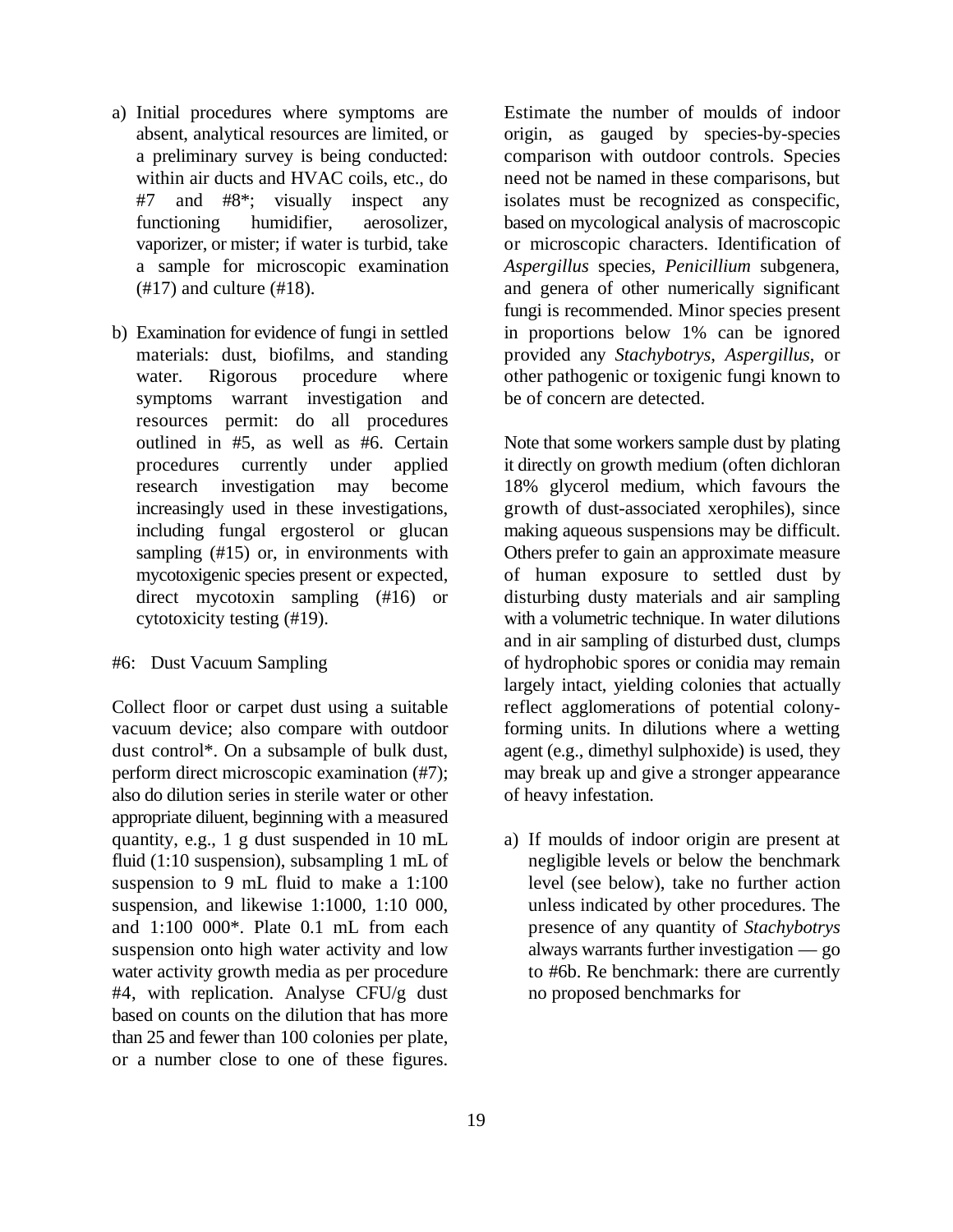a) Initial procedures where symptoms are absent, analytical resources are limited, or a preliminary survey is being conducted: within air ducts and HVAC coils, etc., do #7 and #8*; visually inspect any functioning humidifier, aerosolizer, vaporizer, or mister; if water is turbid, take a sample for microscopic examination (#17) and culture (#18).

b) Examination for evidence of fungi in settled materials: dust, biofilms, and standing water. Rigorous procedure where symptoms warrant investigation and resources permit: do all procedures outlined in #5, as well as #6. Certain procedures currently under applied research investigation may become increasingly used in these investigations, including fungal ergosterol or glucan sampling (#15) or, in environments with mycotoxigenic species present or expected, direct mycotoxin sampling (#16) or cytotoxicity testing (#19).

#6: Dust Vacuum Sampling

Collect floor or carpet dust using a suitable vacuum device; also compare with outdoor dust control*. On a subsample of bulk dust, perform direct microscopic examination (#7); also do dilution series in sterile water or other appropriate diluent, beginning with a measured quantity, e.g., 1 g dust suspended in 10 mL fluid (1:10 suspension), subsampling 1 mL of suspension to 9 mL fluid to make a 1:100 suspension, and likewise 1:1000, 1:10 000, and 1:100 000*. Plate 0.1 mL from each suspension onto high water activity and low water activity growth media as per procedure #4, with replication. Analyse CFU/g dust based on counts on the dilution that has more than 25 and fewer than 100 colonies per plate, or a number close to one of these figures. Estimate the number of moulds of indoor origin, as gauged by species-by-species comparison with outdoor controls. Species need not be named in these comparisons, but isolates must be recognized as conspecific, based on mycological analysis of macroscopic or microscopic characters. Identification of *Aspergillus* species, *Penicillium* subgenera, and genera of other numerically significant fungi is recommended. Minor species present in proportions below 1% can be ignored provided any *Stachybotrys*, *Aspergillus*, or other pathogenic or toxigenic fungi known to be of concern are detected.

Note that some workers sample dust by plating it directly on growth medium (often dichloran 18% glycerol medium, which favours the growth of dust-associated xerophiles), since making aqueous suspensions may be difficult. Others prefer to gain an approximate measure of human exposure to settled dust by disturbing dusty materials and air sampling with a volumetric technique. In water dilutions and in air sampling of disturbed dust, clumps of hydrophobic spores or conidia may remain largely intact, yielding colonies that actually reflect agglomerations of potential colony-forming units. In dilutions where a wetting agent (e.g., dimethyl sulphoxide) is used, they may break up and give a stronger appearance of heavy infestation.

a) If moulds of indoor origin are present at negligible levels or below the benchmark level (see below), take no further action unless indicated by other procedures. The presence of any quantity of *Stachybotrys* always warrants further investigation — go to #6b. Re benchmark: there are currently no proposed benchmarks for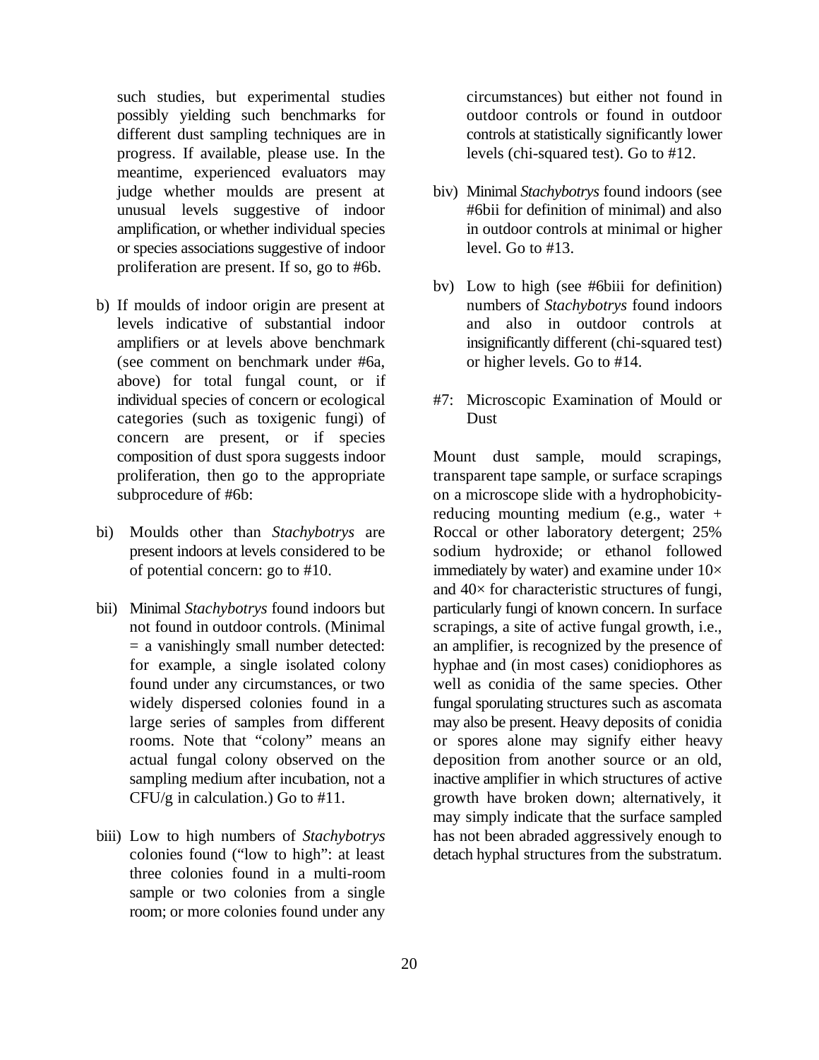such studies, but experimental studies possibly yielding such benchmarks for different dust sampling techniques are in progress. If available, please use. In the meantime, experienced evaluators may judge whether moulds are present at unusual levels suggestive of indoor amplification, or whether individual species or species associations suggestive of indoor proliferation are present. If so, go to #6b.

b) If moulds of indoor origin are present at levels indicative of substantial indoor amplifiers or at levels above benchmark (see comment on benchmark under #6a, above) for total fungal count, or if individual species of concern or ecological categories (such as toxigenic fungi) of concern are present, or if species composition of dust spora suggests indoor proliferation, then go to the appropriate subprocedure of #6b:

bi) Moulds other than *Stachybotrys* are present indoors at levels considered to be of potential concern: go to #10.

bii) Minimal *Stachybotrys* found indoors but not found in outdoor controls. (Minimal = a vanishingly small number detected: for example, a single isolated colony found under any circumstances, or two widely dispersed colonies found in a large series of samples from different rooms. Note that "colony" means an actual fungal colony observed on the sampling medium after incubation, not a CFU/g in calculation.) Go to #11.

biii) Low to high numbers of *Stachybotrys* colonies found ("low to high": at least three colonies found in a multi-room sample or two colonies from a single room; or more colonies found under any circumstances) but either not found in outdoor controls or found in outdoor controls at statistically significantly lower levels (chi-squared test). Go to #12.

biv) Minimal *Stachybotrys* found indoors (see #6bii for definition of minimal) and also in outdoor controls at minimal or higher level. Go to #13.

bv) Low to high (see #6biii for definition) numbers of *Stachybotrys* found indoors and also in outdoor controls at insignificantly different (chi-squared test) or higher levels. Go to #14.

#7: Microscopic Examination of Mould or Dust

Mount dust sample, mould scrapings, transparent tape sample, or surface scrapings on a microscope slide with a hydrophobicity-reducing mounting medium (e.g., water + Roccal or other laboratory detergent; 25% sodium hydroxide; or ethanol followed immediately by water) and examine under 10× and 40× for characteristic structures of fungi, particularly fungi of known concern. In surface scrapings, a site of active fungal growth, i.e., an amplifier, is recognized by the presence of hyphae and (in most cases) conidiophores as well as conidia of the same species. Other fungal sporulating structures such as ascomata may also be present. Heavy deposits of conidia or spores alone may signify either heavy deposition from another source or an old, inactive amplifier in which structures of active growth have broken down; alternatively, it may simply indicate that the surface sampled has not been abraded aggressively enough to detach hyphal structures from the substratum.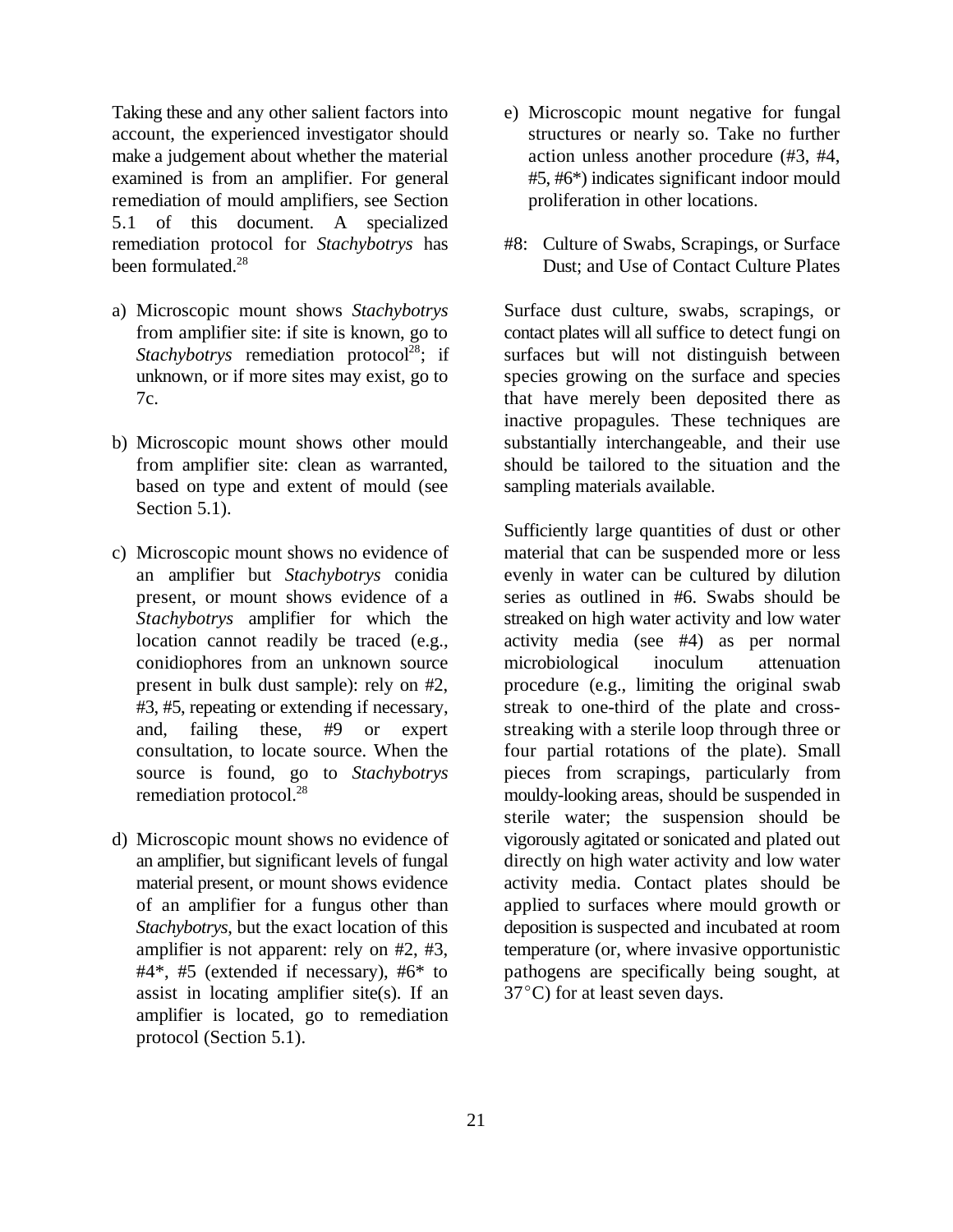Taking these and any other salient factors into account, the experienced investigator should make a judgement about whether the material examined is from an amplifier. For general remediation of mould amplifiers, see Section 5.1 of this document. A specialized remediation protocol for *Stachybotrys* has been formulated.[28]

a) Microscopic mount shows *Stachybotrys* from amplifier site: if site is known, go to *Stachybotrys* remediation protocol[28]; if unknown, or if more sites may exist, go to 7c.

b) Microscopic mount shows other mould from amplifier site: clean as warranted, based on type and extent of mould (see Section 5.1).

c) Microscopic mount shows no evidence of an amplifier but *Stachybotrys* conidia present, or mount shows evidence of a *Stachybotrys* amplifier for which the location cannot readily be traced (e.g., conidiophores from an unknown source present in bulk dust sample): rely on #2, #3, #5, repeating or extending if necessary, and, failing these, #9 or expert consultation, to locate source. When the source is found, go to *Stachybotrys* remediation protocol.[28]

d) Microscopic mount shows no evidence of an amplifier, but significant levels of fungal material present, or mount shows evidence of an amplifier for a fungus other than *Stachybotrys*, but the exact location of this amplifier is not apparent: rely on #2, #3, #4*, #5 (extended if necessary), #6* to assist in locating amplifier site(s). If an amplifier is located, go to remediation protocol (Section 5.1).

e) Microscopic mount negative for fungal structures or nearly so. Take no further action unless another procedure (#3, #4, #5, #6*) indicates significant indoor mould proliferation in other locations.

#8: Culture of Swabs, Scrapings, or Surface Dust; and Use of Contact Culture Plates

Surface dust culture, swabs, scrapings, or contact plates will all suffice to detect fungi on surfaces but will not distinguish between species growing on the surface and species that have merely been deposited there as inactive propagules. These techniques are substantially interchangeable, and their use should be tailored to the situation and the sampling materials available.

Sufficiently large quantities of dust or other material that can be suspended more or less evenly in water can be cultured by dilution series as outlined in #6. Swabs should be streaked on high water activity and low water activity media (see #4) as per normal microbiological inoculum attenuation procedure (e.g., limiting the original swab streak to one-third of the plate and cross-streaking with a sterile loop through three or four partial rotations of the plate). Small pieces from scrapings, particularly from mouldy-looking areas, should be suspended in sterile water; the suspension should be vigorously agitated or sonicated and plated out directly on high water activity and low water activity media. Contact plates should be applied to surfaces where mould growth or deposition is suspected and incubated at room temperature (or, where invasive opportunistic pathogens are specifically being sought, at 37°C) for at least seven days.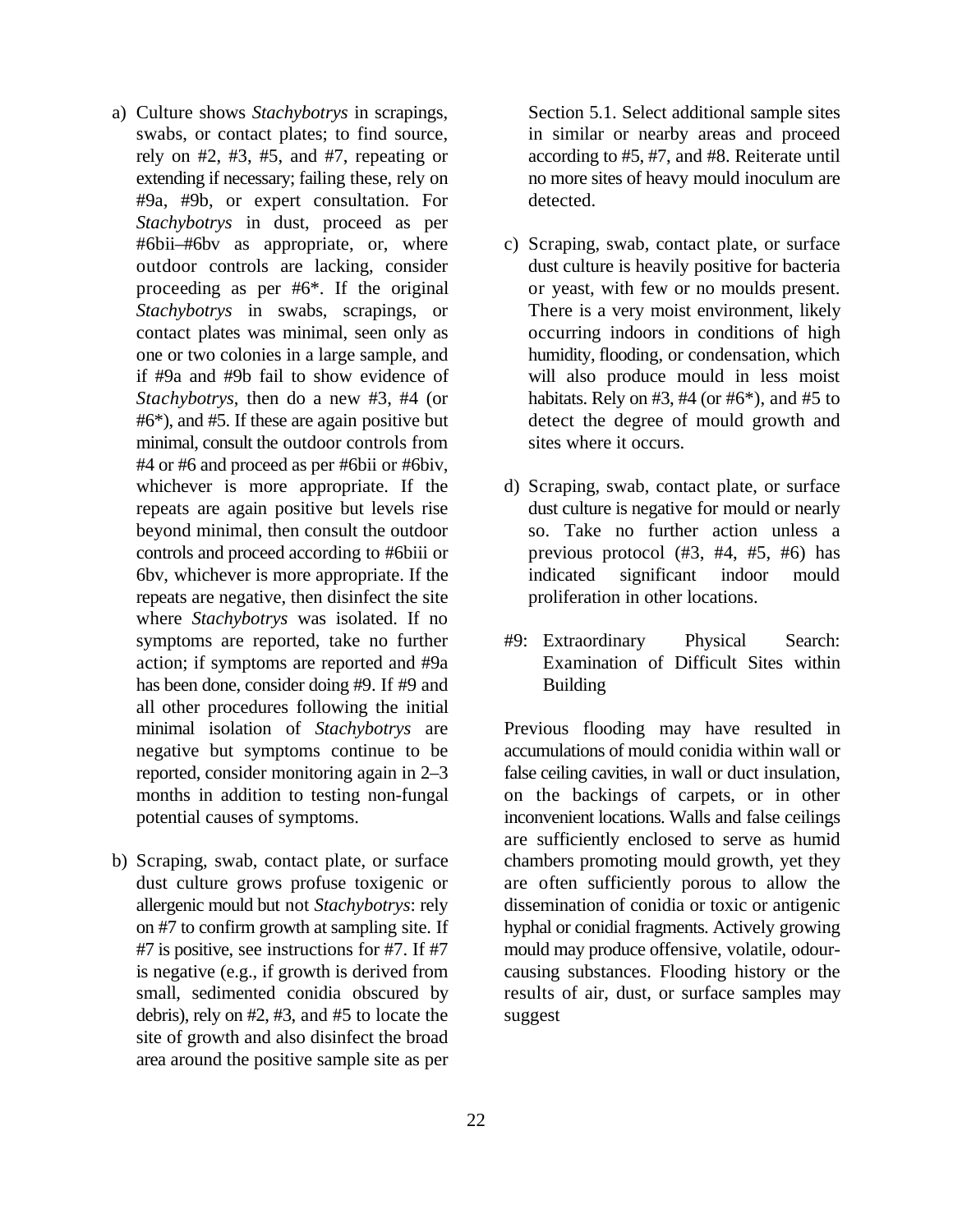a) Culture shows *Stachybotrys* in scrapings, swabs, or contact plates; to find source, rely on #2, #3, #5, and #7, repeating or extending if necessary; failing these, rely on #9a, #9b, or expert consultation. For *Stachybotrys* in dust, proceed as per #6bii–#6bv as appropriate, or, where outdoor controls are lacking, consider proceeding as per #6*. If the original *Stachybotrys* in swabs, scrapings, or contact plates was minimal, seen only as one or two colonies in a large sample, and if #9a and #9b fail to show evidence of *Stachybotrys*, then do a new #3, #4 (or #6*), and #5. If these are again positive but minimal, consult the outdoor controls from #4 or #6 and proceed as per #6bii or #6biv, whichever is more appropriate. If the repeats are again positive but levels rise beyond minimal, then consult the outdoor controls and proceed according to #6biii or 6bv, whichever is more appropriate. If the repeats are negative, then disinfect the site where *Stachybotrys* was isolated. If no symptoms are reported, take no further action; if symptoms are reported and #9a has been done, consider doing #9. If #9 and all other procedures following the initial minimal isolation of *Stachybotrys* are negative but symptoms continue to be reported, consider monitoring again in 2–3 months in addition to testing non-fungal potential causes of symptoms.

b) Scraping, swab, contact plate, or surface dust culture grows profuse toxigenic or allergenic mould but not *Stachybotrys*: rely on #7 to confirm growth at sampling site. If #7 is positive, see instructions for #7. If #7 is negative (e.g., if growth is derived from small, sedimented conidia obscured by debris), rely on #2, #3, and #5 to locate the site of growth and also disinfect the broad area around the positive sample site as per Section 5.1. Select additional sample sites in similar or nearby areas and proceed according to #5, #7, and #8. Reiterate until no more sites of heavy mould inoculum are detected.

c) Scraping, swab, contact plate, or surface dust culture is heavily positive for bacteria or yeast, with few or no moulds present. There is a very moist environment, likely occurring indoors in conditions of high humidity, flooding, or condensation, which will also produce mould in less moist habitats. Rely on #3, #4 (or #6*), and #5 to detect the degree of mould growth and sites where it occurs.

d) Scraping, swab, contact plate, or surface dust culture is negative for mould or nearly so. Take no further action unless a previous protocol (#3, #4, #5, #6) has indicated significant indoor mould proliferation in other locations.

#9: Extraordinary Physical Search: Examination of Difficult Sites within Building

Previous flooding may have resulted in accumulations of mould conidia within wall or false ceiling cavities, in wall or duct insulation, on the backings of carpets, or in other inconvenient locations. Walls and false ceilings are sufficiently enclosed to serve as humid chambers promoting mould growth, yet they are often sufficiently porous to allow the dissemination of conidia or toxic or antigenic hyphal or conidial fragments. Actively growing mould may produce offensive, volatile, odour-causing substances. Flooding history or the results of air, dust, or surface samples may suggest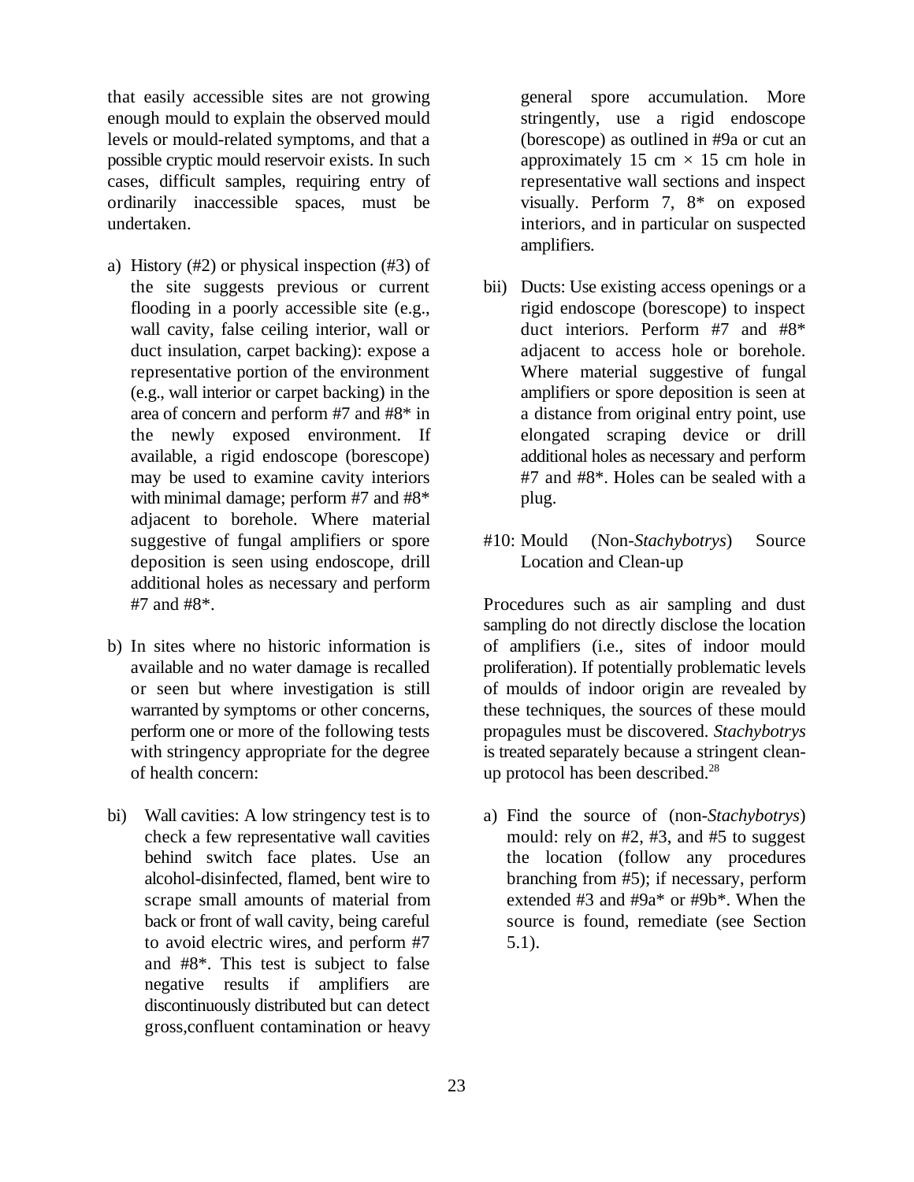that easily accessible sites are not growing enough mould to explain the observed mould levels or mould-related symptoms, and that a possible cryptic mould reservoir exists. In such cases, difficult samples, requiring entry of ordinarily inaccessible spaces, must be undertaken.

a) History (#2) or physical inspection (#3) of the site suggests previous or current flooding in a poorly accessible site (e.g., wall cavity, false ceiling interior, wall or duct insulation, carpet backing): expose a representative portion of the environment (e.g., wall interior or carpet backing) in the area of concern and perform #7 and #8* in the newly exposed environment. If available, a rigid endoscope (borescope) may be used to examine cavity interiors with minimal damage; perform #7 and #8* adjacent to borehole. Where material suggestive of fungal amplifiers or spore deposition is seen using endoscope, drill additional holes as necessary and perform #7 and #8*.

b) In sites where no historic information is available and no water damage is recalled or seen but where investigation is still warranted by symptoms or other concerns, perform one or more of the following tests with stringency appropriate for the degree of health concern:

bi) Wall cavities: A low stringency test is to check a few representative wall cavities behind switch face plates. Use an alcohol-disinfected, flamed, bent wire to scrape small amounts of material from back or front of wall cavity, being careful to avoid electric wires, and perform #7 and #8*. This test is subject to false negative results if amplifiers are discontinuously distributed but can detect gross,confluent contamination or heavy general spore accumulation. More stringently, use a rigid endoscope (borescope) as outlined in #9a or cut an approximately 15 cm × 15 cm hole in representative wall sections and inspect visually. Perform 7, 8* on exposed interiors, and in particular on suspected amplifiers.

bii) Ducts: Use existing access openings or a rigid endoscope (borescope) to inspect duct interiors. Perform #7 and #8* adjacent to access hole or borehole. Where material suggestive of fungal amplifiers or spore deposition is seen at a distance from original entry point, use elongated scraping device or drill additional holes as necessary and perform #7 and #8*. Holes can be sealed with a plug.

#10: Mould (Non-*Stachybotrys*) Source Location and Clean-up

Procedures such as air sampling and dust sampling do not directly disclose the location of amplifiers (i.e., sites of indoor mould proliferation). If potentially problematic levels of moulds of indoor origin are revealed by these techniques, the sources of these mould propagules must be discovered. *Stachybotrys* is treated separately because a stringent clean-up protocol has been described.[28]

a) Find the source of (non-*Stachybotrys*) mould: rely on #2, #3, and #5 to suggest the location (follow any procedures branching from #5); if necessary, perform extended #3 and #9a* or #9b*. When the source is found, remediate (see Section 5.1).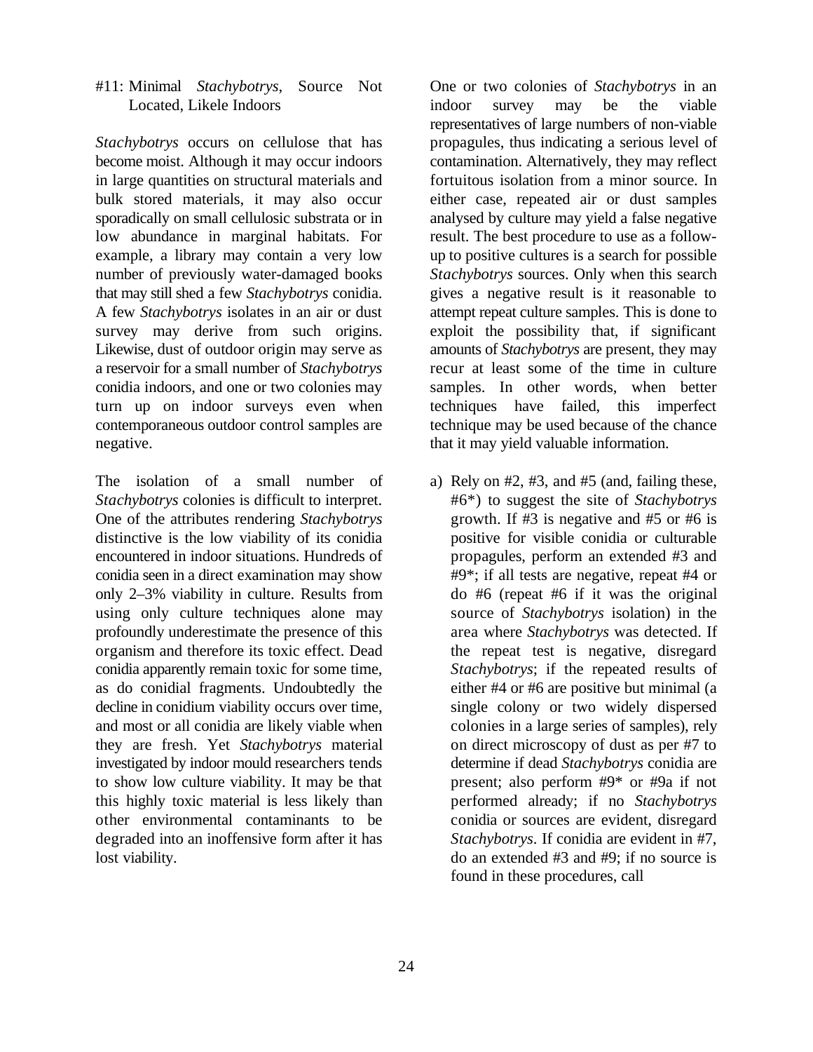#11: Minimal *Stachybotrys*, Source Not Located, Likele Indoors

*Stachybotrys* occurs on cellulose that has become moist. Although it may occur indoors in large quantities on structural materials and bulk stored materials, it may also occur sporadically on small cellulosic substrata or in low abundance in marginal habitats. For example, a library may contain a very low number of previously water-damaged books that may still shed a few *Stachybotrys* conidia. A few *Stachybotrys* isolates in an air or dust survey may derive from such origins. Likewise, dust of outdoor origin may serve as a reservoir for a small number of *Stachybotrys* conidia indoors, and one or two colonies may turn up on indoor surveys even when contemporaneous outdoor control samples are negative.

The isolation of a small number of *Stachybotrys* colonies is difficult to interpret. One of the attributes rendering *Stachybotrys* distinctive is the low viability of its conidia encountered in indoor situations. Hundreds of conidia seen in a direct examination may show only 2–3% viability in culture. Results from using only culture techniques alone may profoundly underestimate the presence of this organism and therefore its toxic effect. Dead conidia apparently remain toxic for some time, as do conidial fragments. Undoubtedly the decline in conidium viability occurs over time, and most or all conidia are likely viable when they are fresh. Yet *Stachybotrys* material investigated by indoor mould researchers tends to show low culture viability. It may be that this highly toxic material is less likely than other environmental contaminants to be degraded into an inoffensive form after it has lost viability.

One or two colonies of *Stachybotrys* in an indoor survey may be the viable representatives of large numbers of non-viable propagules, thus indicating a serious level of contamination. Alternatively, they may reflect fortuitous isolation from a minor source. In either case, repeated air or dust samples analysed by culture may yield a false negative result. The best procedure to use as a follow-up to positive cultures is a search for possible *Stachybotrys* sources. Only when this search gives a negative result is it reasonable to attempt repeat culture samples. This is done to exploit the possibility that, if significant amounts of *Stachybotrys* are present, they may recur at least some of the time in culture samples. In other words, when better techniques have failed, this imperfect technique may be used because of the chance that it may yield valuable information.

a) Rely on #2, #3, and #5 (and, failing these, #6*) to suggest the site of *Stachybotrys* growth. If #3 is negative and #5 or #6 is positive for visible conidia or culturable propagules, perform an extended #3 and #9*; if all tests are negative, repeat #4 or do #6 (repeat #6 if it was the original source of *Stachybotrys* isolation) in the area where *Stachybotrys* was detected. If the repeat test is negative, disregard *Stachybotrys*; if the repeated results of either #4 or #6 are positive but minimal (a single colony or two widely dispersed colonies in a large series of samples), rely on direct microscopy of dust as per #7 to determine if dead *Stachybotrys* conidia are present; also perform #9* or #9a if not performed already; if no *Stachybotrys* conidia or sources are evident, disregard *Stachybotrys*. If conidia are evident in #7, do an extended #3 and #9; if no source is found in these procedures, call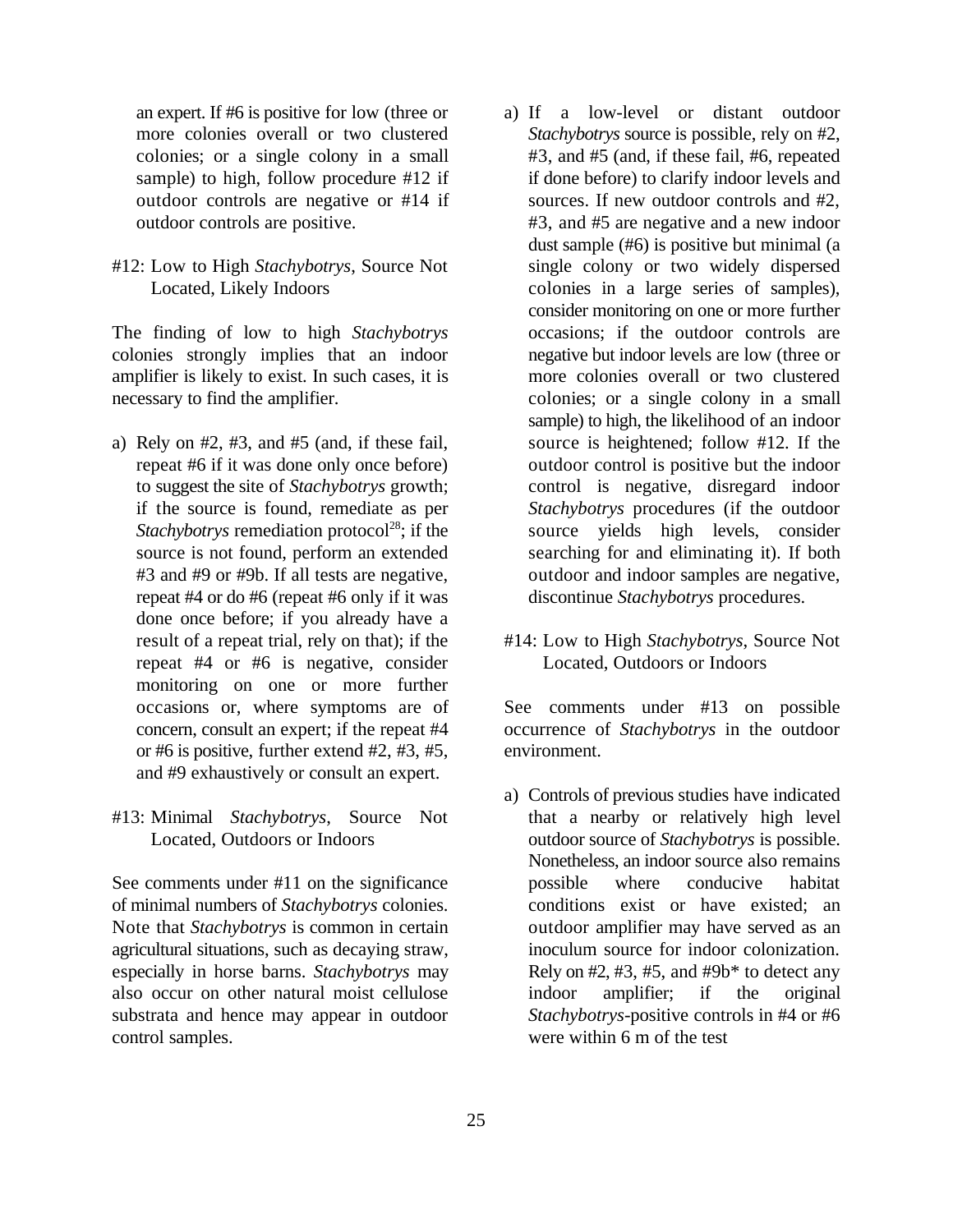an expert. If #6 is positive for low (three or more colonies overall or two clustered colonies; or a single colony in a small sample) to high, follow procedure #12 if outdoor controls are negative or #14 if outdoor controls are positive.

#12: Low to High *Stachybotrys*, Source Not Located, Likely Indoors

The finding of low to high *Stachybotrys* colonies strongly implies that an indoor amplifier is likely to exist. In such cases, it is necessary to find the amplifier.

a) Rely on #2, #3, and #5 (and, if these fail, repeat #6 if it was done only once before) to suggest the site of *Stachybotrys* growth; if the source is found, remediate as per *Stachybotrys* remediation protocol[28]; if the source is not found, perform an extended #3 and #9 or #9b. If all tests are negative, repeat #4 or do #6 (repeat #6 only if it was done once before; if you already have a result of a repeat trial, rely on that); if the repeat #4 or #6 is negative, consider monitoring on one or more further occasions or, where symptoms are of concern, consult an expert; if the repeat #4 or #6 is positive, further extend #2, #3, #5, and #9 exhaustively or consult an expert.

#13: Minimal *Stachybotrys*, Source Not Located, Outdoors or Indoors

See comments under #11 on the significance of minimal numbers of *Stachybotrys* colonies. Note that *Stachybotrys* is common in certain agricultural situations, such as decaying straw, especially in horse barns. *Stachybotrys* may also occur on other natural moist cellulose substrata and hence may appear in outdoor control samples.

a) If a low-level or distant outdoor *Stachybotrys* source is possible, rely on #2, #3, and #5 (and, if these fail, #6, repeated if done before) to clarify indoor levels and sources. If new outdoor controls and #2, #3, and #5 are negative and a new indoor dust sample (#6) is positive but minimal (a single colony or two widely dispersed colonies in a large series of samples), consider monitoring on one or more further occasions; if the outdoor controls are negative but indoor levels are low (three or more colonies overall or two clustered colonies; or a single colony in a small sample) to high, the likelihood of an indoor source is heightened; follow #12. If the outdoor control is positive but the indoor control is negative, disregard indoor *Stachybotrys* procedures (if the outdoor source yields high levels, consider searching for and eliminating it). If both outdoor and indoor samples are negative, discontinue *Stachybotrys* procedures.

#14: Low to High *Stachybotrys*, Source Not Located, Outdoors or Indoors

See comments under #13 on possible occurrence of *Stachybotrys* in the outdoor environment.

a) Controls of previous studies have indicated that a nearby or relatively high level outdoor source of *Stachybotrys* is possible. Nonetheless, an indoor source also remains possible where conducive habitat conditions exist or have existed; an outdoor amplifier may have served as an inoculum source for indoor colonization. Rely on #2, #3, #5, and #9b* to detect any indoor amplifier; if the original *Stachybotrys*-positive controls in #4 or #6 were within 6 m of the test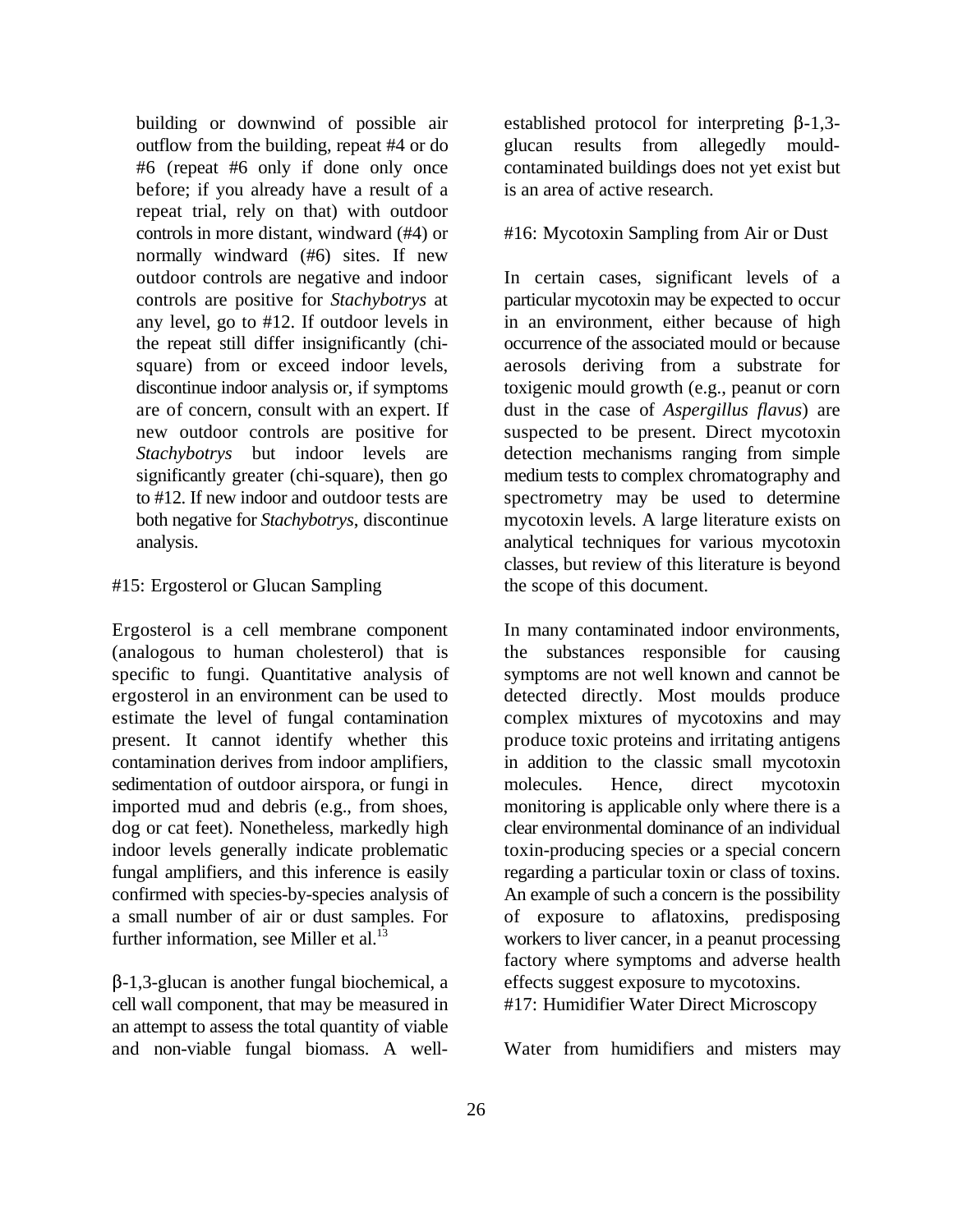building or downwind of possible air outflow from the building, repeat #4 or do #6 (repeat #6 only if done only once before; if you already have a result of a repeat trial, rely on that) with outdoor controls in more distant, windward (#4) or normally windward (#6) sites. If new outdoor controls are negative and indoor controls are positive for *Stachybotrys* at any level, go to #12. If outdoor levels in the repeat still differ insignificantly (chi-square) from or exceed indoor levels, discontinue indoor analysis or, if symptoms are of concern, consult with an expert. If new outdoor controls are positive for *Stachybotrys* but indoor levels are significantly greater (chi-square), then go to #12. If new indoor and outdoor tests are both negative for *Stachybotrys*, discontinue analysis.

#15: Ergosterol or Glucan Sampling

Ergosterol is a cell membrane component (analogous to human cholesterol) that is specific to fungi. Quantitative analysis of ergosterol in an environment can be used to estimate the level of fungal contamination present. It cannot identify whether this contamination derives from indoor amplifiers, sedimentation of outdoor airspora, or fungi in imported mud and debris (e.g., from shoes, dog or cat feet). Nonetheless, markedly high indoor levels generally indicate problematic fungal amplifiers, and this inference is easily confirmed with species-by-species analysis of a small number of air or dust samples. For further information, see Miller et al.[13]

β-1,3-glucan is another fungal biochemical, a cell wall component, that may be measured in an attempt to assess the total quantity of viable and non-viable fungal biomass. A well-established protocol for interpreting β-1,3-glucan results from allegedly mould-contaminated buildings does not yet exist but is an area of active research.

#16: Mycotoxin Sampling from Air or Dust

In certain cases, significant levels of a particular mycotoxin may be expected to occur in an environment, either because of high occurrence of the associated mould or because aerosols deriving from a substrate for toxigenic mould growth (e.g., peanut or corn dust in the case of *Aspergillus flavus*) are suspected to be present. Direct mycotoxin detection mechanisms ranging from simple medium tests to complex chromatography and spectrometry may be used to determine mycotoxin levels. A large literature exists on analytical techniques for various mycotoxin classes, but review of this literature is beyond the scope of this document.

In many contaminated indoor environments, the substances responsible for causing symptoms are not well known and cannot be detected directly. Most moulds produce complex mixtures of mycotoxins and may produce toxic proteins and irritating antigens in addition to the classic small mycotoxin molecules. Hence, direct mycotoxin monitoring is applicable only where there is a clear environmental dominance of an individual toxin-producing species or a special concern regarding a particular toxin or class of toxins. An example of such a concern is the possibility of exposure to aflatoxins, predisposing workers to liver cancer, in a peanut processing factory where symptoms and adverse health effects suggest exposure to mycotoxins.

#17: Humidifier Water Direct Microscopy

Water from humidifiers and misters may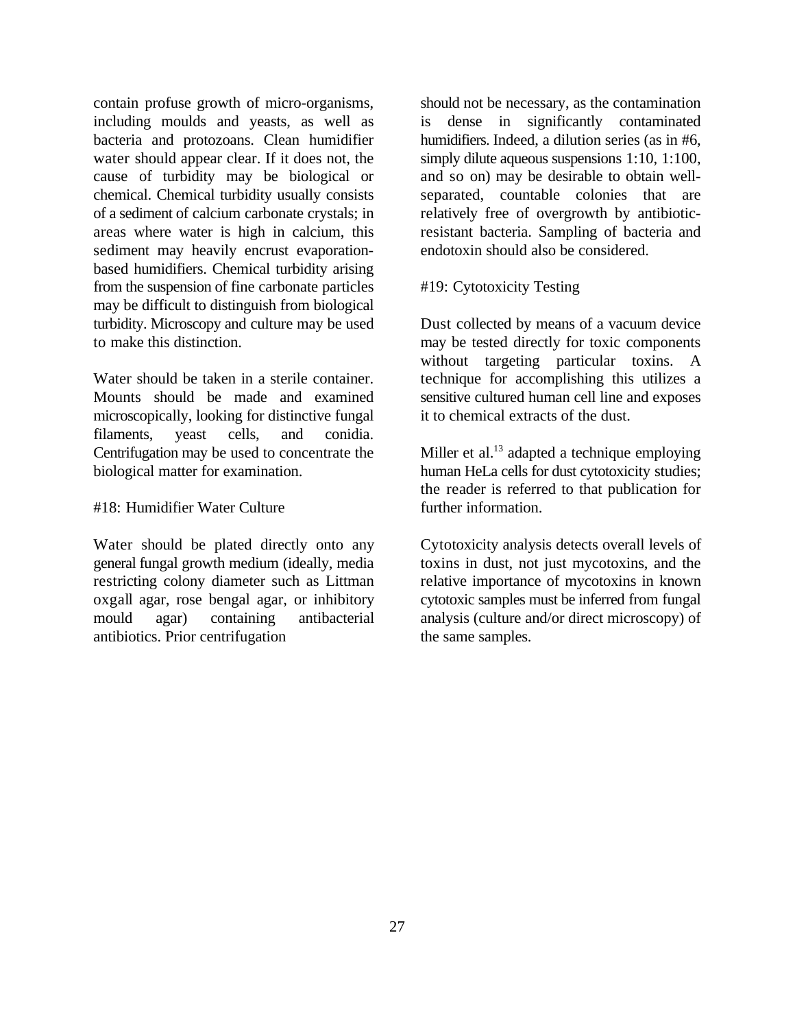contain profuse growth of micro-organisms, including moulds and yeasts, as well as bacteria and protozoans. Clean humidifier water should appear clear. If it does not, the cause of turbidity may be biological or chemical. Chemical turbidity usually consists of a sediment of calcium carbonate crystals; in areas where water is high in calcium, this sediment may heavily encrust evaporation-based humidifiers. Chemical turbidity arising from the suspension of fine carbonate particles may be difficult to distinguish from biological turbidity. Microscopy and culture may be used to make this distinction.

Water should be taken in a sterile container. Mounts should be made and examined microscopically, looking for distinctive fungal filaments, yeast cells, and conidia. Centrifugation may be used to concentrate the biological matter for examination.

#18: Humidifier Water Culture

Water should be plated directly onto any general fungal growth medium (ideally, media restricting colony diameter such as Littman oxgall agar, rose bengal agar, or inhibitory mould agar) containing antibacterial antibiotics. Prior centrifugation should not be necessary, as the contamination is dense in significantly contaminated humidifiers. Indeed, a dilution series (as in #6, simply dilute aqueous suspensions 1:10, 1:100, and so on) may be desirable to obtain well-separated, countable colonies that are relatively free of overgrowth by antibiotic-resistant bacteria. Sampling of bacteria and endotoxin should also be considered.

#19: Cytotoxicity Testing

Dust collected by means of a vacuum device may be tested directly for toxic components without targeting particular toxins. A technique for accomplishing this utilizes a sensitive cultured human cell line and exposes it to chemical extracts of the dust.

Miller et al.[13] adapted a technique employing human HeLa cells for dust cytotoxicity studies; the reader is referred to that publication for further information.

Cytotoxicity analysis detects overall levels of toxins in dust, not just mycotoxins, and the relative importance of mycotoxins in known cytotoxic samples must be inferred from fungal analysis (culture and/or direct microscopy) of the same samples.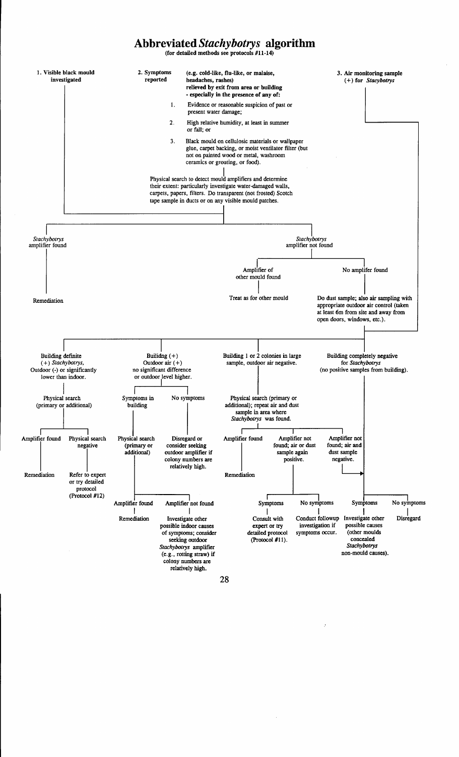# Abbreviated *Stachybotrys* algorithm

**(for detailed methods see protocols #11-14)**

**1. Visible black mould investigated**

**2. Symptoms reported** **(e.g. cold-like, flu-like, or malaise, headaches, rashes) relieved by exit from area or building - especially in the presence of any of:**

1. Evidence or reasonable suspicion of past or present water damage;
2. High relative humidity, at least in summer or fall; or
3. Black mould on cellulosic materials or wallpaper glue, carpet backing, or moist ventilator filter (but not on painted wood or metal, washroom ceramics or grouting, or food).

**3. Air monitoring sample (+) for *Stacybotrys***

Physical search to detect mould amplifiers and determine their extent: particularly investigate water-damaged walls, carpets, papers, filters. Do transparent (not frosted) Scotch tape sample in ducts or on any visible mould patches.

- *Stachybotrys* amplifier found
  - Remediation
- *Stachybotrys* amplifier not found
  - Amplifier of other mould found
    - Treat as for other mould
  - No amplifer found
    - Do dust sample; also air sampling with appropriate outdoor air control (taken at least 6m from site and away from open doors, windows, etc.).

(Air monitoring sample (+) for *Stacybotrys* also leads to this step.)

- Building definite (+) *Stachybotrys*, Outdoor (-) or significantly lower than indoor.
  - Physical search (primary or additional)
    - Amplifier found
      - Remediation
    - Physical search negative
      - Refer to expert or try detailed protocol (Protocol #12)
- Builidng (+) Outdoor air (+) no significant difference or outdoor level higher.
  - Symptoms in building
    - Physical search (primary or additional)
      - Amplifier found
        - Remediation
      - Amplifier not found
        - Investigate other possible indoor causes of symptoms; consider seeking outdoor *Stachybotrys* amplifier (e.g., rotting straw) if colony numbers are relatively high.
  - No symptoms
    - Disregard or consider seeking outdoor amplifier if colony numbers are relatively high.
- Building 1 or 2 colonies in large sample, outdoor air negative.
  - Physical search (primary or additional); repeat air and dust sample in area where *Stachybotrys* was found.
    - Amplifier found
      - Remediation
    - Amplifier not found; air or dust sample again positive.
      - Symptoms
        - Consult with expert or try detailed protocol (Protocol #11).
      - No symptoms
        - Conduct followup investigation if symptoms occur.
    - Amplifier not found; air and dust sample negative.
      - (proceeds to: Building completely negative branch)
- Building completely negative for *Stachybotrys* (no positive samples from building).
  - Symptoms
    - Investigate other possible causes (other moulds concealed *Stachybotrys* non-mould causes).
  - No symptoms
    - Disregard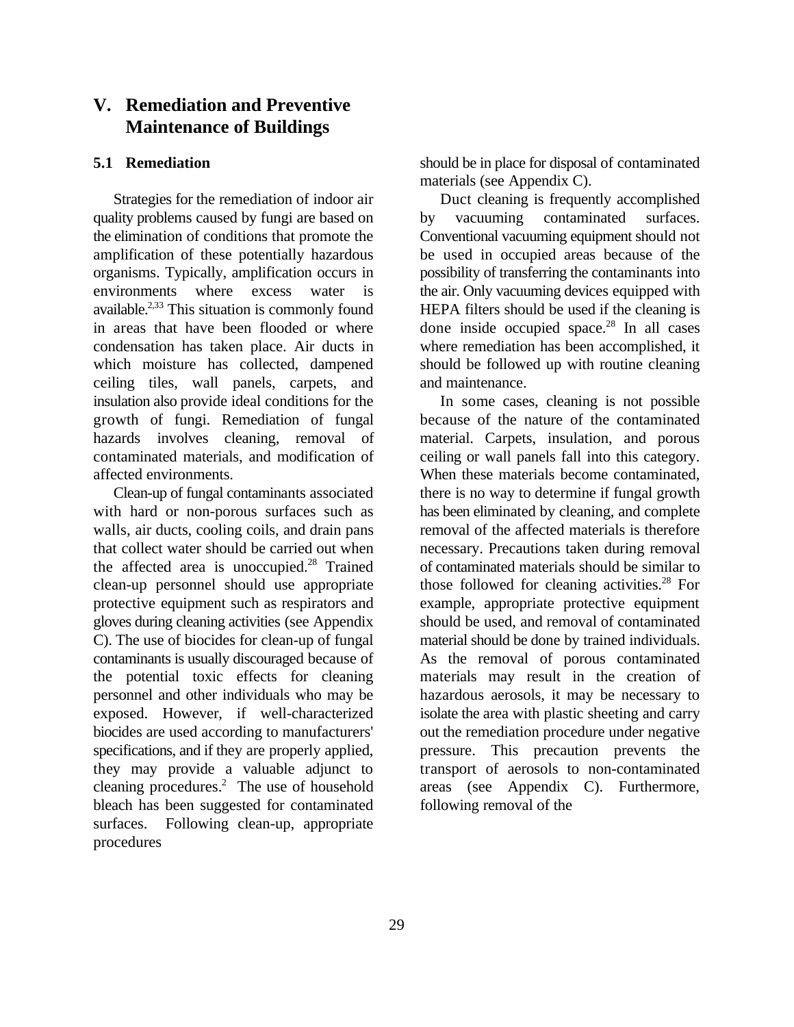# V. Remediation and Preventive Maintenance of Buildings

## 5.1 Remediation

Strategies for the remediation of indoor air quality problems caused by fungi are based on the elimination of conditions that promote the amplification of these potentially hazardous organisms. Typically, amplification occurs in environments where excess water is available.[2,33] This situation is commonly found in areas that have been flooded or where condensation has taken place. Air ducts in which moisture has collected, dampened ceiling tiles, wall panels, carpets, and insulation also provide ideal conditions for the growth of fungi. Remediation of fungal hazards involves cleaning, removal of contaminated materials, and modification of affected environments.

Clean-up of fungal contaminants associated with hard or non-porous surfaces such as walls, air ducts, cooling coils, and drain pans that collect water should be carried out when the affected area is unoccupied.[28] Trained clean-up personnel should use appropriate protective equipment such as respirators and gloves during cleaning activities (see Appendix C). The use of biocides for clean-up of fungal contaminants is usually discouraged because of the potential toxic effects for cleaning personnel and other individuals who may be exposed. However, if well-characterized biocides are used according to manufacturers' specifications, and if they are properly applied, they may provide a valuable adjunct to cleaning procedures.[2] The use of household bleach has been suggested for contaminated surfaces. Following clean-up, appropriate procedures should be in place for disposal of contaminated materials (see Appendix C).

Duct cleaning is frequently accomplished by vacuuming contaminated surfaces. Conventional vacuuming equipment should not be used in occupied areas because of the possibility of transferring the contaminants into the air. Only vacuuming devices equipped with HEPA filters should be used if the cleaning is done inside occupied space.[28] In all cases where remediation has been accomplished, it should be followed up with routine cleaning and maintenance.

In some cases, cleaning is not possible because of the nature of the contaminated material. Carpets, insulation, and porous ceiling or wall panels fall into this category. When these materials become contaminated, there is no way to determine if fungal growth has been eliminated by cleaning, and complete removal of the affected materials is therefore necessary. Precautions taken during removal of contaminated materials should be similar to those followed for cleaning activities.[28] For example, appropriate protective equipment should be used, and removal of contaminated material should be done by trained individuals. As the removal of porous contaminated materials may result in the creation of hazardous aerosols, it may be necessary to isolate the area with plastic sheeting and carry out the remediation procedure under negative pressure. This precaution prevents the transport of aerosols to non-contaminated areas (see Appendix C). Furthermore, following removal of the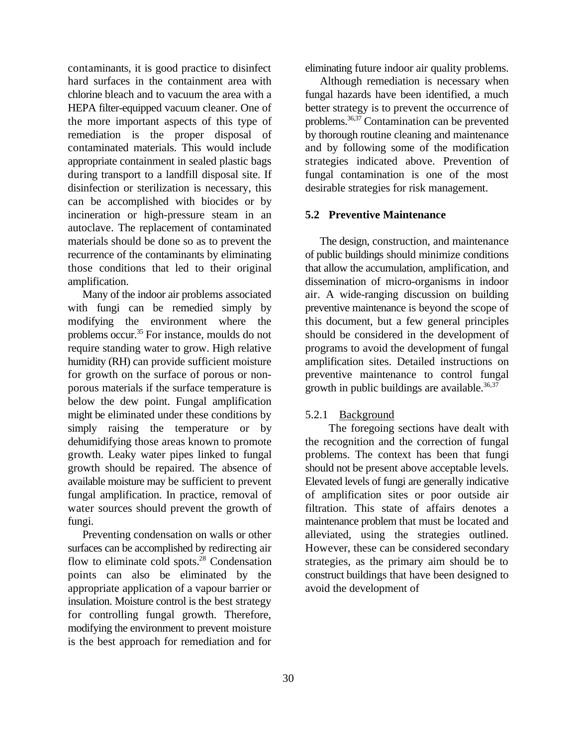contaminants, it is good practice to disinfect hard surfaces in the containment area with chlorine bleach and to vacuum the area with a HEPA filter-equipped vacuum cleaner. One of the more important aspects of this type of remediation is the proper disposal of contaminated materials. This would include appropriate containment in sealed plastic bags during transport to a landfill disposal site. If disinfection or sterilization is necessary, this can be accomplished with biocides or by incineration or high-pressure steam in an autoclave. The replacement of contaminated materials should be done so as to prevent the recurrence of the contaminants by eliminating those conditions that led to their original amplification.

Many of the indoor air problems associated with fungi can be remedied simply by modifying the environment where the problems occur.[35] For instance, moulds do not require standing water to grow. High relative humidity (RH) can provide sufficient moisture for growth on the surface of porous or non-porous materials if the surface temperature is below the dew point. Fungal amplification might be eliminated under these conditions by simply raising the temperature or by dehumidifying those areas known to promote growth. Leaky water pipes linked to fungal growth should be repaired. The absence of available moisture may be sufficient to prevent fungal amplification. In practice, removal of water sources should prevent the growth of fungi.

Preventing condensation on walls or other surfaces can be accomplished by redirecting air flow to eliminate cold spots.[28] Condensation points can also be eliminated by the appropriate application of a vapour barrier or insulation. Moisture control is the best strategy for controlling fungal growth. Therefore, modifying the environment to prevent moisture is the best approach for remediation and for eliminating future indoor air quality problems.

Although remediation is necessary when fungal hazards have been identified, a much better strategy is to prevent the occurrence of problems.[36,37] Contamination can be prevented by thorough routine cleaning and maintenance and by following some of the modification strategies indicated above. Prevention of fungal contamination is one of the most desirable strategies for risk management.

## 5.2 Preventive Maintenance

The design, construction, and maintenance of public buildings should minimize conditions that allow the accumulation, amplification, and dissemination of micro-organisms in indoor air. A wide-ranging discussion on building preventive maintenance is beyond the scope of this document, but a few general principles should be considered in the development of programs to avoid the development of fungal amplification sites. Detailed instructions on preventive maintenance to control fungal growth in public buildings are available.[36,37]

### 5.2.1 Background

The foregoing sections have dealt with the recognition and the correction of fungal problems. The context has been that fungi should not be present above acceptable levels. Elevated levels of fungi are generally indicative of amplification sites or poor outside air filtration. This state of affairs denotes a maintenance problem that must be located and alleviated, using the strategies outlined. However, these can be considered secondary strategies, as the primary aim should be to construct buildings that have been designed to avoid the development of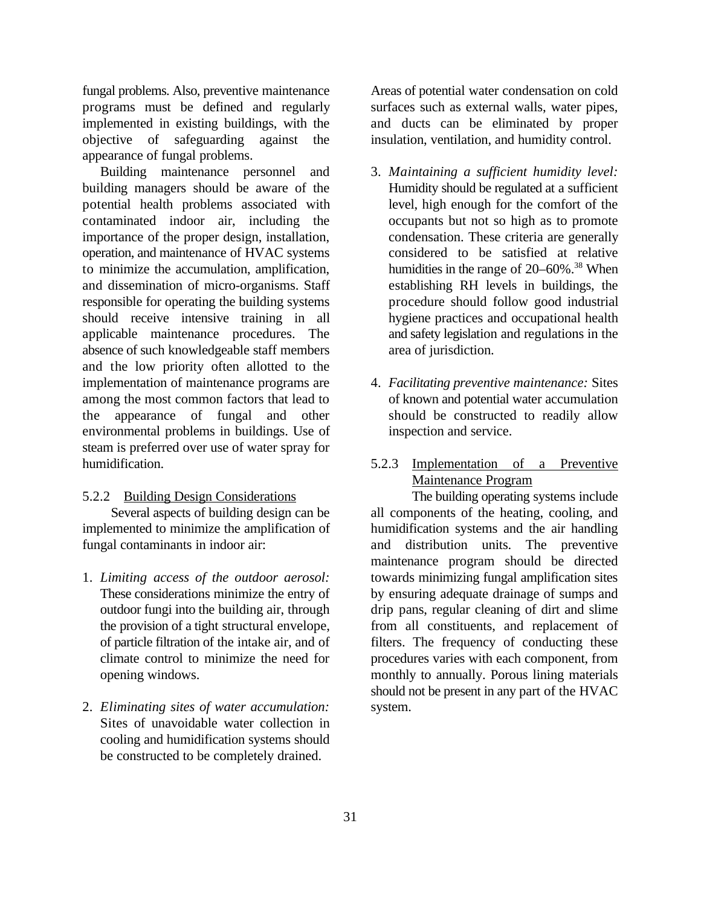fungal problems. Also, preventive maintenance programs must be defined and regularly implemented in existing buildings, with the objective of safeguarding against the appearance of fungal problems.

Building maintenance personnel and building managers should be aware of the potential health problems associated with contaminated indoor air, including the importance of the proper design, installation, operation, and maintenance of HVAC systems to minimize the accumulation, amplification, and dissemination of micro-organisms. Staff responsible for operating the building systems should receive intensive training in all applicable maintenance procedures. The absence of such knowledgeable staff members and the low priority often allotted to the implementation of maintenance programs are among the most common factors that lead to the appearance of fungal and other environmental problems in buildings. Use of steam is preferred over use of water spray for humidification.

### 5.2.2 Building Design Considerations

Several aspects of building design can be implemented to minimize the amplification of fungal contaminants in indoor air:

1. *Limiting access of the outdoor aerosol:* These considerations minimize the entry of outdoor fungi into the building air, through the provision of a tight structural envelope, of particle filtration of the intake air, and of climate control to minimize the need for opening windows.

2. *Eliminating sites of water accumulation:* Sites of unavoidable water collection in cooling and humidification systems should be constructed to be completely drained. Areas of potential water condensation on cold surfaces such as external walls, water pipes, and ducts can be eliminated by proper insulation, ventilation, and humidity control.

3. *Maintaining a sufficient humidity level:* Humidity should be regulated at a sufficient level, high enough for the comfort of the occupants but not so high as to promote condensation. These criteria are generally considered to be satisfied at relative humidities in the range of 20–60%.[38] When establishing RH levels in buildings, the procedure should follow good industrial hygiene practices and occupational health and safety legislation and regulations in the area of jurisdiction.

4. *Facilitating preventive maintenance:* Sites of known and potential water accumulation should be constructed to readily allow inspection and service.

### 5.2.3 Implementation of a Preventive Maintenance Program

The building operating systems include all components of the heating, cooling, and humidification systems and the air handling and distribution units. The preventive maintenance program should be directed towards minimizing fungal amplification sites by ensuring adequate drainage of sumps and drip pans, regular cleaning of dirt and slime from all constituents, and replacement of filters. The frequency of conducting these procedures varies with each component, from monthly to annually. Porous lining materials should not be present in any part of the HVAC system.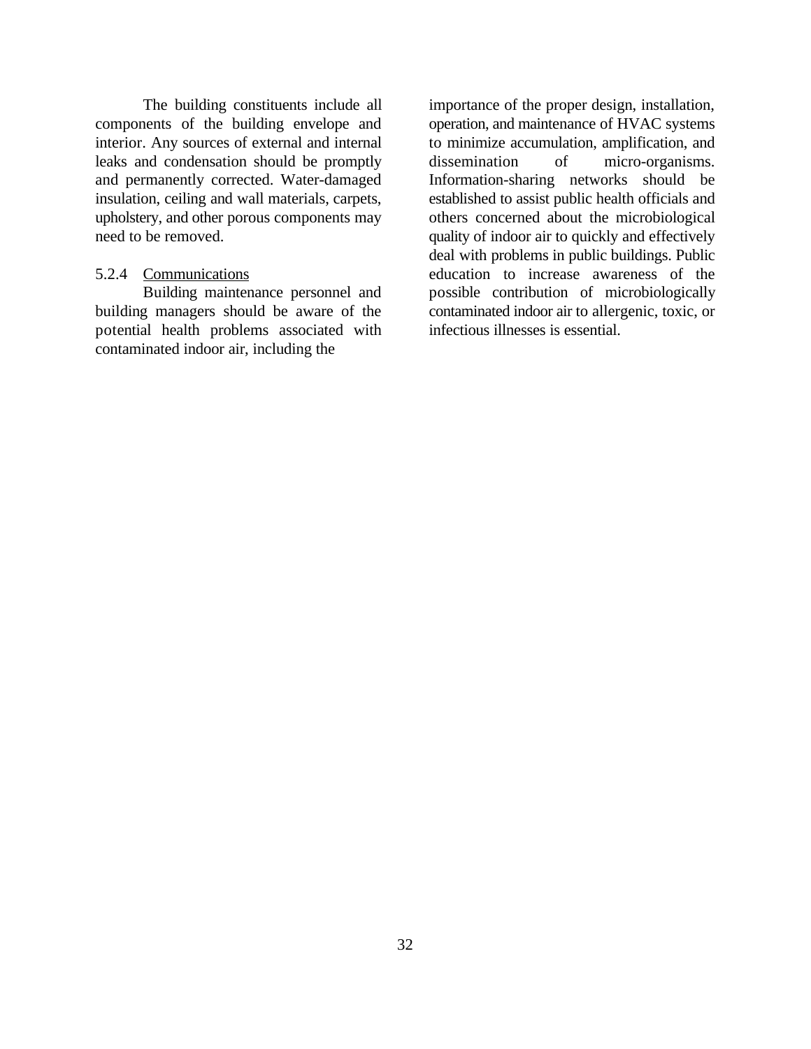The building constituents include all components of the building envelope and interior. Any sources of external and internal leaks and condensation should be promptly and permanently corrected. Water-damaged insulation, ceiling and wall materials, carpets, upholstery, and other porous components may need to be removed.

#### 5.2.4 Communications

Building maintenance personnel and building managers should be aware of the potential health problems associated with contaminated indoor air, including the importance of the proper design, installation, operation, and maintenance of HVAC systems to minimize accumulation, amplification, and dissemination of micro-organisms. Information-sharing networks should be established to assist public health officials and others concerned about the microbiological quality of indoor air to quickly and effectively deal with problems in public buildings. Public education to increase awareness of the possible contribution of microbiologically contaminated indoor air to allergenic, toxic, or infectious illnesses is essential.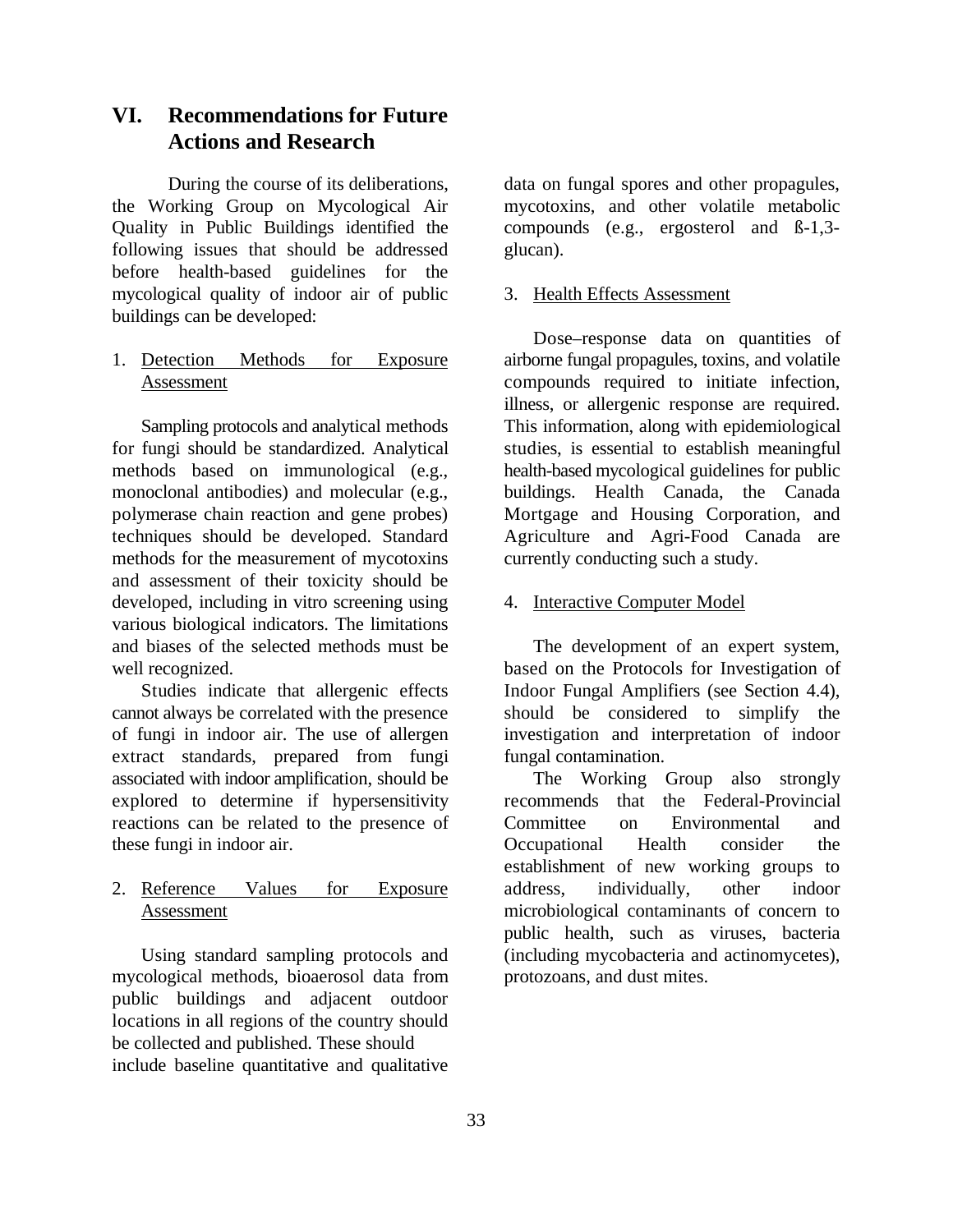# VI. Recommendations for Future Actions and Research

During the course of its deliberations, the Working Group on Mycological Air Quality in Public Buildings identified the following issues that should be addressed before health-based guidelines for the mycological quality of indoor air of public buildings can be developed:

1. Detection Methods for Exposure Assessment

Sampling protocols and analytical methods for fungi should be standardized. Analytical methods based on immunological (e.g., monoclonal antibodies) and molecular (e.g., polymerase chain reaction and gene probes) techniques should be developed. Standard methods for the measurement of mycotoxins and assessment of their toxicity should be developed, including in vitro screening using various biological indicators. The limitations and biases of the selected methods must be well recognized.

Studies indicate that allergenic effects cannot always be correlated with the presence of fungi in indoor air. The use of allergen extract standards, prepared from fungi associated with indoor amplification, should be explored to determine if hypersensitivity reactions can be related to the presence of these fungi in indoor air.

2. Reference Values for Exposure Assessment

Using standard sampling protocols and mycological methods, bioaerosol data from public buildings and adjacent outdoor locations in all regions of the country should be collected and published. These should include baseline quantitative and qualitative data on fungal spores and other propagules, mycotoxins, and other volatile metabolic compounds (e.g., ergosterol and ß-1,3-glucan).

3. Health Effects Assessment

Dose–response data on quantities of airborne fungal propagules, toxins, and volatile compounds required to initiate infection, illness, or allergenic response are required. This information, along with epidemiological studies, is essential to establish meaningful health-based mycological guidelines for public buildings. Health Canada, the Canada Mortgage and Housing Corporation, and Agriculture and Agri-Food Canada are currently conducting such a study.

4. Interactive Computer Model

The development of an expert system, based on the Protocols for Investigation of Indoor Fungal Amplifiers (see Section 4.4), should be considered to simplify the investigation and interpretation of indoor fungal contamination.

The Working Group also strongly recommends that the Federal-Provincial Committee on Environmental and Occupational Health consider the establishment of new working groups to address, individually, other indoor microbiological contaminants of concern to public health, such as viruses, bacteria (including mycobacteria and actinomycetes), protozoans, and dust mites.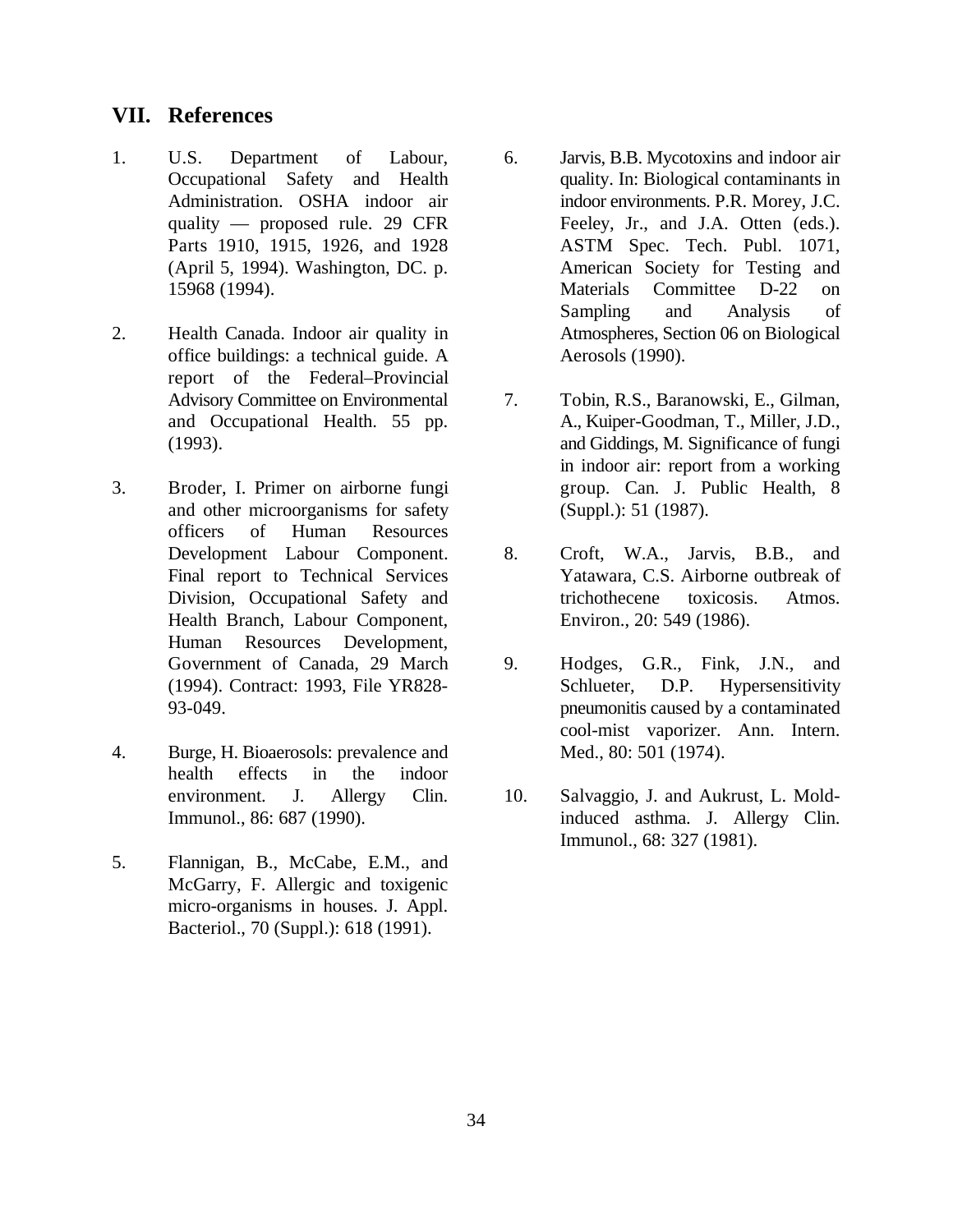## VII. References

1. U.S. Department of Labour, Occupational Safety and Health Administration. OSHA indoor air quality — proposed rule. 29 CFR Parts 1910, 1915, 1926, and 1928 (April 5, 1994). Washington, DC. p. 15968 (1994).

2. Health Canada. Indoor air quality in office buildings: a technical guide. A report of the Federal–Provincial Advisory Committee on Environmental and Occupational Health. 55 pp. (1993).

3. Broder, I. Primer on airborne fungi and other microorganisms for safety officers of Human Resources Development Labour Component. Final report to Technical Services Division, Occupational Safety and Health Branch, Labour Component, Human Resources Development, Government of Canada, 29 March (1994). Contract: 1993, File YR828-93-049.

4. Burge, H. Bioaerosols: prevalence and health effects in the indoor environment. J. Allergy Clin. Immunol., 86: 687 (1990).

5. Flannigan, B., McCabe, E.M., and McGarry, F. Allergic and toxigenic micro-organisms in houses. J. Appl. Bacteriol., 70 (Suppl.): 618 (1991).

6. Jarvis, B.B. Mycotoxins and indoor air quality. In: Biological contaminants in indoor environments. P.R. Morey, J.C. Feeley, Jr., and J.A. Otten (eds.). ASTM Spec. Tech. Publ. 1071, American Society for Testing and Materials Committee D-22 on Sampling and Analysis of Atmospheres, Section 06 on Biological Aerosols (1990).

7. Tobin, R.S., Baranowski, E., Gilman, A., Kuiper-Goodman, T., Miller, J.D., and Giddings, M. Significance of fungi in indoor air: report from a working group. Can. J. Public Health, 8 (Suppl.): 51 (1987).

8. Croft, W.A., Jarvis, B.B., and Yatawara, C.S. Airborne outbreak of trichothecene toxicosis. Atmos. Environ., 20: 549 (1986).

9. Hodges, G.R., Fink, J.N., and Schlueter, D.P. Hypersensitivity pneumonitis caused by a contaminated cool-mist vaporizer. Ann. Intern. Med., 80: 501 (1974).

10. Salvaggio, J. and Aukrust, L. Mold-induced asthma. J. Allergy Clin. Immunol., 68: 327 (1981).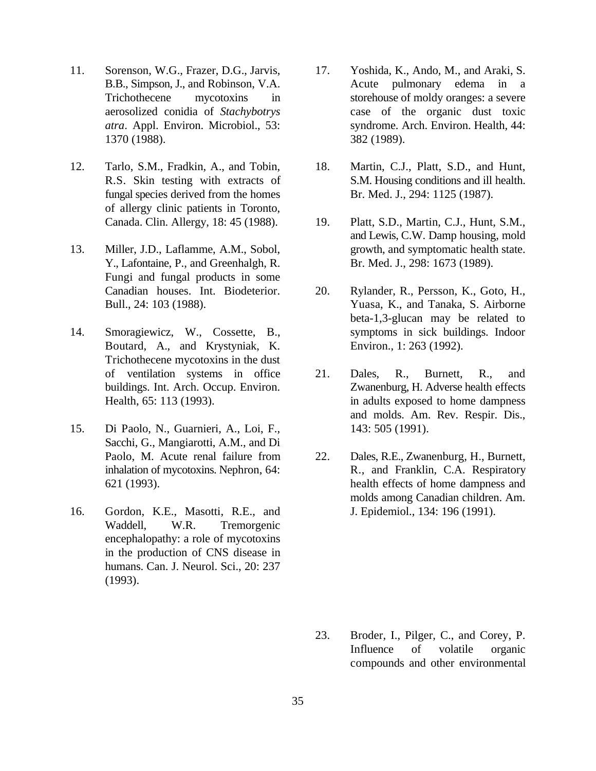11. Sorenson, W.G., Frazer, D.G., Jarvis, B.B., Simpson, J., and Robinson, V.A. Trichothecene mycotoxins in aerosolized conidia of *Stachybotrys atra*. Appl. Environ. Microbiol., 53: 1370 (1988).

12. Tarlo, S.M., Fradkin, A., and Tobin, R.S. Skin testing with extracts of fungal species derived from the homes of allergy clinic patients in Toronto, Canada. Clin. Allergy, 18: 45 (1988).

13. Miller, J.D., Laflamme, A.M., Sobol, Y., Lafontaine, P., and Greenhalgh, R. Fungi and fungal products in some Canadian houses. Int. Biodeterior. Bull., 24: 103 (1988).

14. Smoragiewicz, W., Cossette, B., Boutard, A., and Krystyniak, K. Trichothecene mycotoxins in the dust of ventilation systems in office buildings. Int. Arch. Occup. Environ. Health, 65: 113 (1993).

15. Di Paolo, N., Guarnieri, A., Loi, F., Sacchi, G., Mangiarotti, A.M., and Di Paolo, M. Acute renal failure from inhalation of mycotoxins. Nephron, 64: 621 (1993).

16. Gordon, K.E., Masotti, R.E., and Waddell, W.R. Tremorgenic encephalopathy: a role of mycotoxins in the production of CNS disease in humans. Can. J. Neurol. Sci., 20: 237 (1993).

17. Yoshida, K., Ando, M., and Araki, S. Acute pulmonary edema in a storehouse of moldy oranges: a severe case of the organic dust toxic syndrome. Arch. Environ. Health, 44: 382 (1989).

18. Martin, C.J., Platt, S.D., and Hunt, S.M. Housing conditions and ill health. Br. Med. J., 294: 1125 (1987).

19. Platt, S.D., Martin, C.J., Hunt, S.M., and Lewis, C.W. Damp housing, mold growth, and symptomatic health state. Br. Med. J., 298: 1673 (1989).

20. Rylander, R., Persson, K., Goto, H., Yuasa, K., and Tanaka, S. Airborne beta-1,3-glucan may be related to symptoms in sick buildings. Indoor Environ., 1: 263 (1992).

21. Dales, R., Burnett, R., and Zwanenburg, H. Adverse health effects in adults exposed to home dampness and molds. Am. Rev. Respir. Dis., 143: 505 (1991).

22. Dales, R.E., Zwanenburg, H., Burnett, R., and Franklin, C.A. Respiratory health effects of home dampness and molds among Canadian children. Am. J. Epidemiol., 134: 196 (1991).

23. Broder, I., Pilger, C., and Corey, P. Influence of volatile organic compounds and other environmental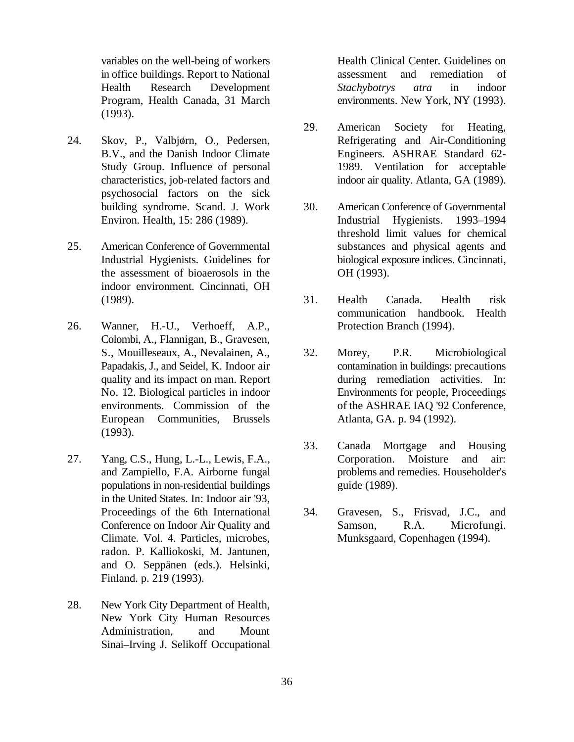variables on the well-being of workers in office buildings. Report to National Health Research Development Program, Health Canada, 31 March (1993).

24. Skov, P., Valbjørn, O., Pedersen, B.V., and the Danish Indoor Climate Study Group. Influence of personal characteristics, job-related factors and psychosocial factors on the sick building syndrome. Scand. J. Work Environ. Health, 15: 286 (1989).

25. American Conference of Governmental Industrial Hygienists. Guidelines for the assessment of bioaerosols in the indoor environment. Cincinnati, OH (1989).

26. Wanner, H.-U., Verhoeff, A.P., Colombi, A., Flannigan, B., Gravesen, S., Mouilleseaux, A., Nevalainen, A., Papadakis, J., and Seidel, K. Indoor air quality and its impact on man. Report No. 12. Biological particles in indoor environments. Commission of the European Communities, Brussels (1993).

27. Yang, C.S., Hung, L.-L., Lewis, F.A., and Zampiello, F.A. Airborne fungal populations in non-residential buildings in the United States. In: Indoor air '93, Proceedings of the 6th International Conference on Indoor Air Quality and Climate. Vol. 4. Particles, microbes, radon. P. Kalliokoski, M. Jantunen, and O. Seppänen (eds.). Helsinki, Finland. p. 219 (1993).

28. New York City Department of Health, New York City Human Resources Administration, and Mount Sinai–Irving J. Selikoff Occupational Health Clinical Center. Guidelines on assessment and remediation of *Stachybotrys atra* in indoor environments. New York, NY (1993).

29. American Society for Heating, Refrigerating and Air-Conditioning Engineers. ASHRAE Standard 62-1989. Ventilation for acceptable indoor air quality. Atlanta, GA (1989).

30. American Conference of Governmental Industrial Hygienists. 1993–1994 threshold limit values for chemical substances and physical agents and biological exposure indices. Cincinnati, OH (1993).

31. Health Canada. Health risk communication handbook. Health Protection Branch (1994).

32. Morey, P.R. Microbiological contamination in buildings: precautions during remediation activities. In: Environments for people, Proceedings of the ASHRAE IAQ '92 Conference, Atlanta, GA. p. 94 (1992).

33. Canada Mortgage and Housing Corporation. Moisture and air: problems and remedies. Householder's guide (1989).

34. Gravesen, S., Frisvad, J.C., and Samson, R.A. Microfungi. Munksgaard, Copenhagen (1994).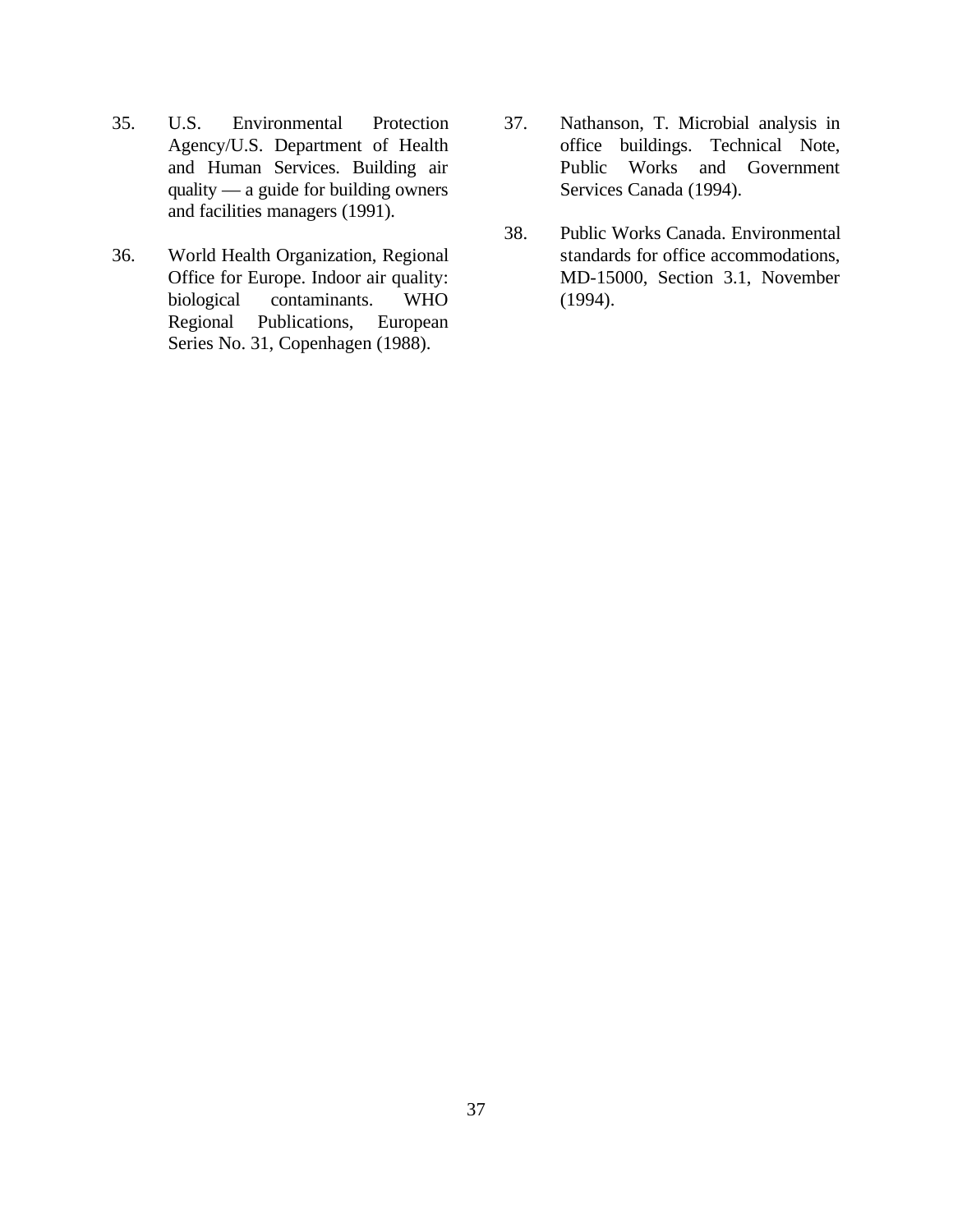35. U.S. Environmental Protection Agency/U.S. Department of Health and Human Services. Building air quality — a guide for building owners and facilities managers (1991).

36. World Health Organization, Regional Office for Europe. Indoor air quality: biological contaminants. WHO Regional Publications, European Series No. 31, Copenhagen (1988).

37. Nathanson, T. Microbial analysis in office buildings. Technical Note, Public Works and Government Services Canada (1994).

38. Public Works Canada. Environmental standards for office accommodations, MD-15000, Section 3.1, November (1994).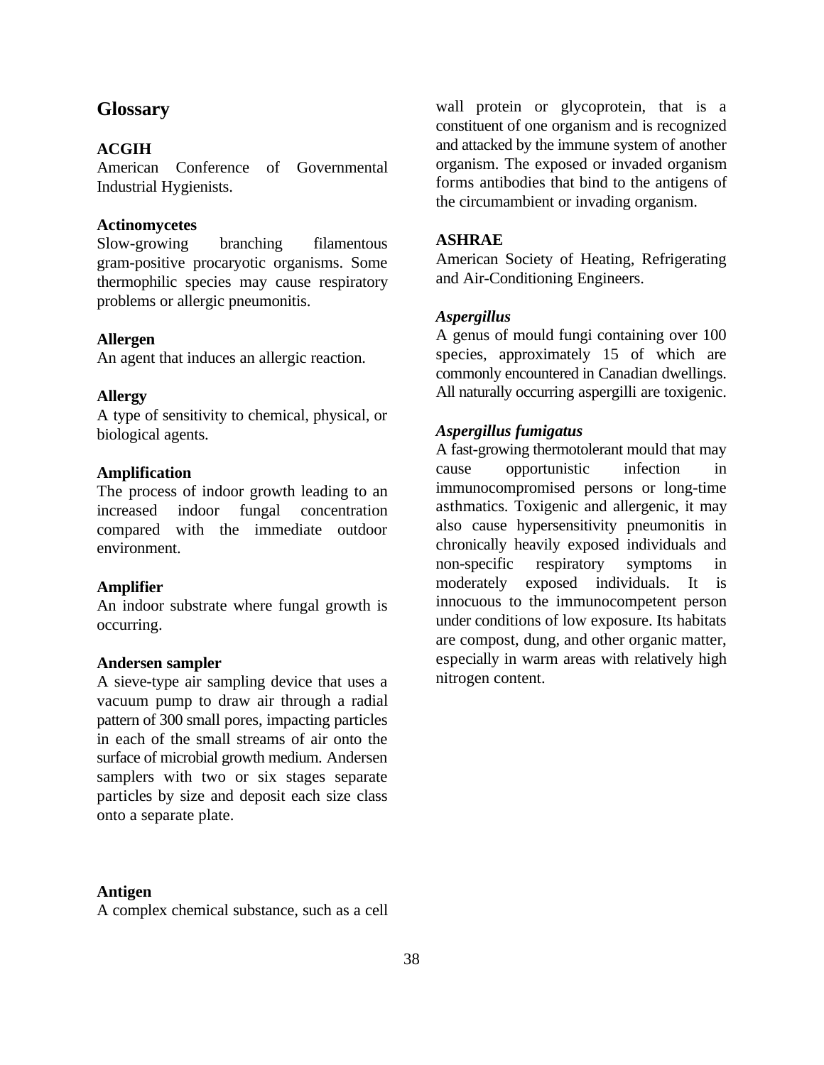## Glossary

**ACGIH**
American Conference of Governmental Industrial Hygienists.

**Actinomycetes**
Slow-growing branching filamentous gram-positive procaryotic organisms. Some thermophilic species may cause respiratory problems or allergic pneumonitis.

**Allergen**
An agent that induces an allergic reaction.

**Allergy**
A type of sensitivity to chemical, physical, or biological agents.

**Amplification**
The process of indoor growth leading to an increased indoor fungal concentration compared with the immediate outdoor environment.

**Amplifier**
An indoor substrate where fungal growth is occurring.

**Andersen sampler**
A sieve-type air sampling device that uses a vacuum pump to draw air through a radial pattern of 300 small pores, impacting particles in each of the small streams of air onto the surface of microbial growth medium. Andersen samplers with two or six stages separate particles by size and deposit each size class onto a separate plate.

**Antigen**
A complex chemical substance, such as a cell wall protein or glycoprotein, that is a constituent of one organism and is recognized and attacked by the immune system of another organism. The exposed or invaded organism forms antibodies that bind to the antigens of the circumambient or invading organism.

**ASHRAE**
American Society of Heating, Refrigerating and Air-Conditioning Engineers.

***Aspergillus***
A genus of mould fungi containing over 100 species, approximately 15 of which are commonly encountered in Canadian dwellings. All naturally occurring aspergilli are toxigenic.

***Aspergillus fumigatus***
A fast-growing thermotolerant mould that may cause opportunistic infection in immunocompromised persons or long-time asthmatics. Toxigenic and allergenic, it may also cause hypersensitivity pneumonitis in chronically heavily exposed individuals and non-specific respiratory symptoms in moderately exposed individuals. It is innocuous to the immunocompetent person under conditions of low exposure. Its habitats are compost, dung, and other organic matter, especially in warm areas with relatively high nitrogen content.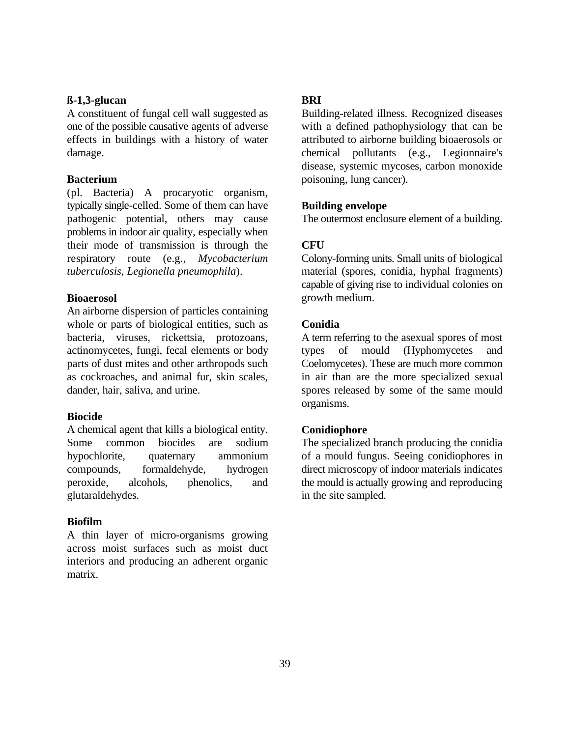**ß-1,3-glucan**

A constituent of fungal cell wall suggested as one of the possible causative agents of adverse effects in buildings with a history of water damage.

**Bacterium**

(pl. Bacteria) A procaryotic organism, typically single-celled. Some of them can have pathogenic potential, others may cause problems in indoor air quality, especially when their mode of transmission is through the respiratory route (e.g., *Mycobacterium tuberculosis*, *Legionella pneumophila*).

**Bioaerosol**

An airborne dispersion of particles containing whole or parts of biological entities, such as bacteria, viruses, rickettsia, protozoans, actinomycetes, fungi, fecal elements or body parts of dust mites and other arthropods such as cockroaches, and animal fur, skin scales, dander, hair, saliva, and urine.

**Biocide**

A chemical agent that kills a biological entity. Some common biocides are sodium hypochlorite, quaternary ammonium compounds, formaldehyde, hydrogen peroxide, alcohols, phenolics, and glutaraldehydes.

**Biofilm**

A thin layer of micro-organisms growing across moist surfaces such as moist duct interiors and producing an adherent organic matrix.

**BRI**

Building-related illness. Recognized diseases with a defined pathophysiology that can be attributed to airborne building bioaerosols or chemical pollutants (e.g., Legionnaire's disease, systemic mycoses, carbon monoxide poisoning, lung cancer).

**Building envelope**

The outermost enclosure element of a building.

**CFU**

Colony-forming units. Small units of biological material (spores, conidia, hyphal fragments) capable of giving rise to individual colonies on growth medium.

**Conidia**

A term referring to the asexual spores of most types of mould (Hyphomycetes and Coelomycetes). These are much more common in air than are the more specialized sexual spores released by some of the same mould organisms.

**Conidiophore**

The specialized branch producing the conidia of a mould fungus. Seeing conidiophores in direct microscopy of indoor materials indicates the mould is actually growing and reproducing in the site sampled.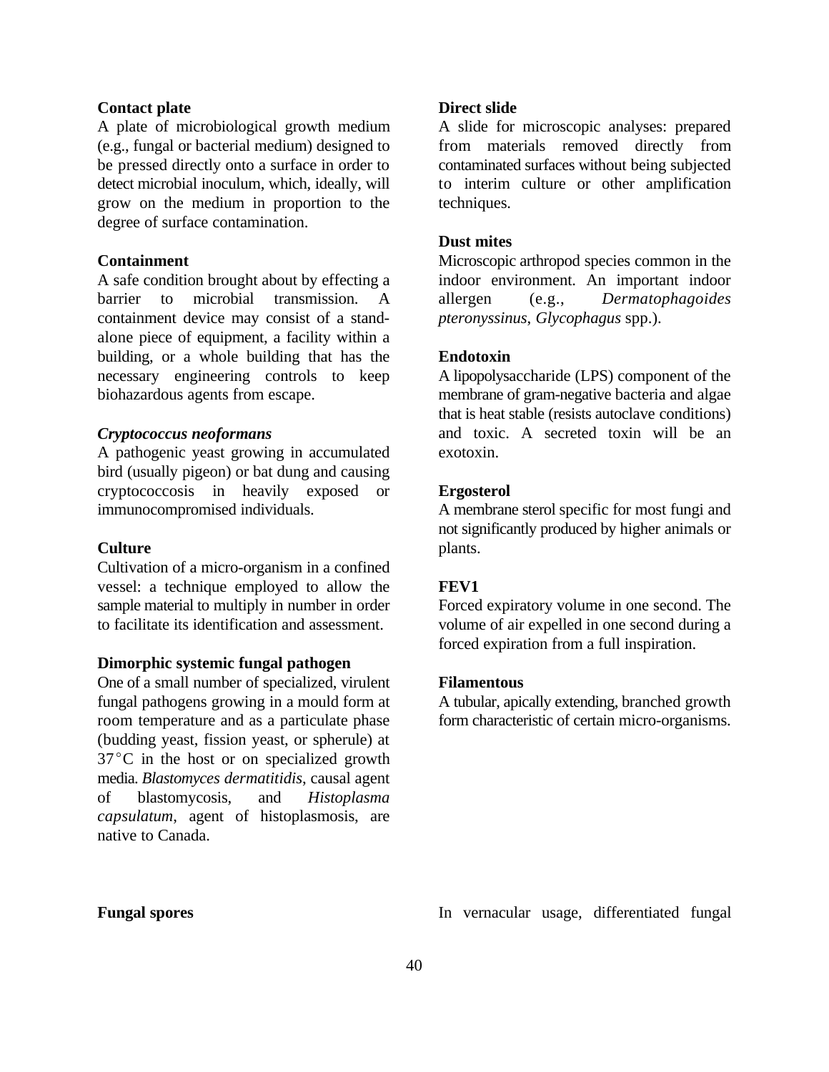**Contact plate**

A plate of microbiological growth medium (e.g., fungal or bacterial medium) designed to be pressed directly onto a surface in order to detect microbial inoculum, which, ideally, will grow on the medium in proportion to the degree of surface contamination.

**Containment**

A safe condition brought about by effecting a barrier to microbial transmission. A containment device may consist of a stand-alone piece of equipment, a facility within a building, or a whole building that has the necessary engineering controls to keep biohazardous agents from escape.

***Cryptococcus neoformans***

A pathogenic yeast growing in accumulated bird (usually pigeon) or bat dung and causing cryptococcosis in heavily exposed or immunocompromised individuals.

**Culture**

Cultivation of a micro-organism in a confined vessel: a technique employed to allow the sample material to multiply in number in order to facilitate its identification and assessment.

**Dimorphic systemic fungal pathogen**

One of a small number of specialized, virulent fungal pathogens growing in a mould form at room temperature and as a particulate phase (budding yeast, fission yeast, or spherule) at 37°C in the host or on specialized growth media. *Blastomyces dermatitidis*, causal agent of blastomycosis, and *Histoplasma capsulatum*, agent of histoplasmosis, are native to Canada.

**Direct slide**

A slide for microscopic analyses: prepared from materials removed directly from contaminated surfaces without being subjected to interim culture or other amplification techniques.

**Dust mites**

Microscopic arthropod species common in the indoor environment. An important indoor allergen (e.g., *Dermatophagoides pteronyssinus*, *Glycophagus* spp.).

**Endotoxin**

A lipopolysaccharide (LPS) component of the membrane of gram-negative bacteria and algae that is heat stable (resists autoclave conditions) and toxic. A secreted toxin will be an exotoxin.

**Ergosterol**

A membrane sterol specific for most fungi and not significantly produced by higher animals or plants.

**FEV1**

Forced expiratory volume in one second. The volume of air expelled in one second during a forced expiration from a full inspiration.

**Filamentous**

A tubular, apically extending, branched growth form characteristic of certain micro-organisms.

**Fungal spores**

In vernacular usage, differentiated fungal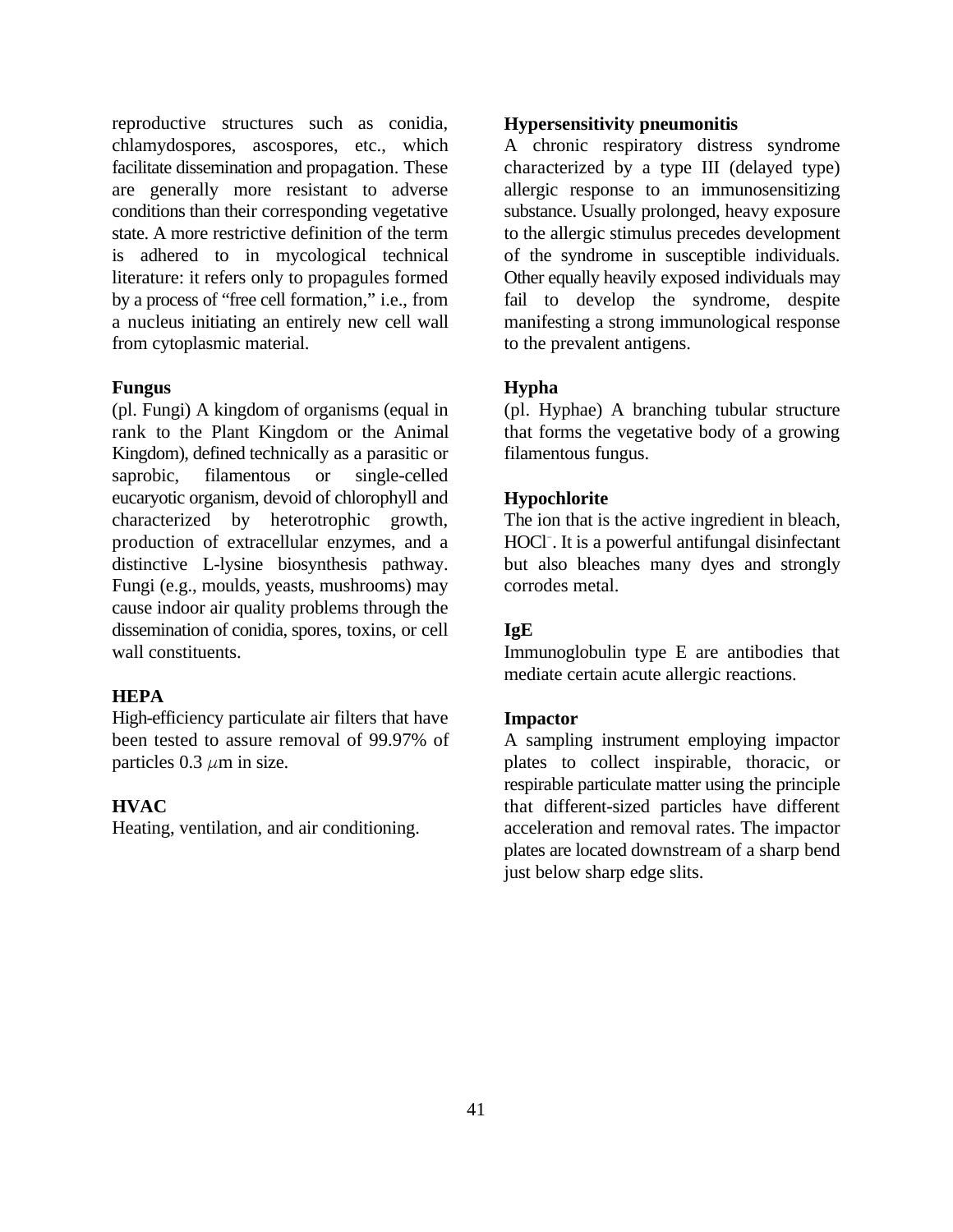reproductive structures such as conidia, chlamydospores, ascospores, etc., which facilitate dissemination and propagation. These are generally more resistant to adverse conditions than their corresponding vegetative state. A more restrictive definition of the term is adhered to in mycological technical literature: it refers only to propagules formed by a process of "free cell formation," i.e., from a nucleus initiating an entirely new cell wall from cytoplasmic material.

**Fungus**

(pl. Fungi) A kingdom of organisms (equal in rank to the Plant Kingdom or the Animal Kingdom), defined technically as a parasitic or saprobic, filamentous or single-celled eucaryotic organism, devoid of chlorophyll and characterized by heterotrophic growth, production of extracellular enzymes, and a distinctive L-lysine biosynthesis pathway. Fungi (e.g., moulds, yeasts, mushrooms) may cause indoor air quality problems through the dissemination of conidia, spores, toxins, or cell wall constituents.

**HEPA**

High-efficiency particulate air filters that have been tested to assure removal of 99.97% of particles 0.3 $\mu$m in size.

**HVAC**

Heating, ventilation, and air conditioning.

**Hypersensitivity pneumonitis**

A chronic respiratory distress syndrome characterized by a type III (delayed type) allergic response to an immunosensitizing substance. Usually prolonged, heavy exposure to the allergic stimulus precedes development of the syndrome in susceptible individuals. Other equally heavily exposed individuals may fail to develop the syndrome, despite manifesting a strong immunological response to the prevalent antigens.

**Hypha**

(pl. Hyphae) A branching tubular structure that forms the vegetative body of a growing filamentous fungus.

**Hypochlorite**

The ion that is the active ingredient in bleach, $HOCl^{-}$. It is a powerful antifungal disinfectant but also bleaches many dyes and strongly corrodes metal.

**IgE**

Immunoglobulin type E are antibodies that mediate certain acute allergic reactions.

**Impactor**

A sampling instrument employing impactor plates to collect inspirable, thoracic, or respirable particulate matter using the principle that different-sized particles have different acceleration and removal rates. The impactor plates are located downstream of a sharp bend just below sharp edge slits.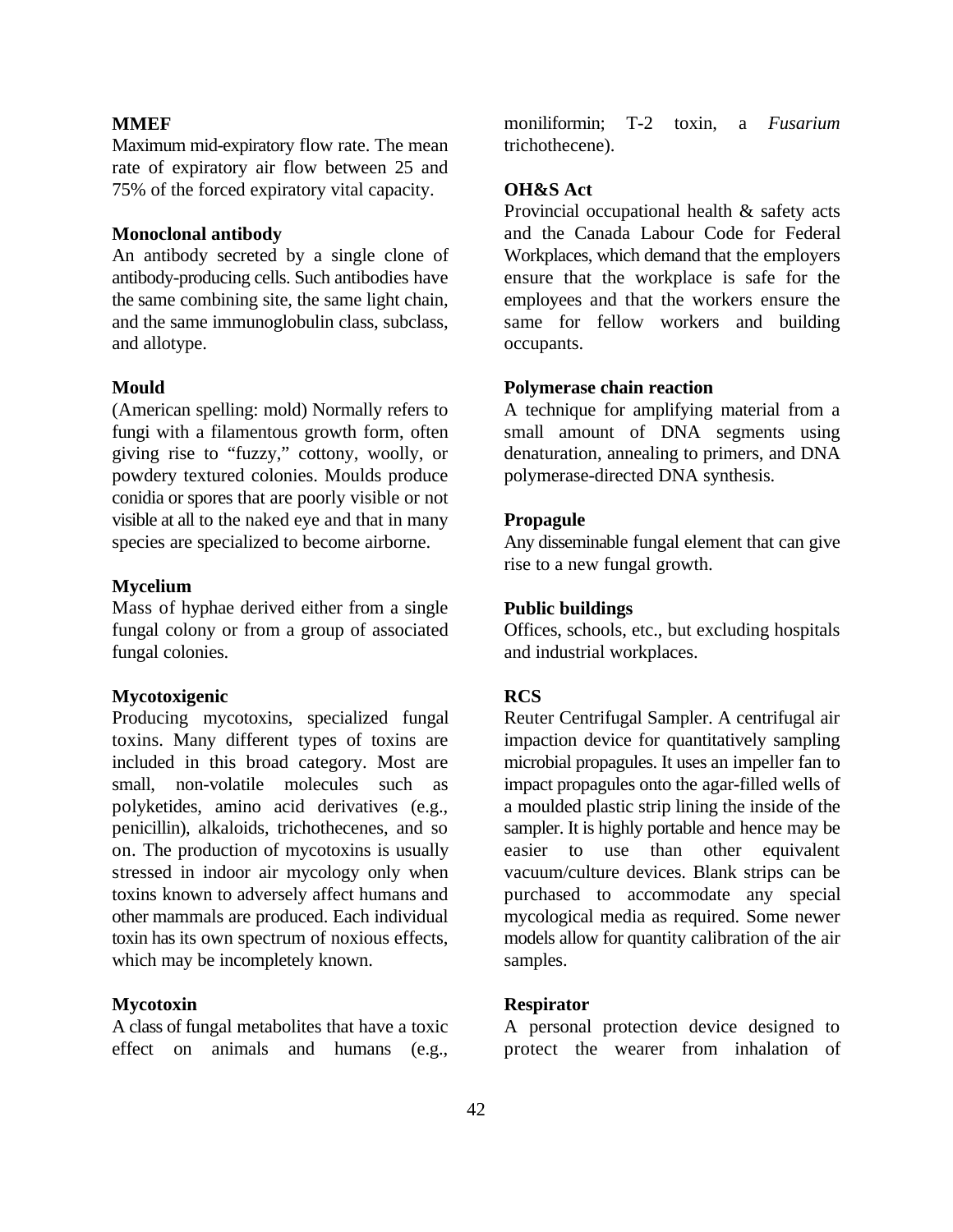**MMEF**
Maximum mid-expiratory flow rate. The mean rate of expiratory air flow between 25 and 75% of the forced expiratory vital capacity.

**Monoclonal antibody**
An antibody secreted by a single clone of antibody-producing cells. Such antibodies have the same combining site, the same light chain, and the same immunoglobulin class, subclass, and allotype.

**Mould**
(American spelling: mold) Normally refers to fungi with a filamentous growth form, often giving rise to "fuzzy," cottony, woolly, or powdery textured colonies. Moulds produce conidia or spores that are poorly visible or not visible at all to the naked eye and that in many species are specialized to become airborne.

**Mycelium**
Mass of hyphae derived either from a single fungal colony or from a group of associated fungal colonies.

**Mycotoxigenic**
Producing mycotoxins, specialized fungal toxins. Many different types of toxins are included in this broad category. Most are small, non-volatile molecules such as polyketides, amino acid derivatives (e.g., penicillin), alkaloids, trichothecenes, and so on. The production of mycotoxins is usually stressed in indoor air mycology only when toxins known to adversely affect humans and other mammals are produced. Each individual toxin has its own spectrum of noxious effects, which may be incompletely known.

**Mycotoxin**
A class of fungal metabolites that have a toxic effect on animals and humans (e.g., moniliformin; T-2 toxin, a *Fusarium* trichothecene).

**OH&S Act**
Provincial occupational health & safety acts and the Canada Labour Code for Federal Workplaces, which demand that the employers ensure that the workplace is safe for the employees and that the workers ensure the same for fellow workers and building occupants.

**Polymerase chain reaction**
A technique for amplifying material from a small amount of DNA segments using denaturation, annealing to primers, and DNA polymerase-directed DNA synthesis.

**Propagule**
Any disseminable fungal element that can give rise to a new fungal growth.

**Public buildings**
Offices, schools, etc., but excluding hospitals and industrial workplaces.

**RCS**
Reuter Centrifugal Sampler. A centrifugal air impaction device for quantitatively sampling microbial propagules. It uses an impeller fan to impact propagules onto the agar-filled wells of a moulded plastic strip lining the inside of the sampler. It is highly portable and hence may be easier to use than other equivalent vacuum/culture devices. Blank strips can be purchased to accommodate any special mycological media as required. Some newer models allow for quantity calibration of the air samples.

**Respirator**
A personal protection device designed to protect the wearer from inhalation of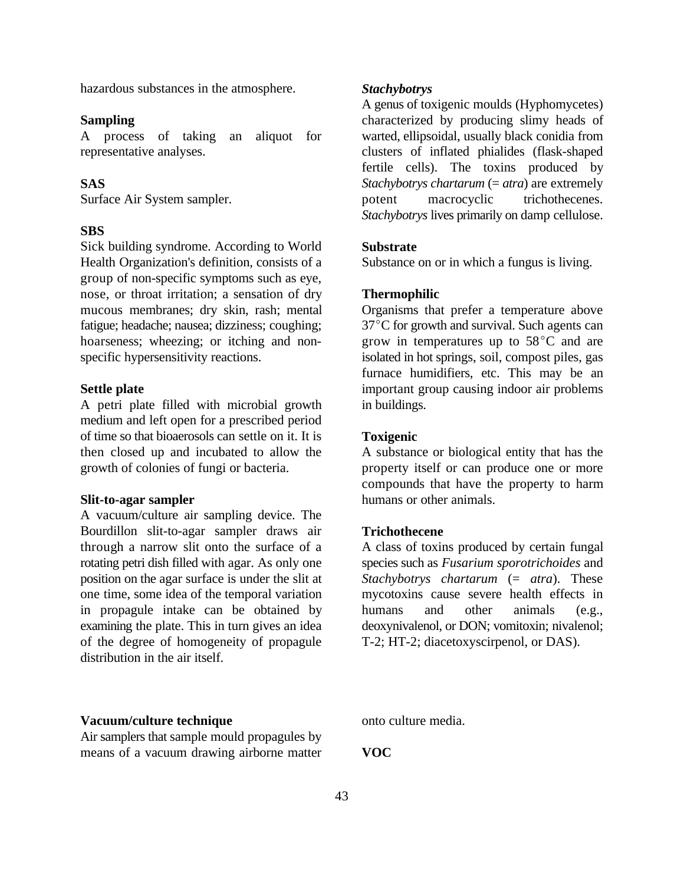hazardous substances in the atmosphere.

**Sampling**

A process of taking an aliquot for representative analyses.

**SAS**

Surface Air System sampler.

**SBS**

Sick building syndrome. According to World Health Organization's definition, consists of a group of non-specific symptoms such as eye, nose, or throat irritation; a sensation of dry mucous membranes; dry skin, rash; mental fatigue; headache; nausea; dizziness; coughing; hoarseness; wheezing; or itching and non-specific hypersensitivity reactions.

**Settle plate**

A petri plate filled with microbial growth medium and left open for a prescribed period of time so that bioaerosols can settle on it. It is then closed up and incubated to allow the growth of colonies of fungi or bacteria.

**Slit-to-agar sampler**

A vacuum/culture air sampling device. The Bourdillon slit-to-agar sampler draws air through a narrow slit onto the surface of a rotating petri dish filled with agar. As only one position on the agar surface is under the slit at one time, some idea of the temporal variation in propagule intake can be obtained by examining the plate. This in turn gives an idea of the degree of homogeneity of propagule distribution in the air itself.

***Stachybotrys***

A genus of toxigenic moulds (Hyphomycetes) characterized by producing slimy heads of warted, ellipsoidal, usually black conidia from clusters of inflated phialides (flask-shaped fertile cells). The toxins produced by *Stachybotrys chartarum* (= *atra*) are extremely potent macrocyclic trichothecenes. *Stachybotrys* lives primarily on damp cellulose.

**Substrate**

Substance on or in which a fungus is living.

**Thermophilic**

Organisms that prefer a temperature above 37°C for growth and survival. Such agents can grow in temperatures up to 58°C and are isolated in hot springs, soil, compost piles, gas furnace humidifiers, etc. This may be an important group causing indoor air problems in buildings.

**Toxigenic**

A substance or biological entity that has the property itself or can produce one or more compounds that have the property to harm humans or other animals.

**Trichothecene**

A class of toxins produced by certain fungal species such as *Fusarium sporotrichoides* and *Stachybotrys chartarum* (= *atra*). These mycotoxins cause severe health effects in humans and other animals (e.g., deoxynivalenol, or DON; vomitoxin; nivalenol; T-2; HT-2; diacetoxyscirpenol, or DAS).

**Vacuum/culture technique**

Air samplers that sample mould propagules by means of a vacuum drawing airborne matter onto culture media.

**VOC**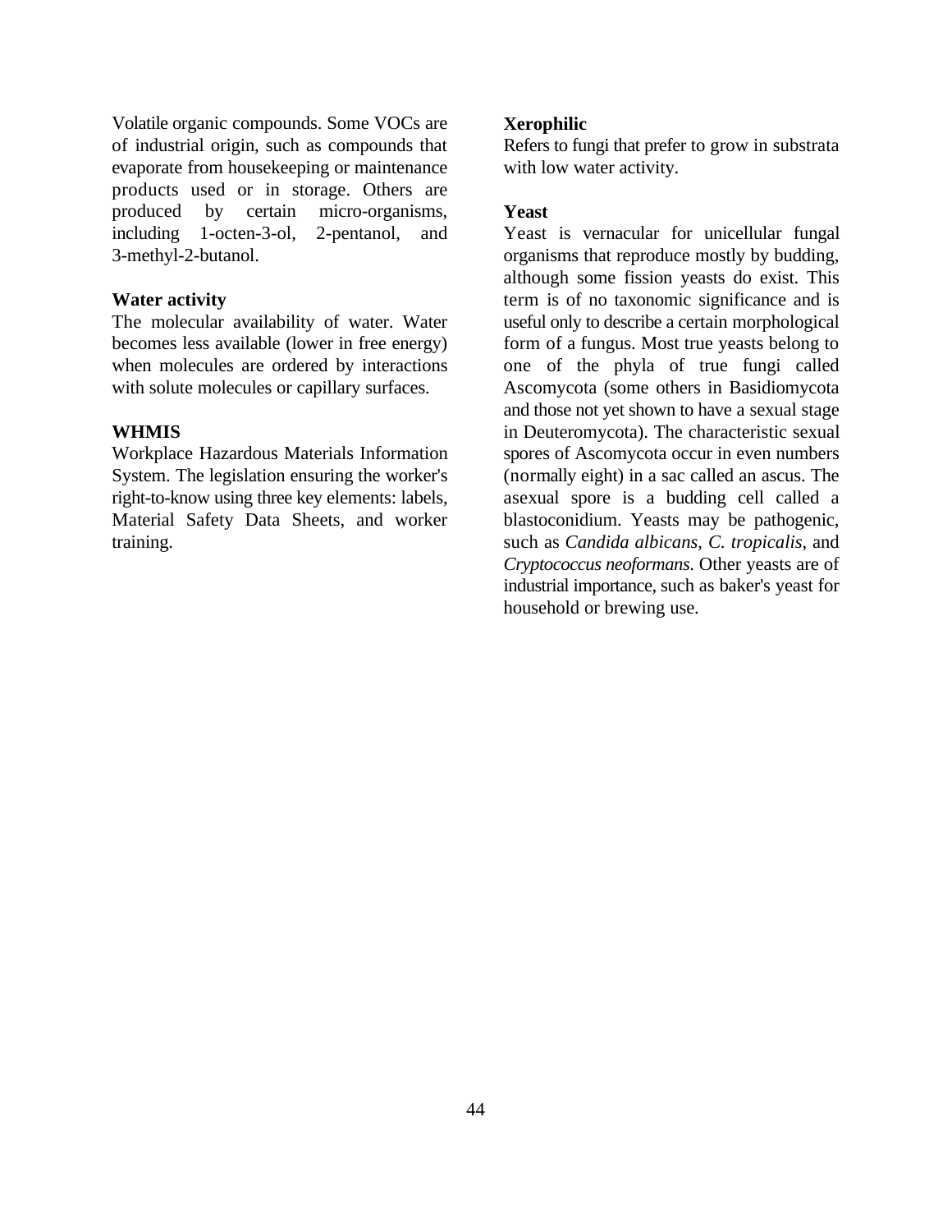Volatile organic compounds. Some VOCs are of industrial origin, such as compounds that evaporate from housekeeping or maintenance products used or in storage. Others are produced by certain micro-organisms, including 1-octen-3-ol, 2-pentanol, and 3-methyl-2-butanol.

**Water activity**

The molecular availability of water. Water becomes less available (lower in free energy) when molecules are ordered by interactions with solute molecules or capillary surfaces.

**WHMIS**

Workplace Hazardous Materials Information System. The legislation ensuring the worker's right-to-know using three key elements: labels, Material Safety Data Sheets, and worker training.

**Xerophilic**

Refers to fungi that prefer to grow in substrata with low water activity.

**Yeast**

Yeast is vernacular for unicellular fungal organisms that reproduce mostly by budding, although some fission yeasts do exist. This term is of no taxonomic significance and is useful only to describe a certain morphological form of a fungus. Most true yeasts belong to one of the phyla of true fungi called Ascomycota (some others in Basidiomycota and those not yet shown to have a sexual stage in Deuteromycota). The characteristic sexual spores of Ascomycota occur in even numbers (normally eight) in a sac called an ascus. The asexual spore is a budding cell called a blastoconidium. Yeasts may be pathogenic, such as *Candida albicans*, *C. tropicalis*, and *Cryptococcus neoformans*. Other yeasts are of industrial importance, such as baker's yeast for household or brewing use.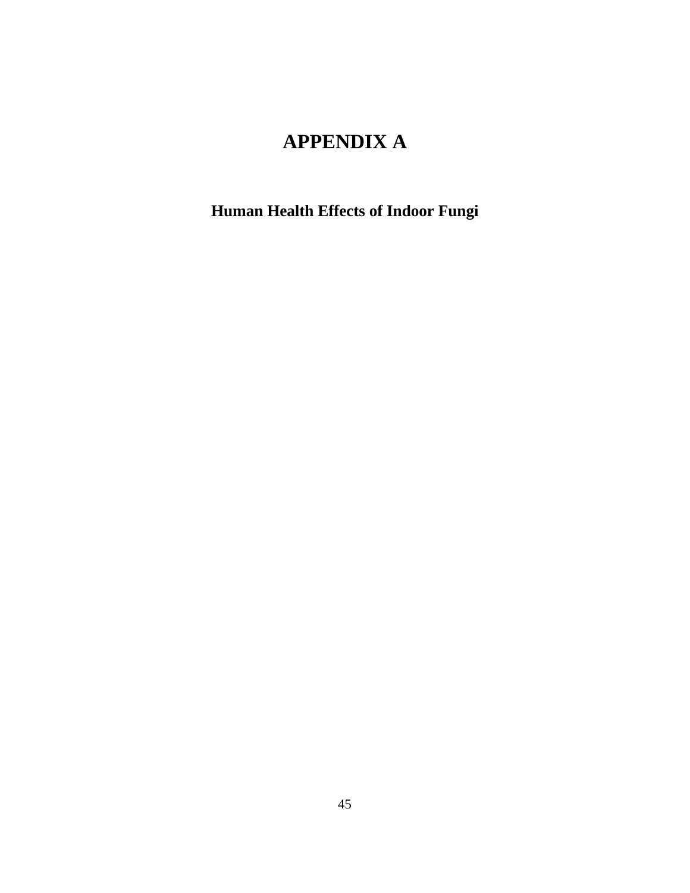# APPENDIX A

## Human Health Effects of Indoor Fungi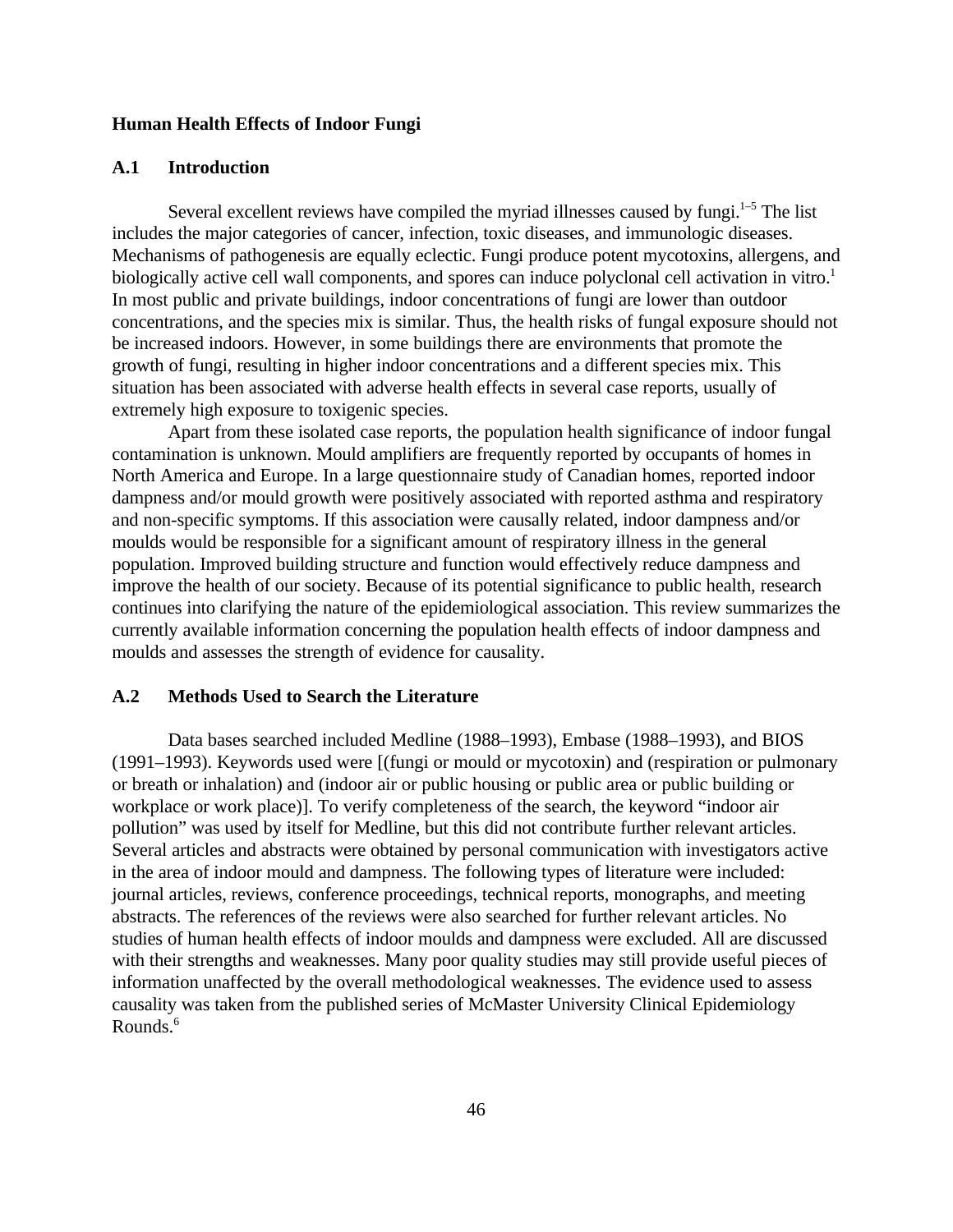## Human Health Effects of Indoor Fungi

### A.1 Introduction

Several excellent reviews have compiled the myriad illnesses caused by fungi.[1–5] The list includes the major categories of cancer, infection, toxic diseases, and immunologic diseases. Mechanisms of pathogenesis are equally eclectic. Fungi produce potent mycotoxins, allergens, and biologically active cell wall components, and spores can induce polyclonal cell activation in vitro.[1] In most public and private buildings, indoor concentrations of fungi are lower than outdoor concentrations, and the species mix is similar. Thus, the health risks of fungal exposure should not be increased indoors. However, in some buildings there are environments that promote the growth of fungi, resulting in higher indoor concentrations and a different species mix. This situation has been associated with adverse health effects in several case reports, usually of extremely high exposure to toxigenic species.

Apart from these isolated case reports, the population health significance of indoor fungal contamination is unknown. Mould amplifiers are frequently reported by occupants of homes in North America and Europe. In a large questionnaire study of Canadian homes, reported indoor dampness and/or mould growth were positively associated with reported asthma and respiratory and non-specific symptoms. If this association were causally related, indoor dampness and/or moulds would be responsible for a significant amount of respiratory illness in the general population. Improved building structure and function would effectively reduce dampness and improve the health of our society. Because of its potential significance to public health, research continues into clarifying the nature of the epidemiological association. This review summarizes the currently available information concerning the population health effects of indoor dampness and moulds and assesses the strength of evidence for causality.

### A.2 Methods Used to Search the Literature

Data bases searched included Medline (1988–1993), Embase (1988–1993), and BIOS (1991–1993). Keywords used were [(fungi or mould or mycotoxin) and (respiration or pulmonary or breath or inhalation) and (indoor air or public housing or public area or public building or workplace or work place)]. To verify completeness of the search, the keyword "indoor air pollution" was used by itself for Medline, but this did not contribute further relevant articles. Several articles and abstracts were obtained by personal communication with investigators active in the area of indoor mould and dampness. The following types of literature were included: journal articles, reviews, conference proceedings, technical reports, monographs, and meeting abstracts. The references of the reviews were also searched for further relevant articles. No studies of human health effects of indoor moulds and dampness were excluded. All are discussed with their strengths and weaknesses. Many poor quality studies may still provide useful pieces of information unaffected by the overall methodological weaknesses. The evidence used to assess causality was taken from the published series of McMaster University Clinical Epidemiology Rounds.[6]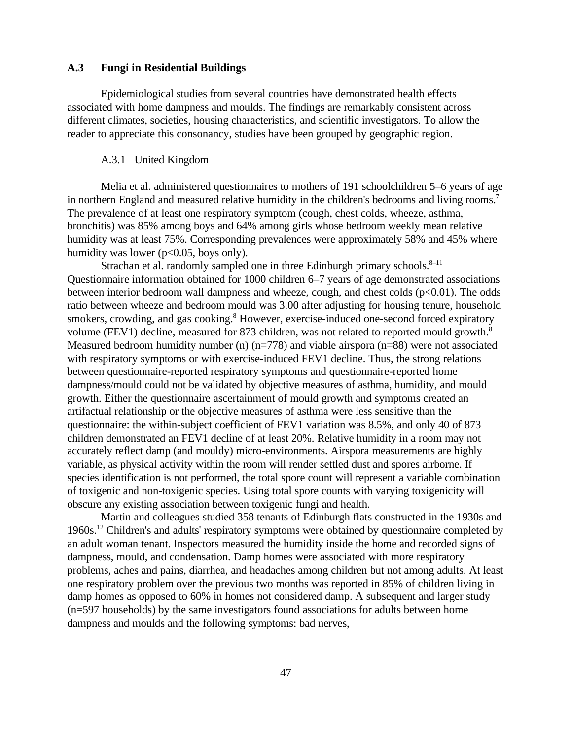## A.3 Fungi in Residential Buildings

Epidemiological studies from several countries have demonstrated health effects associated with home dampness and moulds. The findings are remarkably consistent across different climates, societies, housing characteristics, and scientific investigators. To allow the reader to appreciate this consonancy, studies have been grouped by geographic region.

### A.3.1 United Kingdom

Melia et al. administered questionnaires to mothers of 191 schoolchildren 5–6 years of age in northern England and measured relative humidity in the children's bedrooms and living rooms.[7] The prevalence of at least one respiratory symptom (cough, chest colds, wheeze, asthma, bronchitis) was 85% among boys and 64% among girls whose bedroom weekly mean relative humidity was at least 75%. Corresponding prevalences were approximately 58% and 45% where humidity was lower ($p<0.05$, boys only).

Strachan et al. randomly sampled one in three Edinburgh primary schools.[8–11] Questionnaire information obtained for 1000 children 6–7 years of age demonstrated associations between interior bedroom wall dampness and wheeze, cough, and chest colds ($p<0.01$). The odds ratio between wheeze and bedroom mould was 3.00 after adjusting for housing tenure, household smokers, crowding, and gas cooking.[8] However, exercise-induced one-second forced expiratory volume (FEV1) decline, measured for 873 children, was not related to reported mould growth.[8] Measured bedroom humidity number (n) (n=778) and viable airspora (n=88) were not associated with respiratory symptoms or with exercise-induced FEV1 decline. Thus, the strong relations between questionnaire-reported respiratory symptoms and questionnaire-reported home dampness/mould could not be validated by objective measures of asthma, humidity, and mould growth. Either the questionnaire ascertainment of mould growth and symptoms created an artifactual relationship or the objective measures of asthma were less sensitive than the questionnaire: the within-subject coefficient of FEV1 variation was 8.5%, and only 40 of 873 children demonstrated an FEV1 decline of at least 20%. Relative humidity in a room may not accurately reflect damp (and mouldy) micro-environments. Airspora measurements are highly variable, as physical activity within the room will render settled dust and spores airborne. If species identification is not performed, the total spore count will represent a variable combination of toxigenic and non-toxigenic species. Using total spore counts with varying toxigenicity will obscure any existing association between toxigenic fungi and health.

Martin and colleagues studied 358 tenants of Edinburgh flats constructed in the 1930s and 1960s.[12] Children's and adults' respiratory symptoms were obtained by questionnaire completed by an adult woman tenant. Inspectors measured the humidity inside the home and recorded signs of dampness, mould, and condensation. Damp homes were associated with more respiratory problems, aches and pains, diarrhea, and headaches among children but not among adults. At least one respiratory problem over the previous two months was reported in 85% of children living in damp homes as opposed to 60% in homes not considered damp. A subsequent and larger study (n=597 households) by the same investigators found associations for adults between home dampness and moulds and the following symptoms: bad nerves,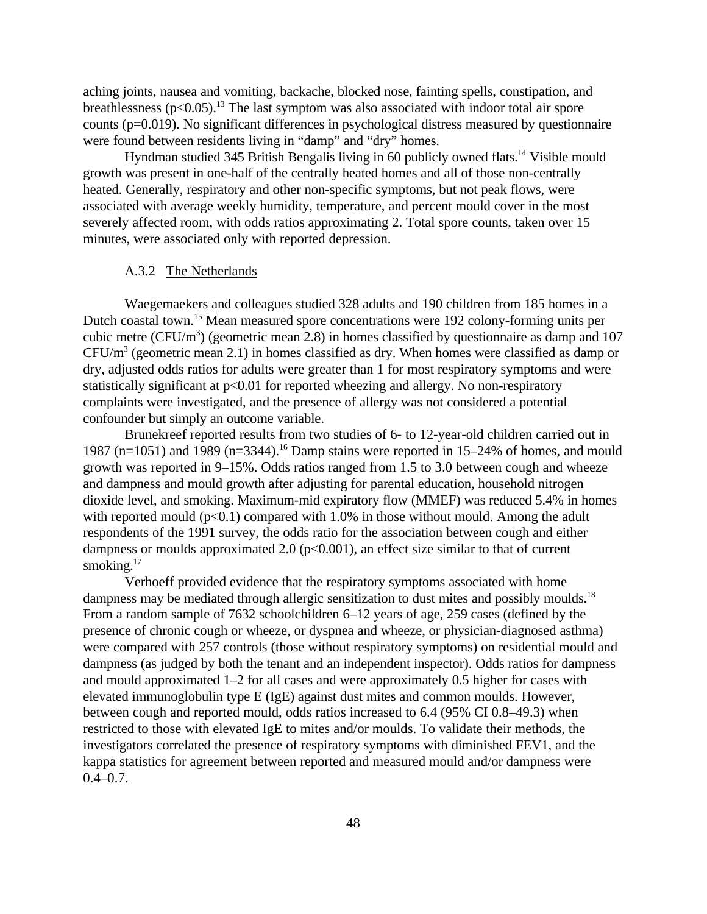aching joints, nausea and vomiting, backache, blocked nose, fainting spells, constipation, and breathlessness ($p<0.05$).[13] The last symptom was also associated with indoor total air spore counts ($p=0.019$). No significant differences in psychological distress measured by questionnaire were found between residents living in “damp” and “dry” homes.

Hyndman studied 345 British Bengalis living in 60 publicly owned flats.[14] Visible mould growth was present in one-half of the centrally heated homes and all of those non-centrally heated. Generally, respiratory and other non-specific symptoms, but not peak flows, were associated with average weekly humidity, temperature, and percent mould cover in the most severely affected room, with odds ratios approximating 2. Total spore counts, taken over 15 minutes, were associated only with reported depression.

#### A.3.2 The Netherlands

Waegemaekers and colleagues studied 328 adults and 190 children from 185 homes in a Dutch coastal town.[15] Mean measured spore concentrations were 192 colony-forming units per cubic metre (CFU/$m^3$) (geometric mean 2.8) in homes classified by questionnaire as damp and 107 CFU/$m^3$ (geometric mean 2.1) in homes classified as dry. When homes were classified as damp or dry, adjusted odds ratios for adults were greater than 1 for most respiratory symptoms and were statistically significant at $p<0.01$ for reported wheezing and allergy. No non-respiratory complaints were investigated, and the presence of allergy was not considered a potential confounder but simply an outcome variable.

Brunekreef reported results from two studies of 6- to 12-year-old children carried out in 1987 (n=1051) and 1989 (n=3344).[16] Damp stains were reported in 15–24% of homes, and mould growth was reported in 9–15%. Odds ratios ranged from 1.5 to 3.0 between cough and wheeze and dampness and mould growth after adjusting for parental education, household nitrogen dioxide level, and smoking. Maximum-mid expiratory flow (MMEF) was reduced 5.4% in homes with reported mould ($p<0.1$) compared with 1.0% in those without mould. Among the adult respondents of the 1991 survey, the odds ratio for the association between cough and either dampness or moulds approximated 2.0 ($p<0.001$), an effect size similar to that of current smoking.[17]

Verhoeff provided evidence that the respiratory symptoms associated with home dampness may be mediated through allergic sensitization to dust mites and possibly moulds.[18] From a random sample of 7632 schoolchildren 6–12 years of age, 259 cases (defined by the presence of chronic cough or wheeze, or dyspnea and wheeze, or physician-diagnosed asthma) were compared with 257 controls (those without respiratory symptoms) on residential mould and dampness (as judged by both the tenant and an independent inspector). Odds ratios for dampness and mould approximated 1–2 for all cases and were approximately 0.5 higher for cases with elevated immunoglobulin type E (IgE) against dust mites and common moulds. However, between cough and reported mould, odds ratios increased to 6.4 (95% CI 0.8–49.3) when restricted to those with elevated IgE to mites and/or moulds. To validate their methods, the investigators correlated the presence of respiratory symptoms with diminished $FEV_1$, and the kappa statistics for agreement between reported and measured mould and/or dampness were 0.4–0.7.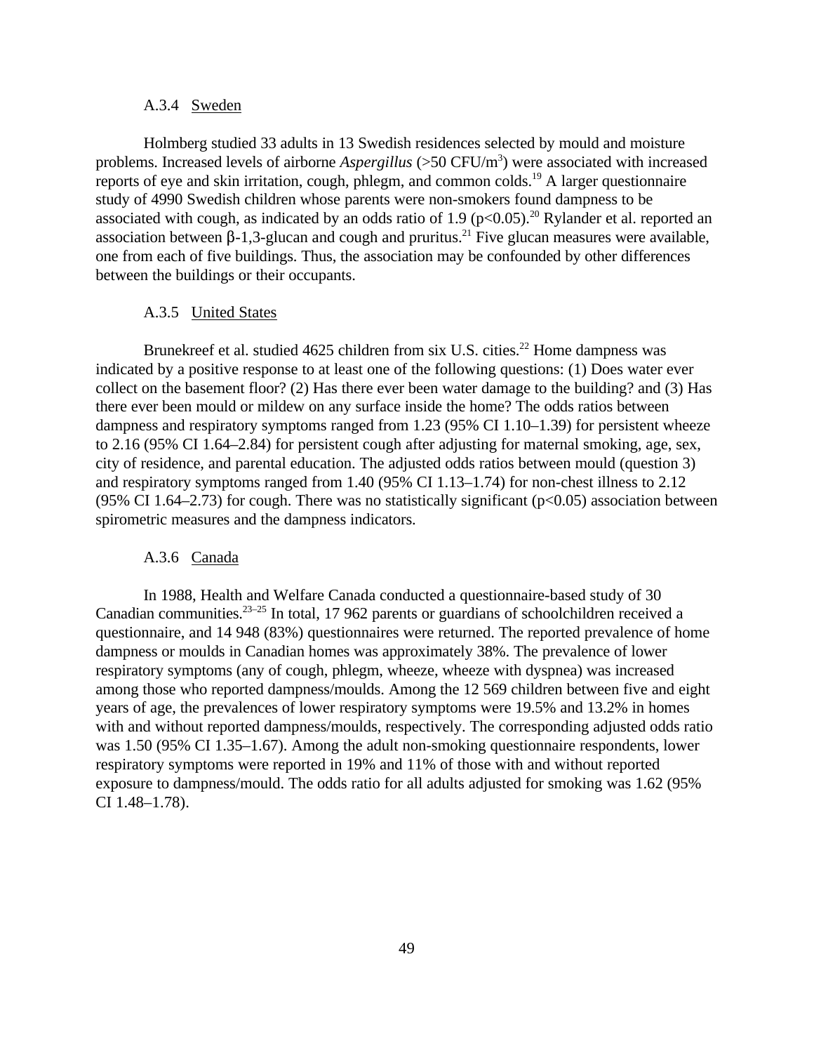### A.3.4 Sweden

Holmberg studied 33 adults in 13 Swedish residences selected by mould and moisture problems. Increased levels of airborne *Aspergillus* (>50 CFU/$m^3$) were associated with increased reports of eye and skin irritation, cough, phlegm, and common colds.[19] A larger questionnaire study of 4990 Swedish children whose parents were non-smokers found dampness to be associated with cough, as indicated by an odds ratio of 1.9 ($p<0.05$).[20] Rylander et al. reported an association between β-1,3-glucan and cough and pruritus.[21] Five glucan measures were available, one from each of five buildings. Thus, the association may be confounded by other differences between the buildings or their occupants.

### A.3.5 United States

Brunekreef et al. studied 4625 children from six U.S. cities.[22] Home dampness was indicated by a positive response to at least one of the following questions: (1) Does water ever collect on the basement floor? (2) Has there ever been water damage to the building? and (3) Has there ever been mould or mildew on any surface inside the home? The odds ratios between dampness and respiratory symptoms ranged from 1.23 (95% CI 1.10–1.39) for persistent wheeze to 2.16 (95% CI 1.64–2.84) for persistent cough after adjusting for maternal smoking, age, sex, city of residence, and parental education. The adjusted odds ratios between mould (question 3) and respiratory symptoms ranged from 1.40 (95% CI 1.13–1.74) for non-chest illness to 2.12 (95% CI 1.64–2.73) for cough. There was no statistically significant ($p<0.05$) association between spirometric measures and the dampness indicators.

### A.3.6 Canada

In 1988, Health and Welfare Canada conducted a questionnaire-based study of 30 Canadian communities.[23–25] In total, 17 962 parents or guardians of schoolchildren received a questionnaire, and 14 948 (83%) questionnaires were returned. The reported prevalence of home dampness or moulds in Canadian homes was approximately 38%. The prevalence of lower respiratory symptoms (any of cough, phlegm, wheeze, wheeze with dyspnea) was increased among those who reported dampness/moulds. Among the 12 569 children between five and eight years of age, the prevalences of lower respiratory symptoms were 19.5% and 13.2% in homes with and without reported dampness/moulds, respectively. The corresponding adjusted odds ratio was 1.50 (95% CI 1.35–1.67). Among the adult non-smoking questionnaire respondents, lower respiratory symptoms were reported in 19% and 11% of those with and without reported exposure to dampness/mould. The odds ratio for all adults adjusted for smoking was 1.62 (95% CI 1.48–1.78).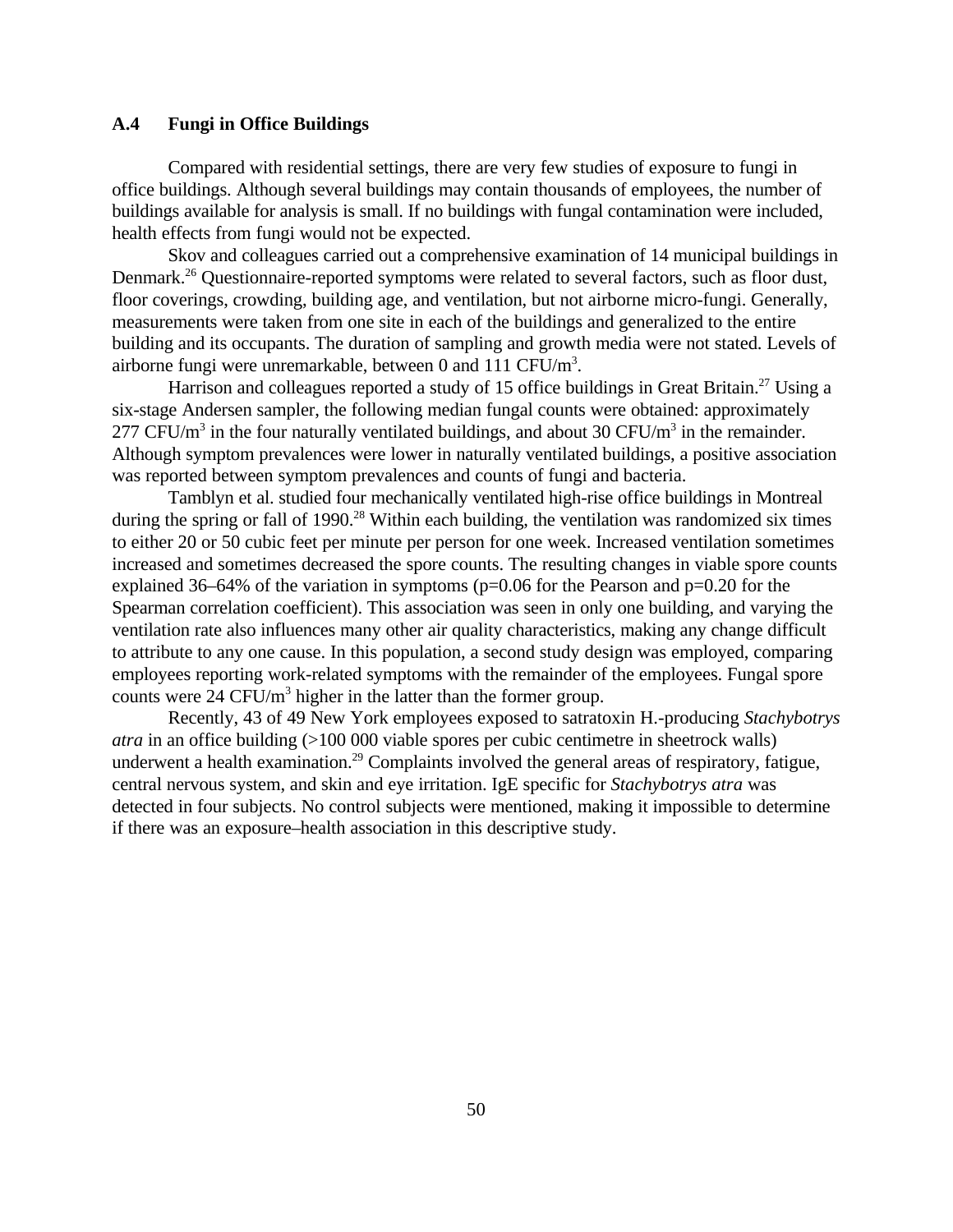### A.4 Fungi in Office Buildings

Compared with residential settings, there are very few studies of exposure to fungi in office buildings. Although several buildings may contain thousands of employees, the number of buildings available for analysis is small. If no buildings with fungal contamination were included, health effects from fungi would not be expected.

Skov and colleagues carried out a comprehensive examination of 14 municipal buildings in Denmark.[26] Questionnaire-reported symptoms were related to several factors, such as floor dust, floor coverings, crowding, building age, and ventilation, but not airborne micro-fungi. Generally, measurements were taken from one site in each of the buildings and generalized to the entire building and its occupants. The duration of sampling and growth media were not stated. Levels of airborne fungi were unremarkable, between 0 and 111 CFU/$m^3$.

Harrison and colleagues reported a study of 15 office buildings in Great Britain.[27] Using a six-stage Andersen sampler, the following median fungal counts were obtained: approximately 277 CFU/$m^3$ in the four naturally ventilated buildings, and about 30 CFU/$m^3$ in the remainder. Although symptom prevalences were lower in naturally ventilated buildings, a positive association was reported between symptom prevalences and counts of fungi and bacteria.

Tamblyn et al. studied four mechanically ventilated high-rise office buildings in Montreal during the spring or fall of 1990.[28] Within each building, the ventilation was randomized six times to either 20 or 50 cubic feet per minute per person for one week. Increased ventilation sometimes increased and sometimes decreased the spore counts. The resulting changes in viable spore counts explained 36–64% of the variation in symptoms ($p=0.06$ for the Pearson and $p=0.20$ for the Spearman correlation coefficient). This association was seen in only one building, and varying the ventilation rate also influences many other air quality characteristics, making any change difficult to attribute to any one cause. In this population, a second study design was employed, comparing employees reporting work-related symptoms with the remainder of the employees. Fungal spore counts were 24 CFU/$m^3$ higher in the latter than the former group.

Recently, 43 of 49 New York employees exposed to satratoxin H.-producing *Stachybotrys atra* in an office building (>100 000 viable spores per cubic centimetre in sheetrock walls) underwent a health examination.[29] Complaints involved the general areas of respiratory, fatigue, central nervous system, and skin and eye irritation. IgE specific for *Stachybotrys atra* was detected in four subjects. No control subjects were mentioned, making it impossible to determine if there was an exposure–health association in this descriptive study.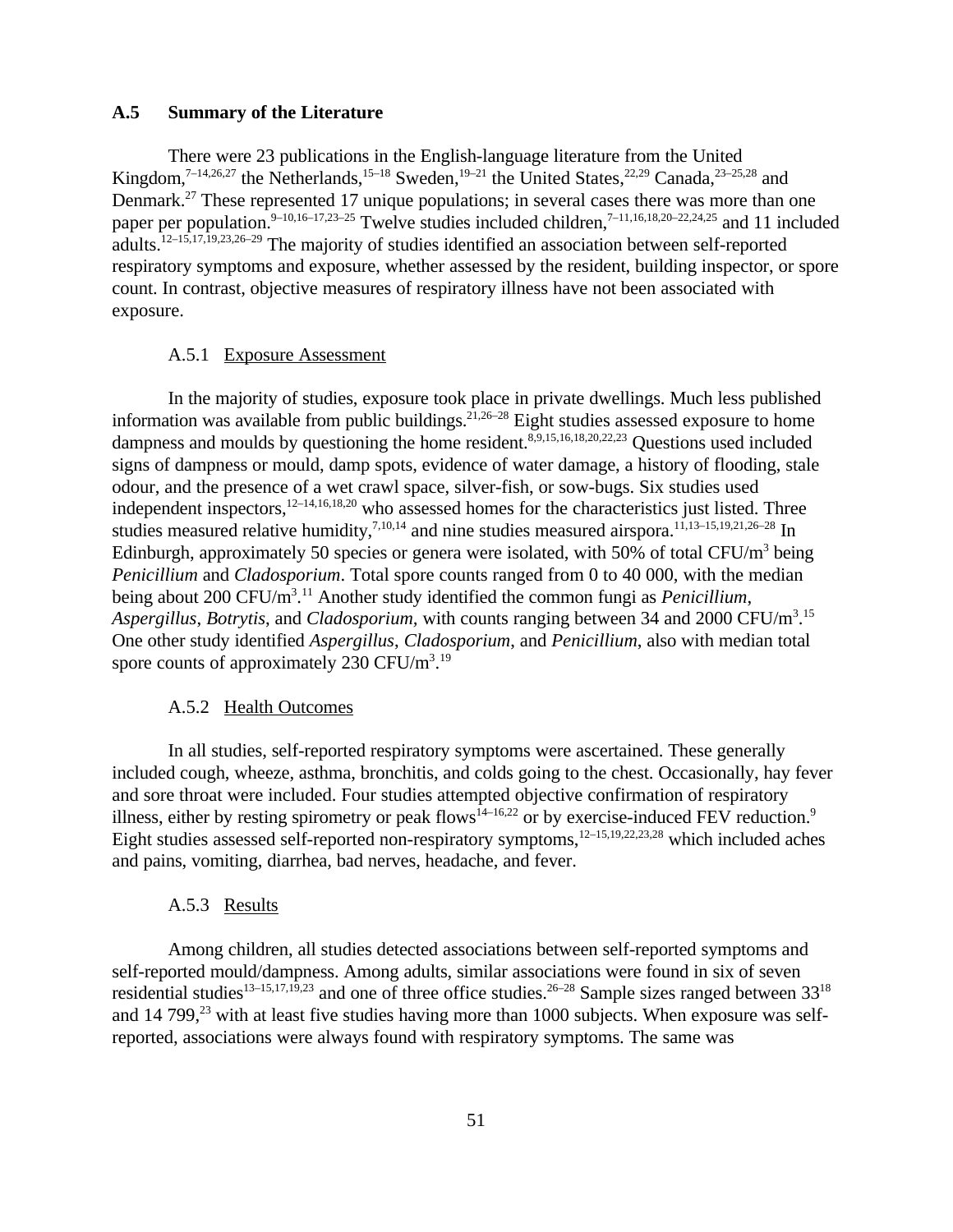## A.5 Summary of the Literature

There were 23 publications in the English-language literature from the United Kingdom,[7–14,26,27] the Netherlands,[15–18] Sweden,[19–21] the United States,[22,29] Canada,[23–25,28] and Denmark.[27] These represented 17 unique populations; in several cases there was more than one paper per population.[9–10,16–17,23–25] Twelve studies included children,[7–11,16,18,20–22,24,25] and 11 included adults.[12–15,17,19,23,26–29] The majority of studies identified an association between self-reported respiratory symptoms and exposure, whether assessed by the resident, building inspector, or spore count. In contrast, objective measures of respiratory illness have not been associated with exposure.

### A.5.1 Exposure Assessment

In the majority of studies, exposure took place in private dwellings. Much less published information was available from public buildings.[21,26–28] Eight studies assessed exposure to home dampness and moulds by questioning the home resident.[8,9,15,16,18,20,22,23] Questions used included signs of dampness or mould, damp spots, evidence of water damage, a history of flooding, stale odour, and the presence of a wet crawl space, silver-fish, or sow-bugs. Six studies used independent inspectors,[12–14,16,18,20] who assessed homes for the characteristics just listed. Three studies measured relative humidity,[7,10,14] and nine studies measured airspora.[11,13–15,19,21,26–28] In Edinburgh, approximately 50 species or genera were isolated, with 50% of total CFU/m$^3$ being *Penicillium* and *Cladosporium*. Total spore counts ranged from 0 to 40 000, with the median being about 200 CFU/m$^3$.[11] Another study identified the common fungi as *Penicillium*, *Aspergillus*, *Botrytis*, and *Cladosporium*, with counts ranging between 34 and 2000 CFU/m$^3$.[15] One other study identified *Aspergillus*, *Cladosporium*, and *Penicillium*, also with median total spore counts of approximately 230 CFU/m$^3$.[19]

### A.5.2 Health Outcomes

In all studies, self-reported respiratory symptoms were ascertained. These generally included cough, wheeze, asthma, bronchitis, and colds going to the chest. Occasionally, hay fever and sore throat were included. Four studies attempted objective confirmation of respiratory illness, either by resting spirometry or peak flows[14–16,22] or by exercise-induced FEV reduction.[9] Eight studies assessed self-reported non-respiratory symptoms,[12–15,19,22,23,28] which included aches and pains, vomiting, diarrhea, bad nerves, headache, and fever.

### A.5.3 Results

Among children, all studies detected associations between self-reported symptoms and self-reported mould/dampness. Among adults, similar associations were found in six of seven residential studies[13–15,17,19,23] and one of three office studies.[26–28] Sample sizes ranged between 33[18] and 14 799,[23] with at least five studies having more than 1000 subjects. When exposure was self-reported, associations were always found with respiratory symptoms. The same was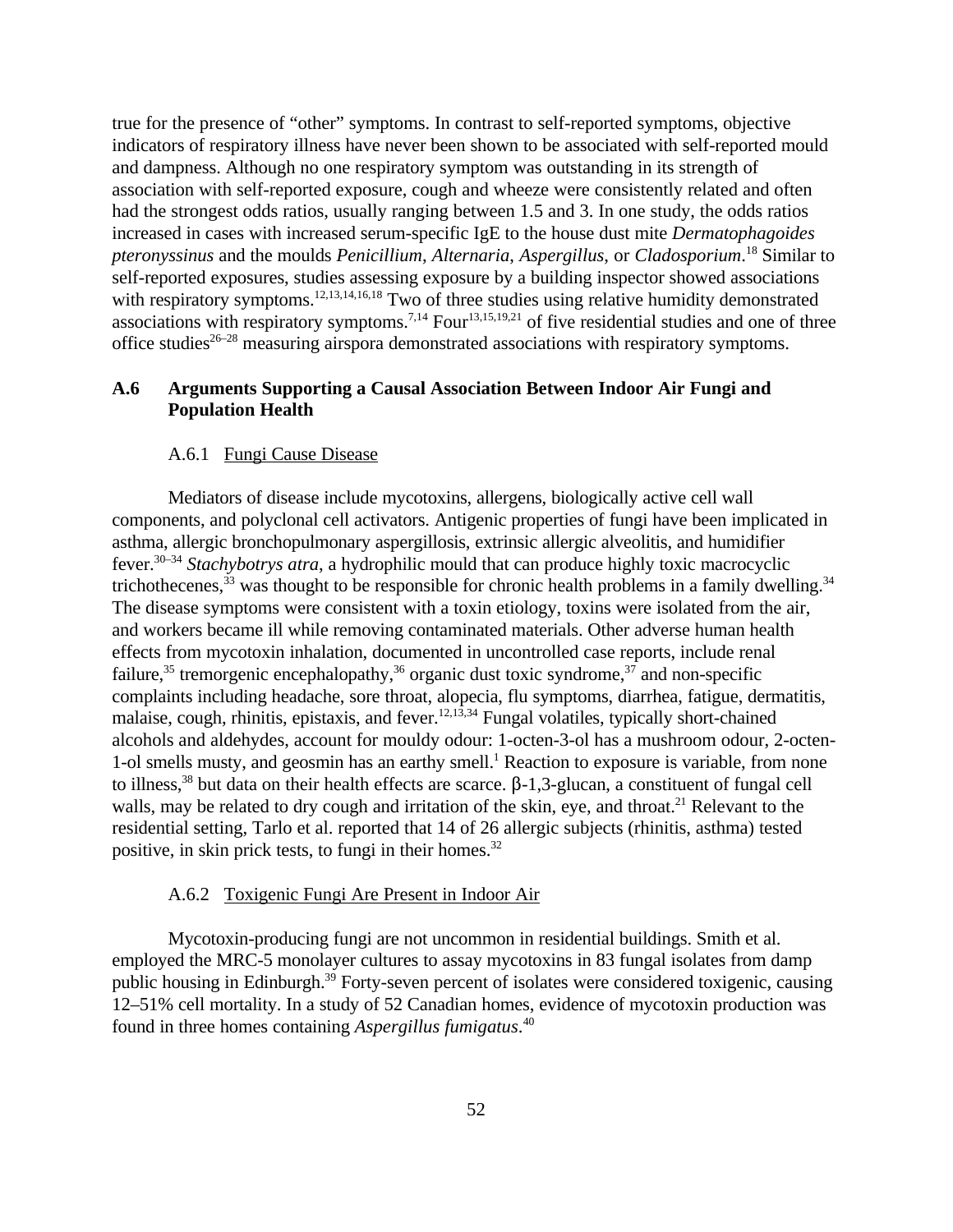true for the presence of “other” symptoms. In contrast to self-reported symptoms, objective indicators of respiratory illness have never been shown to be associated with self-reported mould and dampness. Although no one respiratory symptom was outstanding in its strength of association with self-reported exposure, cough and wheeze were consistently related and often had the strongest odds ratios, usually ranging between 1.5 and 3. In one study, the odds ratios increased in cases with increased serum-specific IgE to the house dust mite *Dermatophagoides pteronyssinus* and the moulds *Penicillium*, *Alternaria*, *Aspergillus*, or *Cladosporium*.[18] Similar to self-reported exposures, studies assessing exposure by a building inspector showed associations with respiratory symptoms.[12,13,14,16,18] Two of three studies using relative humidity demonstrated associations with respiratory symptoms.[7,14] Four[13,15,19,21] of five residential studies and one of three office studies[26–28] measuring airspora demonstrated associations with respiratory symptoms.

## A.6 Arguments Supporting a Causal Association Between Indoor Air Fungi and Population Health

### A.6.1 Fungi Cause Disease

Mediators of disease include mycotoxins, allergens, biologically active cell wall components, and polyclonal cell activators. Antigenic properties of fungi have been implicated in asthma, allergic bronchopulmonary aspergillosis, extrinsic allergic alveolitis, and humidifier fever.[30–34] *Stachybotrys atra*, a hydrophilic mould that can produce highly toxic macrocyclic trichothecenes,[33] was thought to be responsible for chronic health problems in a family dwelling.[34] The disease symptoms were consistent with a toxin etiology, toxins were isolated from the air, and workers became ill while removing contaminated materials. Other adverse human health effects from mycotoxin inhalation, documented in uncontrolled case reports, include renal failure,[35] tremorgenic encephalopathy,[36] organic dust toxic syndrome,[37] and non-specific complaints including headache, sore throat, alopecia, flu symptoms, diarrhea, fatigue, dermatitis, malaise, cough, rhinitis, epistaxis, and fever.[12,13,34] Fungal volatiles, typically short-chained alcohols and aldehydes, account for mouldy odour: 1-octen-3-ol has a mushroom odour, 2-octen-1-ol smells musty, and geosmin has an earthy smell.[1] Reaction to exposure is variable, from none to illness,[38] but data on their health effects are scarce. β-1,3-glucan, a constituent of fungal cell walls, may be related to dry cough and irritation of the skin, eye, and throat.[21] Relevant to the residential setting, Tarlo et al. reported that 14 of 26 allergic subjects (rhinitis, asthma) tested positive, in skin prick tests, to fungi in their homes.[32]

### A.6.2 Toxigenic Fungi Are Present in Indoor Air

Mycotoxin-producing fungi are not uncommon in residential buildings. Smith et al. employed the MRC-5 monolayer cultures to assay mycotoxins in 83 fungal isolates from damp public housing in Edinburgh.[39] Forty-seven percent of isolates were considered toxigenic, causing 12–51% cell mortality. In a study of 52 Canadian homes, evidence of mycotoxin production was found in three homes containing *Aspergillus fumigatus*.[40]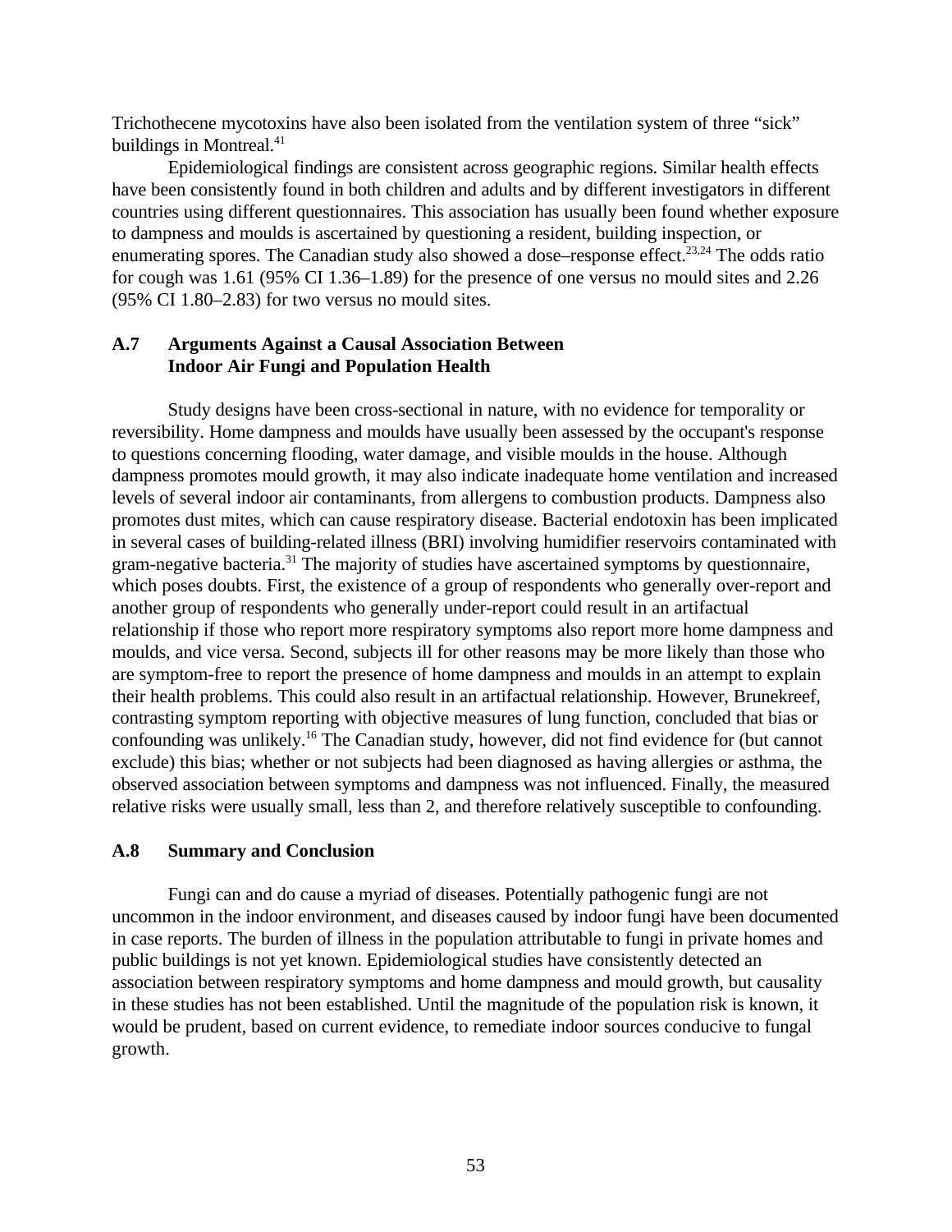Trichothecene mycotoxins have also been isolated from the ventilation system of three "sick" buildings in Montreal.[41]

Epidemiological findings are consistent across geographic regions. Similar health effects have been consistently found in both children and adults and by different investigators in different countries using different questionnaires. This association has usually been found whether exposure to dampness and moulds is ascertained by questioning a resident, building inspection, or enumerating spores. The Canadian study also showed a dose–response effect.[23,24] The odds ratio for cough was 1.61 (95% CI 1.36–1.89) for the presence of one versus no mould sites and 2.26 (95% CI 1.80–2.83) for two versus no mould sites.

## A.7 Arguments Against a Causal Association Between Indoor Air Fungi and Population Health

Study designs have been cross-sectional in nature, with no evidence for temporality or reversibility. Home dampness and moulds have usually been assessed by the occupant's response to questions concerning flooding, water damage, and visible moulds in the house. Although dampness promotes mould growth, it may also indicate inadequate home ventilation and increased levels of several indoor air contaminants, from allergens to combustion products. Dampness also promotes dust mites, which can cause respiratory disease. Bacterial endotoxin has been implicated in several cases of building-related illness (BRI) involving humidifier reservoirs contaminated with gram-negative bacteria.[31] The majority of studies have ascertained symptoms by questionnaire, which poses doubts. First, the existence of a group of respondents who generally over-report and another group of respondents who generally under-report could result in an artifactual relationship if those who report more respiratory symptoms also report more home dampness and moulds, and vice versa. Second, subjects ill for other reasons may be more likely than those who are symptom-free to report the presence of home dampness and moulds in an attempt to explain their health problems. This could also result in an artifactual relationship. However, Brunekreef, contrasting symptom reporting with objective measures of lung function, concluded that bias or confounding was unlikely.[16] The Canadian study, however, did not find evidence for (but cannot exclude) this bias; whether or not subjects had been diagnosed as having allergies or asthma, the observed association between symptoms and dampness was not influenced. Finally, the measured relative risks were usually small, less than 2, and therefore relatively susceptible to confounding.

## A.8 Summary and Conclusion

Fungi can and do cause a myriad of diseases. Potentially pathogenic fungi are not uncommon in the indoor environment, and diseases caused by indoor fungi have been documented in case reports. The burden of illness in the population attributable to fungi in private homes and public buildings is not yet known. Epidemiological studies have consistently detected an association between respiratory symptoms and home dampness and mould growth, but causality in these studies has not been established. Until the magnitude of the population risk is known, it would be prudent, based on current evidence, to remediate indoor sources conducive to fungal growth.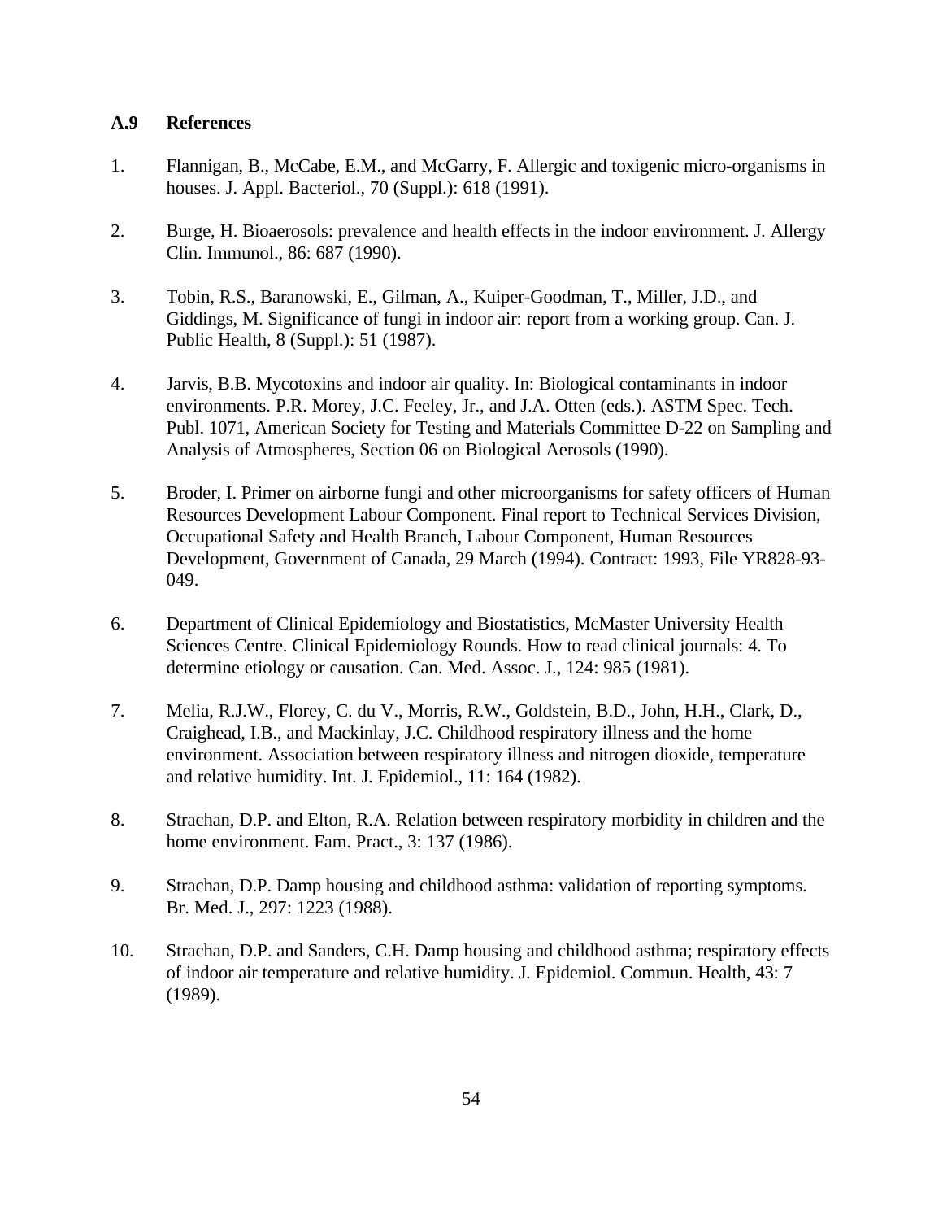### A.9 References

1. Flannigan, B., McCabe, E.M., and McGarry, F. Allergic and toxigenic micro-organisms in houses. J. Appl. Bacteriol., 70 (Suppl.): 618 (1991).

2. Burge, H. Bioaerosols: prevalence and health effects in the indoor environment. J. Allergy Clin. Immunol., 86: 687 (1990).

3. Tobin, R.S., Baranowski, E., Gilman, A., Kuiper-Goodman, T., Miller, J.D., and Giddings, M. Significance of fungi in indoor air: report from a working group. Can. J. Public Health, 8 (Suppl.): 51 (1987).

4. Jarvis, B.B. Mycotoxins and indoor air quality. In: Biological contaminants in indoor environments. P.R. Morey, J.C. Feeley, Jr., and J.A. Otten (eds.). ASTM Spec. Tech. Publ. 1071, American Society for Testing and Materials Committee D-22 on Sampling and Analysis of Atmospheres, Section 06 on Biological Aerosols (1990).

5. Broder, I. Primer on airborne fungi and other microorganisms for safety officers of Human Resources Development Labour Component. Final report to Technical Services Division, Occupational Safety and Health Branch, Labour Component, Human Resources Development, Government of Canada, 29 March (1994). Contract: 1993, File YR828-93-049.

6. Department of Clinical Epidemiology and Biostatistics, McMaster University Health Sciences Centre. Clinical Epidemiology Rounds. How to read clinical journals: 4. To determine etiology or causation. Can. Med. Assoc. J., 124: 985 (1981).

7. Melia, R.J.W., Florey, C. du V., Morris, R.W., Goldstein, B.D., John, H.H., Clark, D., Craighead, I.B., and Mackinlay, J.C. Childhood respiratory illness and the home environment. Association between respiratory illness and nitrogen dioxide, temperature and relative humidity. Int. J. Epidemiol., 11: 164 (1982).

8. Strachan, D.P. and Elton, R.A. Relation between respiratory morbidity in children and the home environment. Fam. Pract., 3: 137 (1986).

9. Strachan, D.P. Damp housing and childhood asthma: validation of reporting symptoms. Br. Med. J., 297: 1223 (1988).

10. Strachan, D.P. and Sanders, C.H. Damp housing and childhood asthma; respiratory effects of indoor air temperature and relative humidity. J. Epidemiol. Commun. Health, 43: 7 (1989).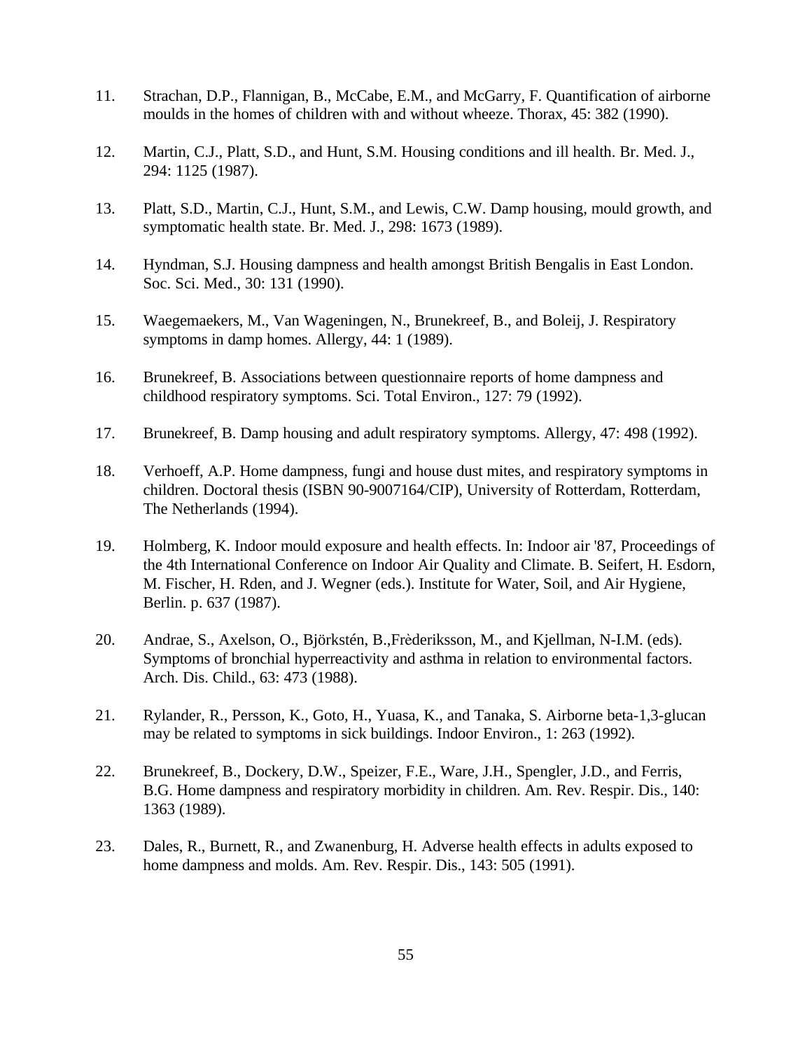11. Strachan, D.P., Flannigan, B., McCabe, E.M., and McGarry, F. Quantification of airborne moulds in the homes of children with and without wheeze. Thorax, 45: 382 (1990).

12. Martin, C.J., Platt, S.D., and Hunt, S.M. Housing conditions and ill health. Br. Med. J., 294: 1125 (1987).

13. Platt, S.D., Martin, C.J., Hunt, S.M., and Lewis, C.W. Damp housing, mould growth, and symptomatic health state. Br. Med. J., 298: 1673 (1989).

14. Hyndman, S.J. Housing dampness and health amongst British Bengalis in East London. Soc. Sci. Med., 30: 131 (1990).

15. Waegemaekers, M., Van Wageningen, N., Brunekreef, B., and Boleij, J. Respiratory symptoms in damp homes. Allergy, 44: 1 (1989).

16. Brunekreef, B. Associations between questionnaire reports of home dampness and childhood respiratory symptoms. Sci. Total Environ., 127: 79 (1992).

17. Brunekreef, B. Damp housing and adult respiratory symptoms. Allergy, 47: 498 (1992).

18. Verhoeff, A.P. Home dampness, fungi and house dust mites, and respiratory symptoms in children. Doctoral thesis (ISBN 90-9007164/CIP), University of Rotterdam, Rotterdam, The Netherlands (1994).

19. Holmberg, K. Indoor mould exposure and health effects. In: Indoor air '87, Proceedings of the 4th International Conference on Indoor Air Quality and Climate. B. Seifert, H. Esdorn, M. Fischer, H. Rden, and J. Wegner (eds.). Institute for Water, Soil, and Air Hygiene, Berlin. p. 637 (1987).

20. Andrae, S., Axelson, O., Björkstén, B.,Frèderiksson, M., and Kjellman, N-I.M. (eds). Symptoms of bronchial hyperreactivity and asthma in relation to environmental factors. Arch. Dis. Child., 63: 473 (1988).

21. Rylander, R., Persson, K., Goto, H., Yuasa, K., and Tanaka, S. Airborne beta-1,3-glucan may be related to symptoms in sick buildings. Indoor Environ., 1: 263 (1992).

22. Brunekreef, B., Dockery, D.W., Speizer, F.E., Ware, J.H., Spengler, J.D., and Ferris, B.G. Home dampness and respiratory morbidity in children. Am. Rev. Respir. Dis., 140: 1363 (1989).

23. Dales, R., Burnett, R., and Zwanenburg, H. Adverse health effects in adults exposed to home dampness and molds. Am. Rev. Respir. Dis., 143: 505 (1991).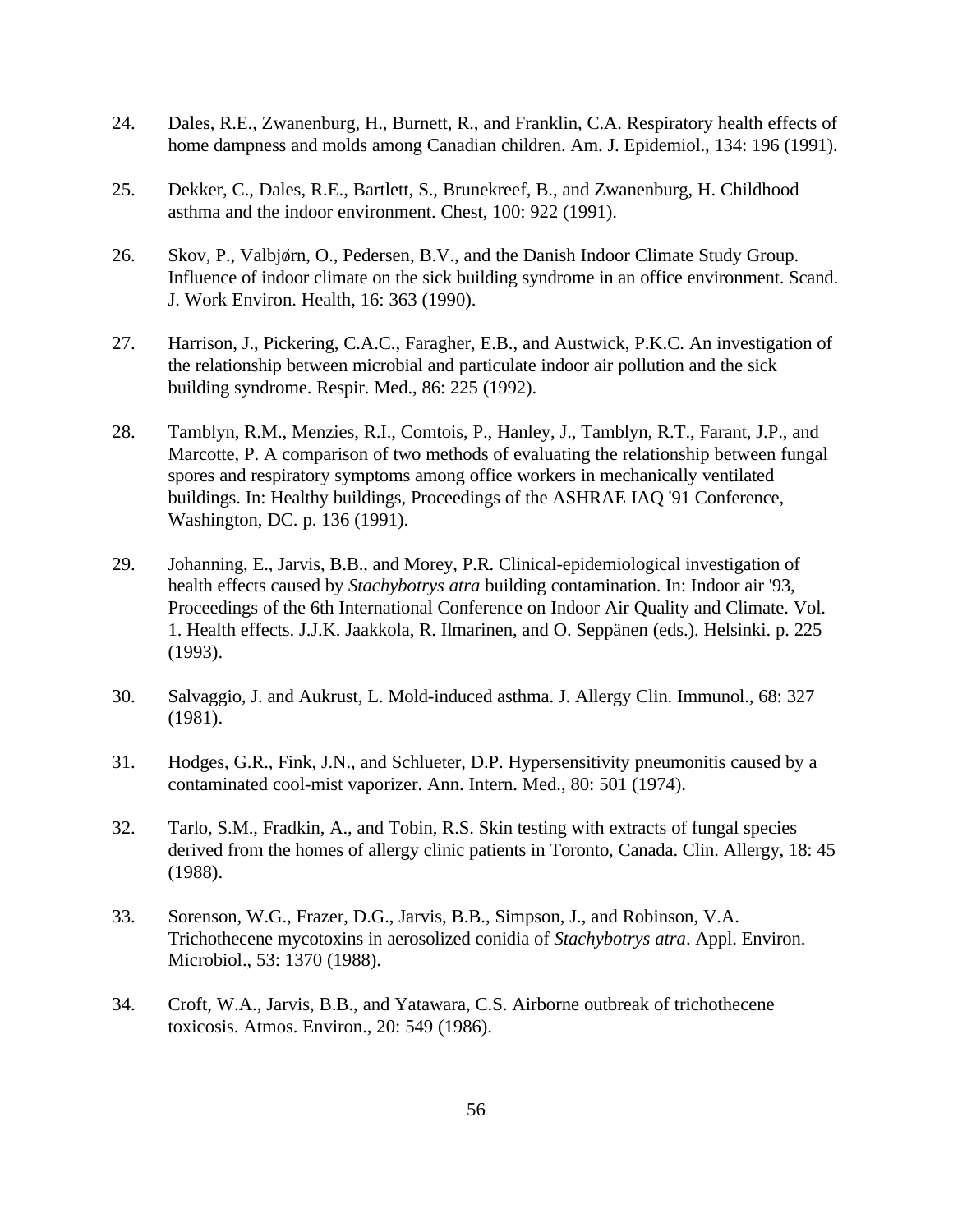24. Dales, R.E., Zwanenburg, H., Burnett, R., and Franklin, C.A. Respiratory health effects of home dampness and molds among Canadian children. Am. J. Epidemiol., 134: 196 (1991).

25. Dekker, C., Dales, R.E., Bartlett, S., Brunekreef, B., and Zwanenburg, H. Childhood asthma and the indoor environment. Chest, 100: 922 (1991).

26. Skov, P., Valbjørn, O., Pedersen, B.V., and the Danish Indoor Climate Study Group. Influence of indoor climate on the sick building syndrome in an office environment. Scand. J. Work Environ. Health, 16: 363 (1990).

27. Harrison, J., Pickering, C.A.C., Faragher, E.B., and Austwick, P.K.C. An investigation of the relationship between microbial and particulate indoor air pollution and the sick building syndrome. Respir. Med., 86: 225 (1992).

28. Tamblyn, R.M., Menzies, R.I., Comtois, P., Hanley, J., Tamblyn, R.T., Farant, J.P., and Marcotte, P. A comparison of two methods of evaluating the relationship between fungal spores and respiratory symptoms among office workers in mechanically ventilated buildings. In: Healthy buildings, Proceedings of the ASHRAE IAQ '91 Conference, Washington, DC. p. 136 (1991).

29. Johanning, E., Jarvis, B.B., and Morey, P.R. Clinical-epidemiological investigation of health effects caused by *Stachybotrys atra* building contamination. In: Indoor air '93, Proceedings of the 6th International Conference on Indoor Air Quality and Climate. Vol. 1. Health effects. J.J.K. Jaakkola, R. Ilmarinen, and O. Seppänen (eds.). Helsinki. p. 225 (1993).

30. Salvaggio, J. and Aukrust, L. Mold-induced asthma. J. Allergy Clin. Immunol., 68: 327 (1981).

31. Hodges, G.R., Fink, J.N., and Schlueter, D.P. Hypersensitivity pneumonitis caused by a contaminated cool-mist vaporizer. Ann. Intern. Med., 80: 501 (1974).

32. Tarlo, S.M., Fradkin, A., and Tobin, R.S. Skin testing with extracts of fungal species derived from the homes of allergy clinic patients in Toronto, Canada. Clin. Allergy, 18: 45 (1988).

33. Sorenson, W.G., Frazer, D.G., Jarvis, B.B., Simpson, J., and Robinson, V.A. Trichothecene mycotoxins in aerosolized conidia of *Stachybotrys atra*. Appl. Environ. Microbiol., 53: 1370 (1988).

34. Croft, W.A., Jarvis, B.B., and Yatawara, C.S. Airborne outbreak of trichothecene toxicosis. Atmos. Environ., 20: 549 (1986).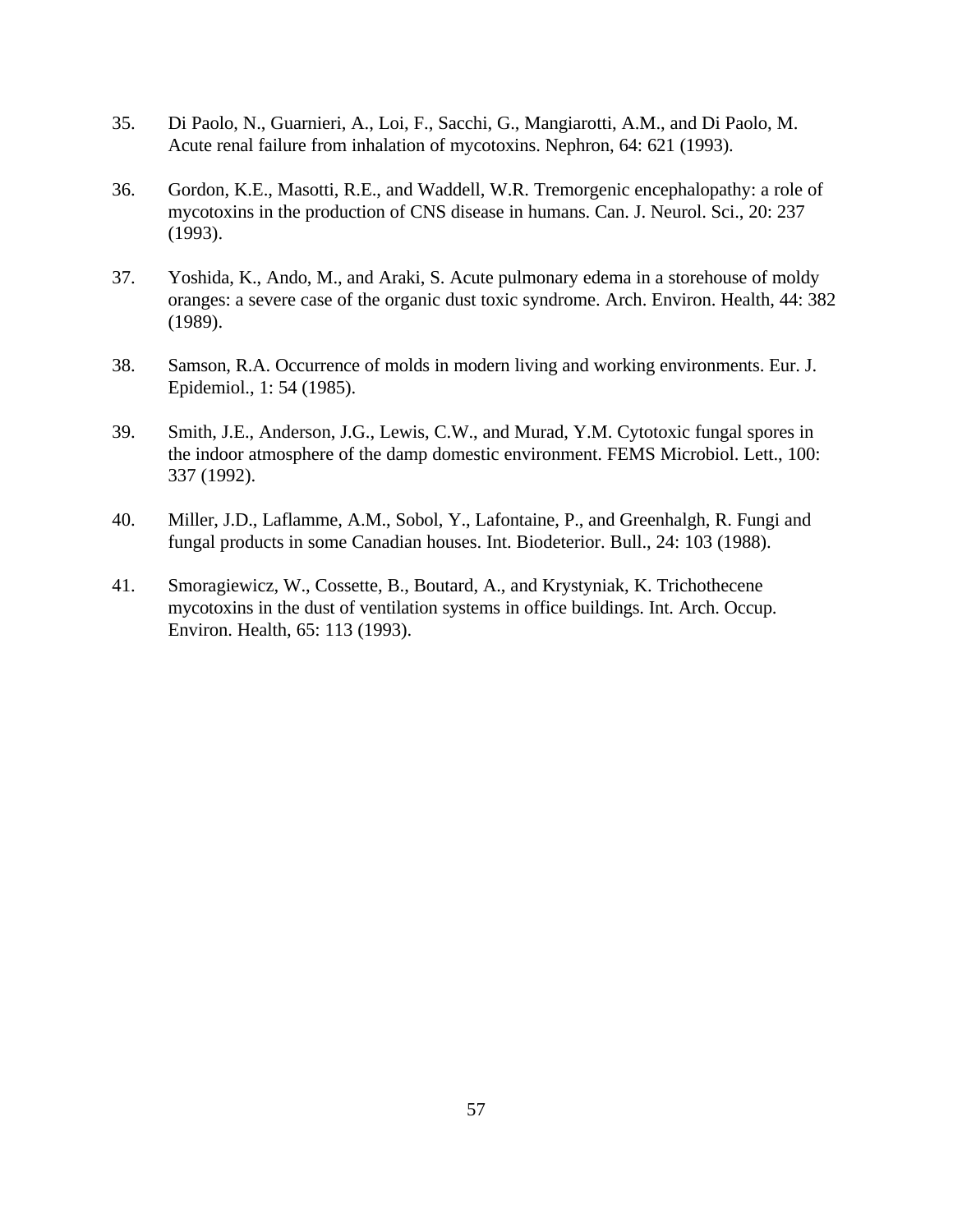35. Di Paolo, N., Guarnieri, A., Loi, F., Sacchi, G., Mangiarotti, A.M., and Di Paolo, M. Acute renal failure from inhalation of mycotoxins. Nephron, 64: 621 (1993).

36. Gordon, K.E., Masotti, R.E., and Waddell, W.R. Tremorgenic encephalopathy: a role of mycotoxins in the production of CNS disease in humans. Can. J. Neurol. Sci., 20: 237 (1993).

37. Yoshida, K., Ando, M., and Araki, S. Acute pulmonary edema in a storehouse of moldy oranges: a severe case of the organic dust toxic syndrome. Arch. Environ. Health, 44: 382 (1989).

38. Samson, R.A. Occurrence of molds in modern living and working environments. Eur. J. Epidemiol., 1: 54 (1985).

39. Smith, J.E., Anderson, J.G., Lewis, C.W., and Murad, Y.M. Cytotoxic fungal spores in the indoor atmosphere of the damp domestic environment. FEMS Microbiol. Lett., 100: 337 (1992).

40. Miller, J.D., Laflamme, A.M., Sobol, Y., Lafontaine, P., and Greenhalgh, R. Fungi and fungal products in some Canadian houses. Int. Biodeterior. Bull., 24: 103 (1988).

41. Smoragiewicz, W., Cossette, B., Boutard, A., and Krystyniak, K. Trichothecene mycotoxins in the dust of ventilation systems in office buildings. Int. Arch. Occup. Environ. Health, 65: 113 (1993).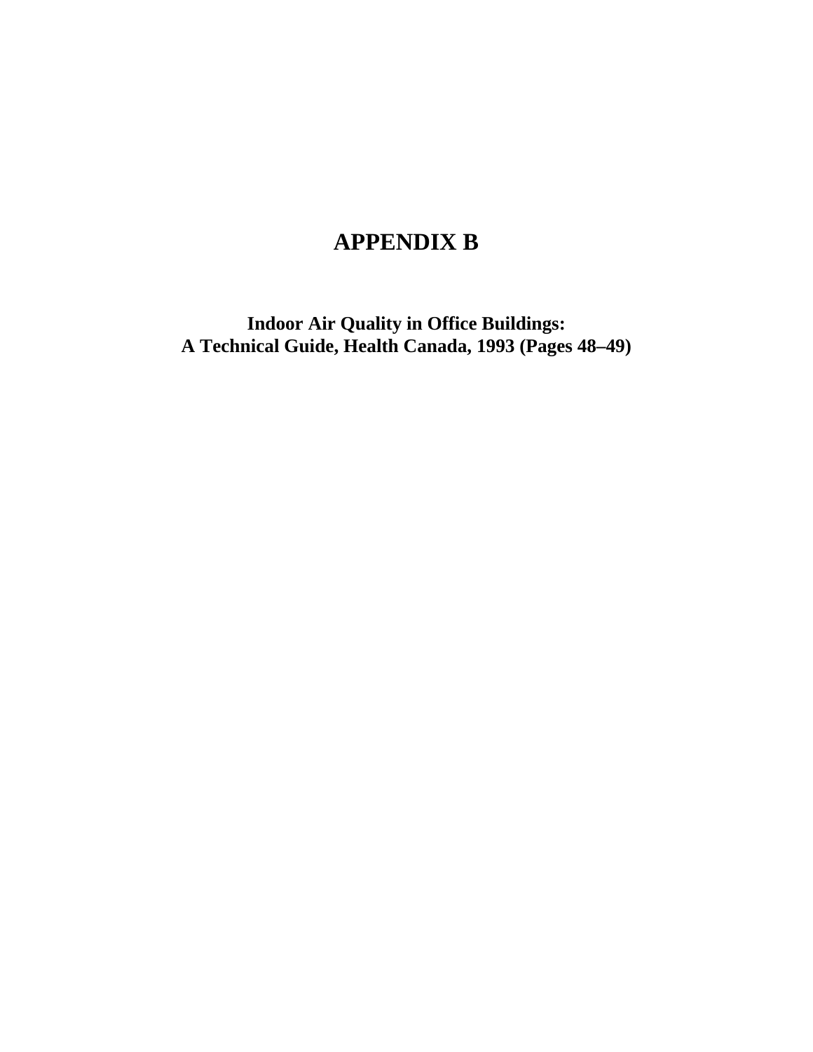# APPENDIX B

**Indoor Air Quality in Office Buildings:**
**A Technical Guide, Health Canada, 1993 (Pages 48–49)**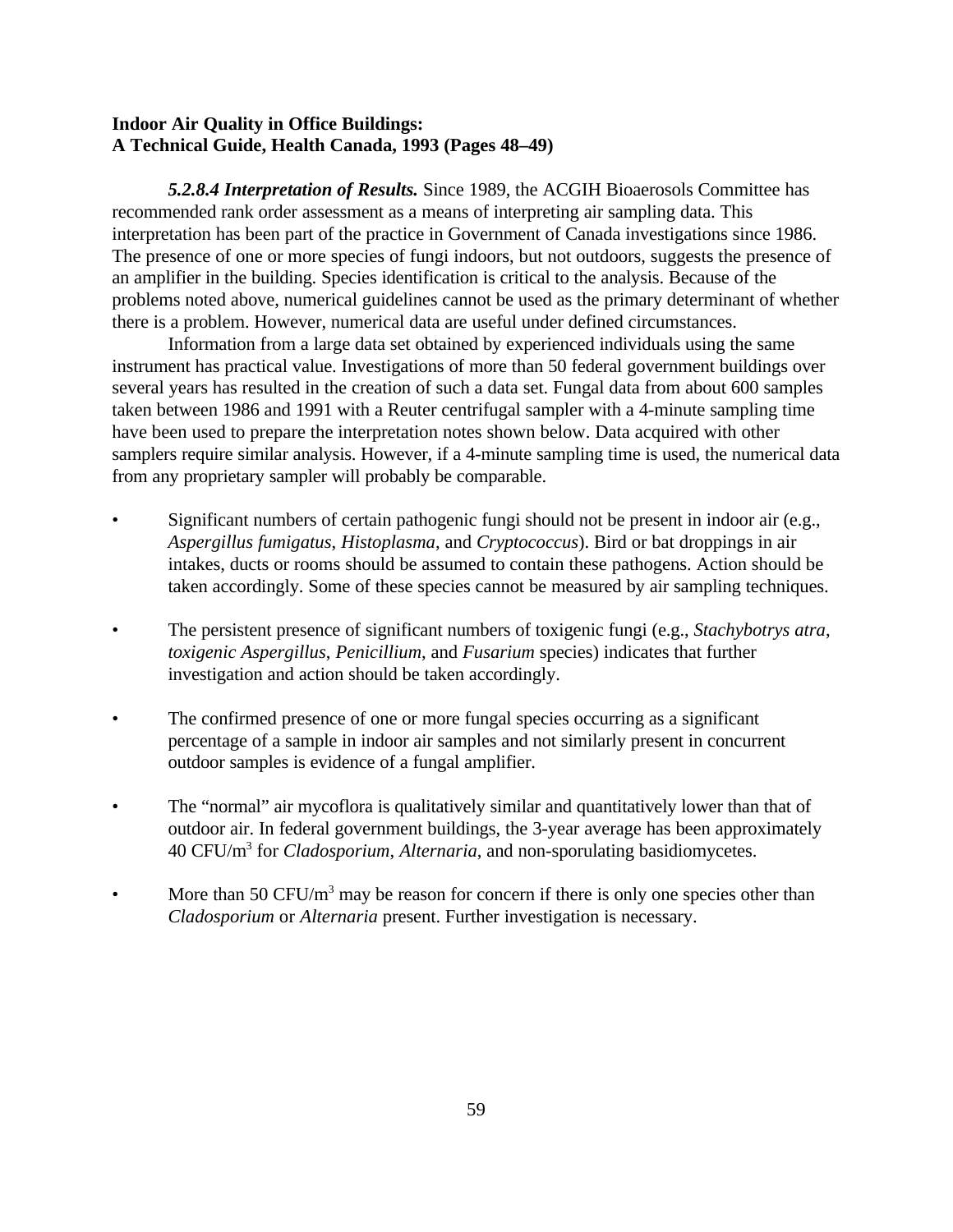**Indoor Air Quality in Office Buildings:**
**A Technical Guide, Health Canada, 1993 (Pages 48–49)**

***5.2.8.4 Interpretation of Results.*** Since 1989, the ACGIH Bioaerosols Committee has recommended rank order assessment as a means of interpreting air sampling data. This interpretation has been part of the practice in Government of Canada investigations since 1986. The presence of one or more species of fungi indoors, but not outdoors, suggests the presence of an amplifier in the building. Species identification is critical to the analysis. Because of the problems noted above, numerical guidelines cannot be used as the primary determinant of whether there is a problem. However, numerical data are useful under defined circumstances.

Information from a large data set obtained by experienced individuals using the same instrument has practical value. Investigations of more than 50 federal government buildings over several years has resulted in the creation of such a data set. Fungal data from about 600 samples taken between 1986 and 1991 with a Reuter centrifugal sampler with a 4-minute sampling time have been used to prepare the interpretation notes shown below. Data acquired with other samplers require similar analysis. However, if a 4-minute sampling time is used, the numerical data from any proprietary sampler will probably be comparable.

- Significant numbers of certain pathogenic fungi should not be present in indoor air (e.g., *Aspergillus fumigatus*, *Histoplasma*, and *Cryptococcus*). Bird or bat droppings in air intakes, ducts or rooms should be assumed to contain these pathogens. Action should be taken accordingly. Some of these species cannot be measured by air sampling techniques.

- The persistent presence of significant numbers of toxigenic fungi (e.g., *Stachybotrys atra*, *toxigenic Aspergillus*, *Penicillium*, and *Fusarium* species) indicates that further investigation and action should be taken accordingly.

- The confirmed presence of one or more fungal species occurring as a significant percentage of a sample in indoor air samples and not similarly present in concurrent outdoor samples is evidence of a fungal amplifier.

- The "normal" air mycoflora is qualitatively similar and quantitatively lower than that of outdoor air. In federal government buildings, the 3-year average has been approximately 40 CFU/$m^3$ for *Cladosporium*, *Alternaria*, and non-sporulating basidiomycetes.

- More than 50 CFU/$m^3$ may be reason for concern if there is only one species other than *Cladosporium* or *Alternaria* present. Further investigation is necessary.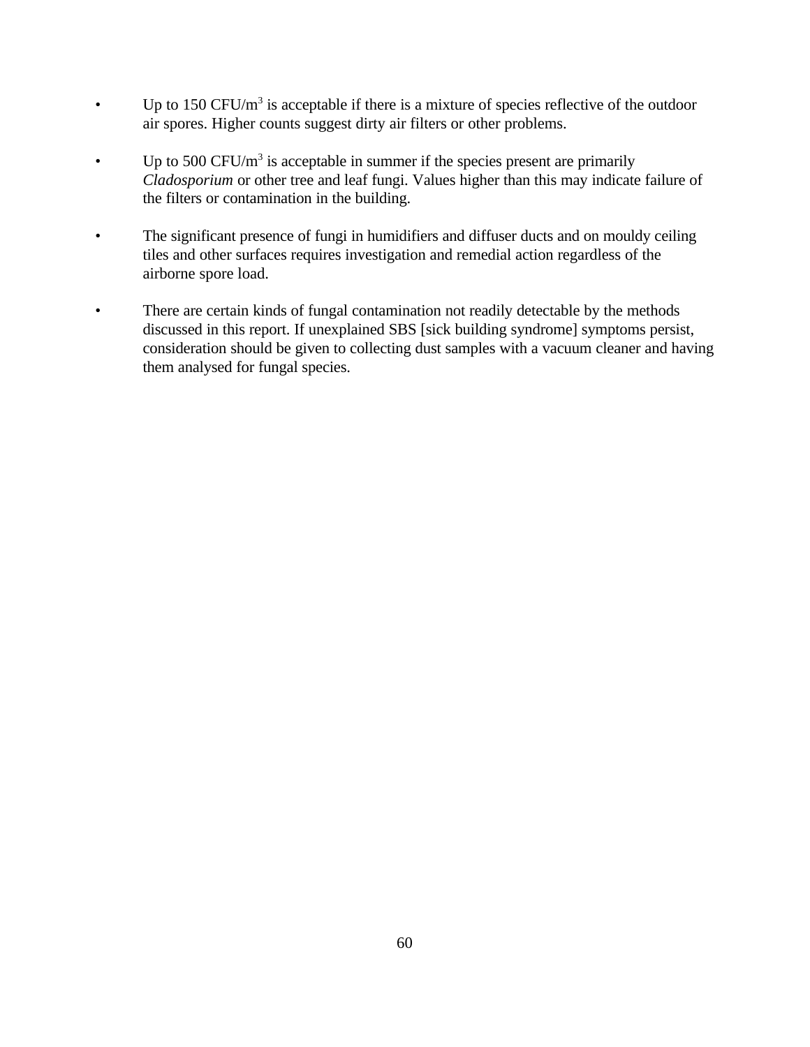- Up to 150 $CFU/m^3$ is acceptable if there is a mixture of species reflective of the outdoor air spores. Higher counts suggest dirty air filters or other problems.

- Up to 500 $CFU/m^3$ is acceptable in summer if the species present are primarily *Cladosporium* or other tree and leaf fungi. Values higher than this may indicate failure of the filters or contamination in the building.

- The significant presence of fungi in humidifiers and diffuser ducts and on mouldy ceiling tiles and other surfaces requires investigation and remedial action regardless of the airborne spore load.

- There are certain kinds of fungal contamination not readily detectable by the methods discussed in this report. If unexplained SBS [sick building syndrome] symptoms persist, consideration should be given to collecting dust samples with a vacuum cleaner and having them analysed for fungal species.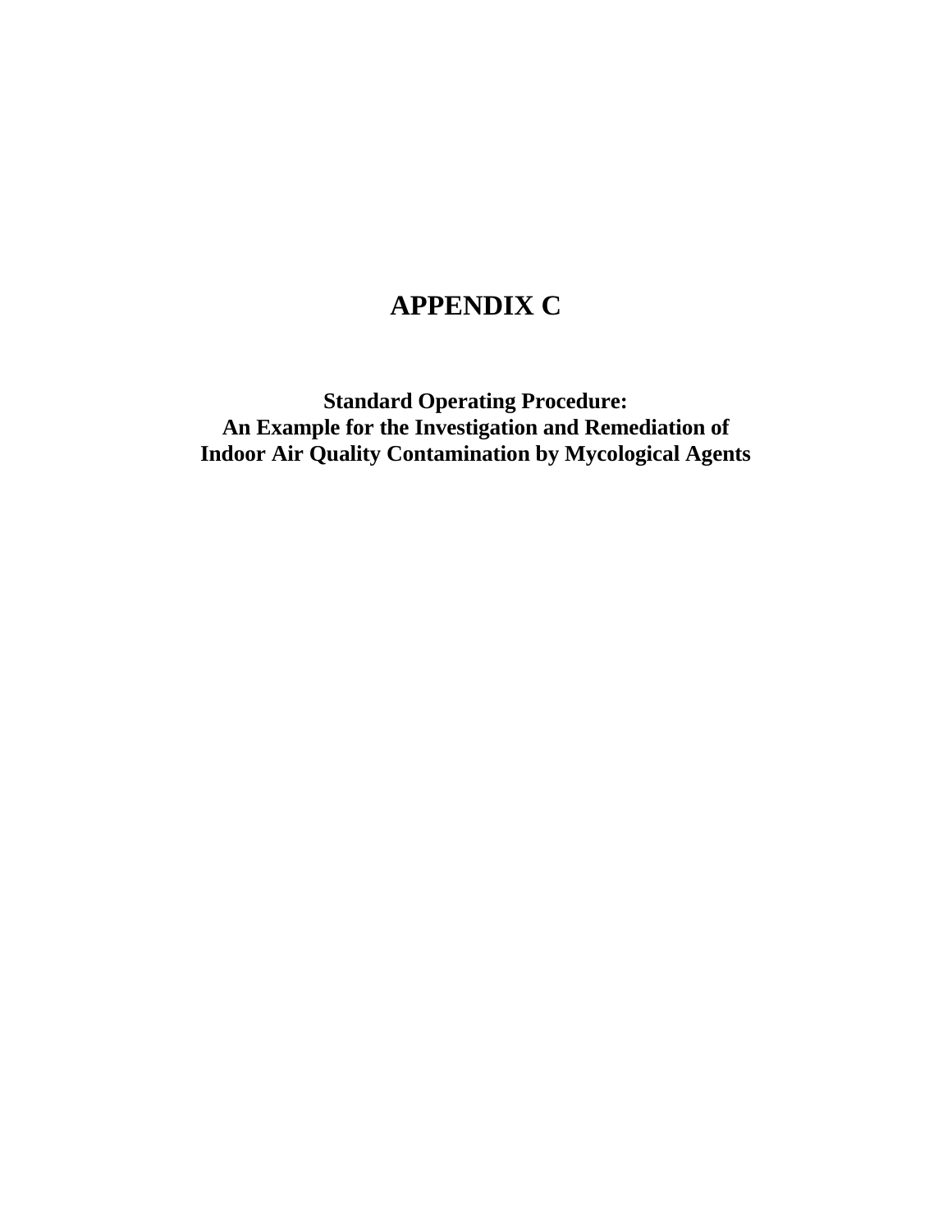# APPENDIX C

**Standard Operating Procedure:**
**An Example for the Investigation and Remediation of**
**Indoor Air Quality Contamination by Mycological Agents**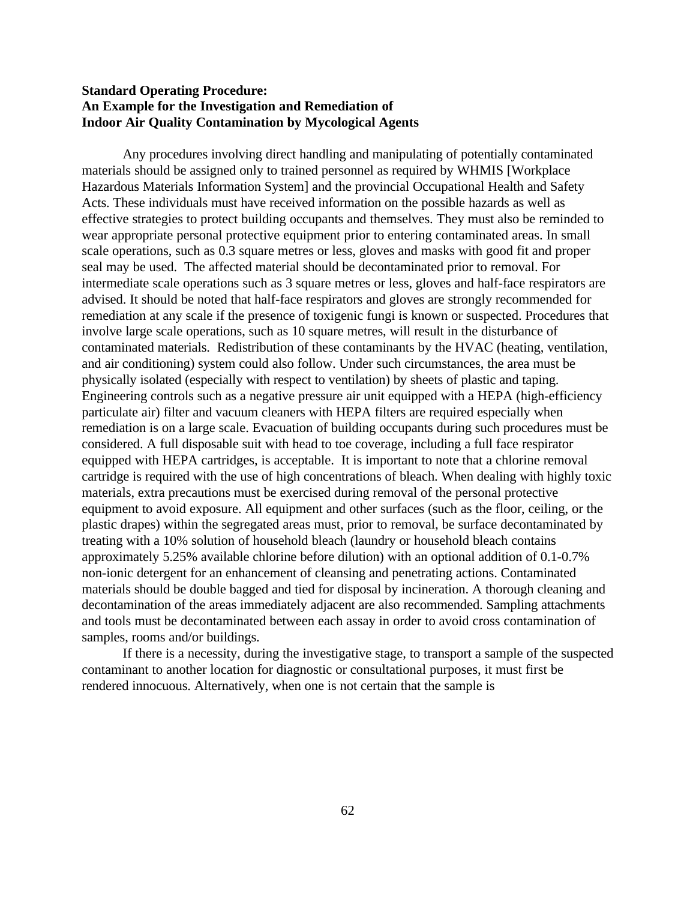**Standard Operating Procedure:**
**An Example for the Investigation and Remediation of**
**Indoor Air Quality Contamination by Mycological Agents**

Any procedures involving direct handling and manipulating of potentially contaminated materials should be assigned only to trained personnel as required by WHMIS [Workplace Hazardous Materials Information System] and the provincial Occupational Health and Safety Acts. These individuals must have received information on the possible hazards as well as effective strategies to protect building occupants and themselves. They must also be reminded to wear appropriate personal protective equipment prior to entering contaminated areas. In small scale operations, such as 0.3 square metres or less, gloves and masks with good fit and proper seal may be used. The affected material should be decontaminated prior to removal. For intermediate scale operations such as 3 square metres or less, gloves and half-face respirators are advised. It should be noted that half-face respirators and gloves are strongly recommended for remediation at any scale if the presence of toxigenic fungi is known or suspected. Procedures that involve large scale operations, such as 10 square metres, will result in the disturbance of contaminated materials. Redistribution of these contaminants by the HVAC (heating, ventilation, and air conditioning) system could also follow. Under such circumstances, the area must be physically isolated (especially with respect to ventilation) by sheets of plastic and taping. Engineering controls such as a negative pressure air unit equipped with a HEPA (high-efficiency particulate air) filter and vacuum cleaners with HEPA filters are required especially when remediation is on a large scale. Evacuation of building occupants during such procedures must be considered. A full disposable suit with head to toe coverage, including a full face respirator equipped with HEPA cartridges, is acceptable. It is important to note that a chlorine removal cartridge is required with the use of high concentrations of bleach. When dealing with highly toxic materials, extra precautions must be exercised during removal of the personal protective equipment to avoid exposure. All equipment and other surfaces (such as the floor, ceiling, or the plastic drapes) within the segregated areas must, prior to removal, be surface decontaminated by treating with a 10% solution of household bleach (laundry or household bleach contains approximately 5.25% available chlorine before dilution) with an optional addition of 0.1-0.7% non-ionic detergent for an enhancement of cleansing and penetrating actions. Contaminated materials should be double bagged and tied for disposal by incineration. A thorough cleaning and decontamination of the areas immediately adjacent are also recommended. Sampling attachments and tools must be decontaminated between each assay in order to avoid cross contamination of samples, rooms and/or buildings.

If there is a necessity, during the investigative stage, to transport a sample of the suspected contaminant to another location for diagnostic or consultational purposes, it must first be rendered innocuous. Alternatively, when one is not certain that the sample is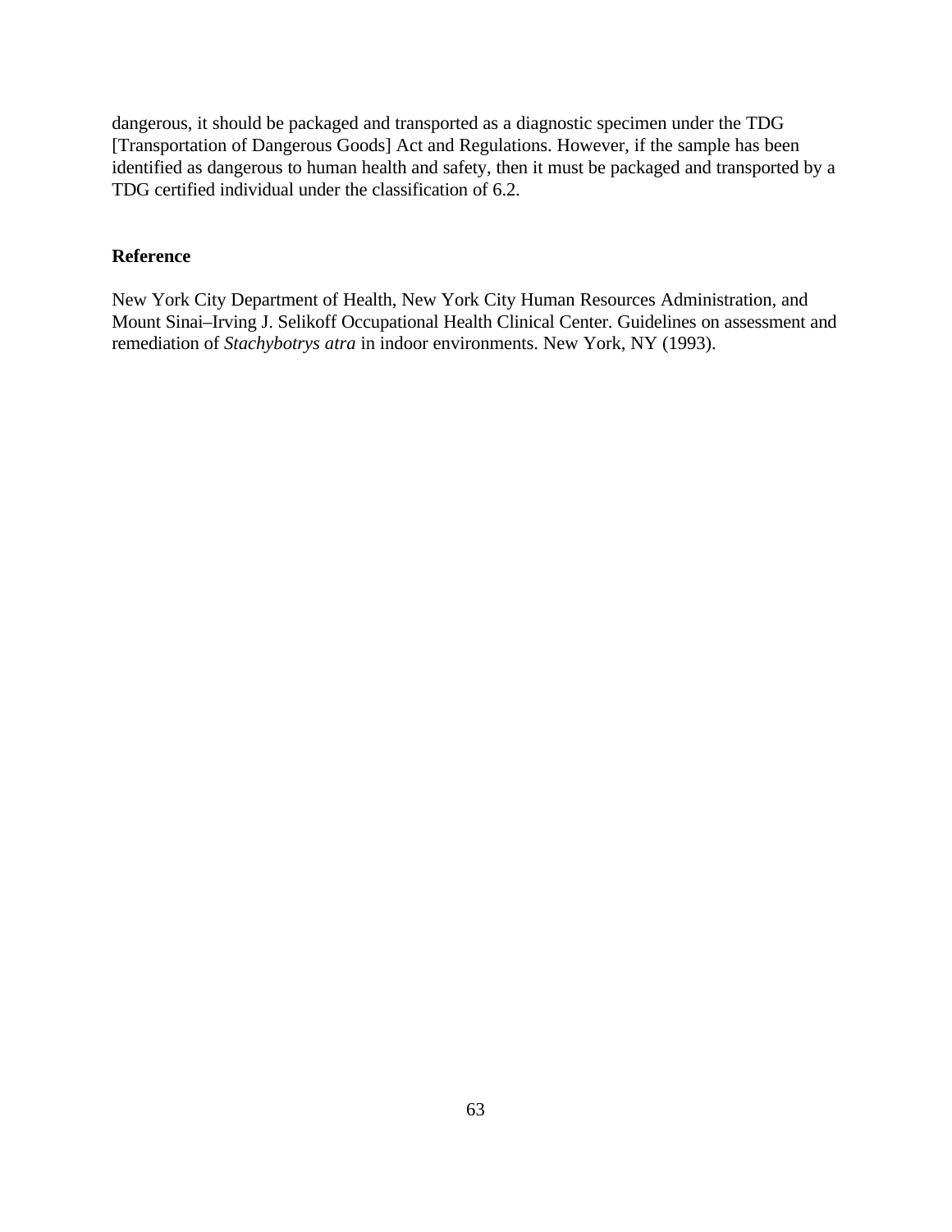dangerous, it should be packaged and transported as a diagnostic specimen under the TDG [Transportation of Dangerous Goods] Act and Regulations. However, if the sample has been identified as dangerous to human health and safety, then it must be packaged and transported by a TDG certified individual under the classification of 6.2.

### Reference

New York City Department of Health, New York City Human Resources Administration, and Mount Sinai–Irving J. Selikoff Occupational Health Clinical Center. Guidelines on assessment and remediation of *Stachybotrys atra* in indoor environments. New York, NY (1993).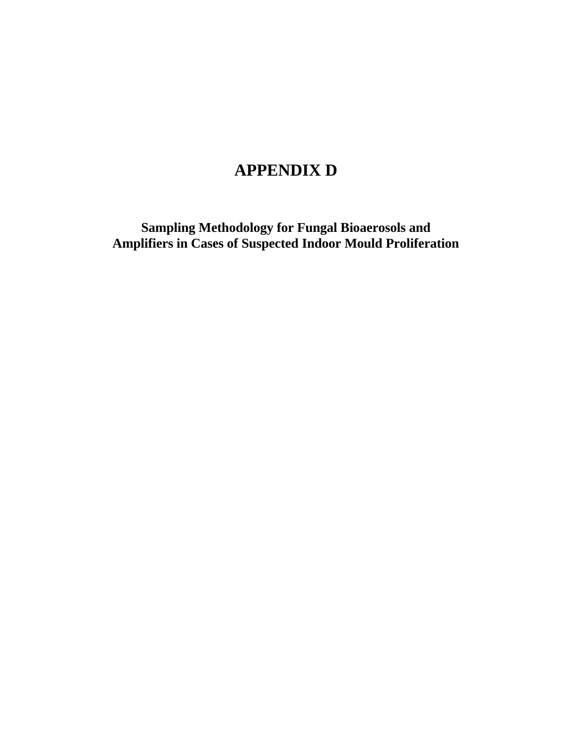# APPENDIX D

**Sampling Methodology for Fungal Bioaerosols and Amplifiers in Cases of Suspected Indoor Mould Proliferation**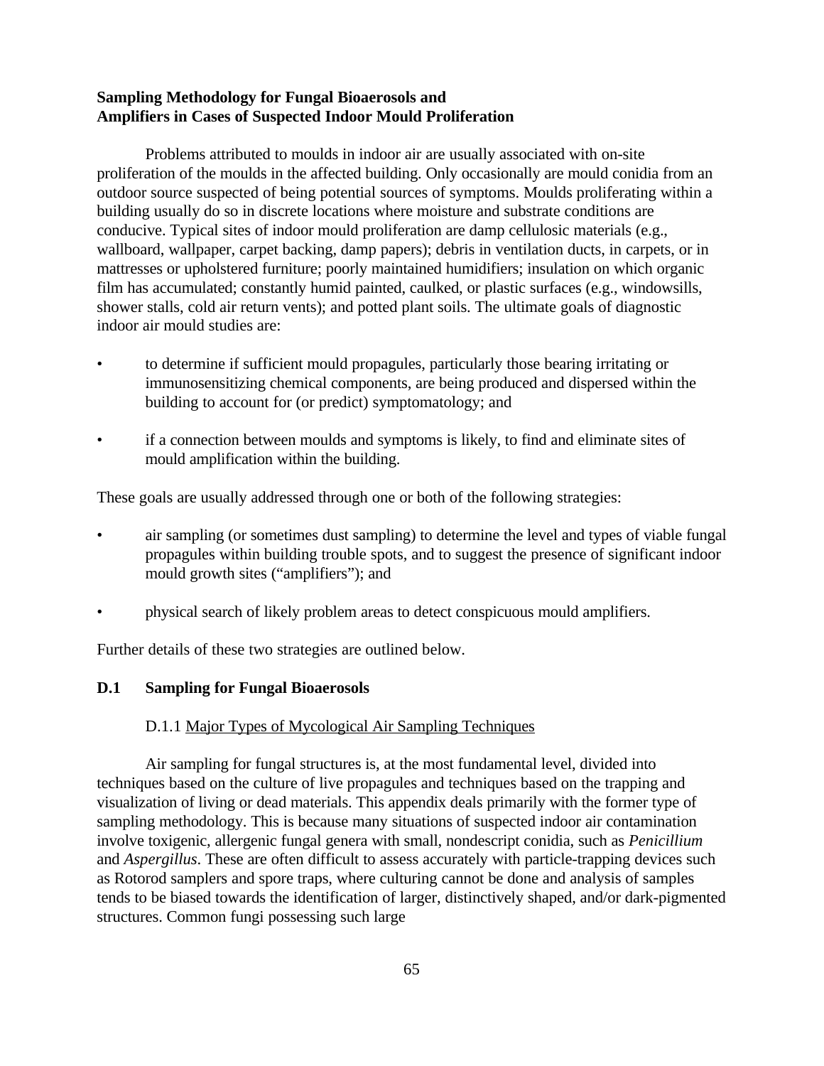**Sampling Methodology for Fungal Bioaerosols and Amplifiers in Cases of Suspected Indoor Mould Proliferation**

Problems attributed to moulds in indoor air are usually associated with on-site proliferation of the moulds in the affected building. Only occasionally are mould conidia from an outdoor source suspected of being potential sources of symptoms. Moulds proliferating within a building usually do so in discrete locations where moisture and substrate conditions are conducive. Typical sites of indoor mould proliferation are damp cellulosic materials (e.g., wallboard, wallpaper, carpet backing, damp papers); debris in ventilation ducts, in carpets, or in mattresses or upholstered furniture; poorly maintained humidifiers; insulation on which organic film has accumulated; constantly humid painted, caulked, or plastic surfaces (e.g., windowsills, shower stalls, cold air return vents); and potted plant soils. The ultimate goals of diagnostic indoor air mould studies are:

- to determine if sufficient mould propagules, particularly those bearing irritating or immunosensitizing chemical components, are being produced and dispersed within the building to account for (or predict) symptomatology; and
- if a connection between moulds and symptoms is likely, to find and eliminate sites of mould amplification within the building.

These goals are usually addressed through one or both of the following strategies:

- air sampling (or sometimes dust sampling) to determine the level and types of viable fungal propagules within building trouble spots, and to suggest the presence of significant indoor mould growth sites ("amplifiers"); and
- physical search of likely problem areas to detect conspicuous mould amplifiers.

Further details of these two strategies are outlined below.

## D.1 Sampling for Fungal Bioaerosols

### D.1.1 Major Types of Mycological Air Sampling Techniques

Air sampling for fungal structures is, at the most fundamental level, divided into techniques based on the culture of live propagules and techniques based on the trapping and visualization of living or dead materials. This appendix deals primarily with the former type of sampling methodology. This is because many situations of suspected indoor air contamination involve toxigenic, allergenic fungal genera with small, nondescript conidia, such as *Penicillium* and *Aspergillus*. These are often difficult to assess accurately with particle-trapping devices such as Rotorod samplers and spore traps, where culturing cannot be done and analysis of samples tends to be biased towards the identification of larger, distinctively shaped, and/or dark-pigmented structures. Common fungi possessing such large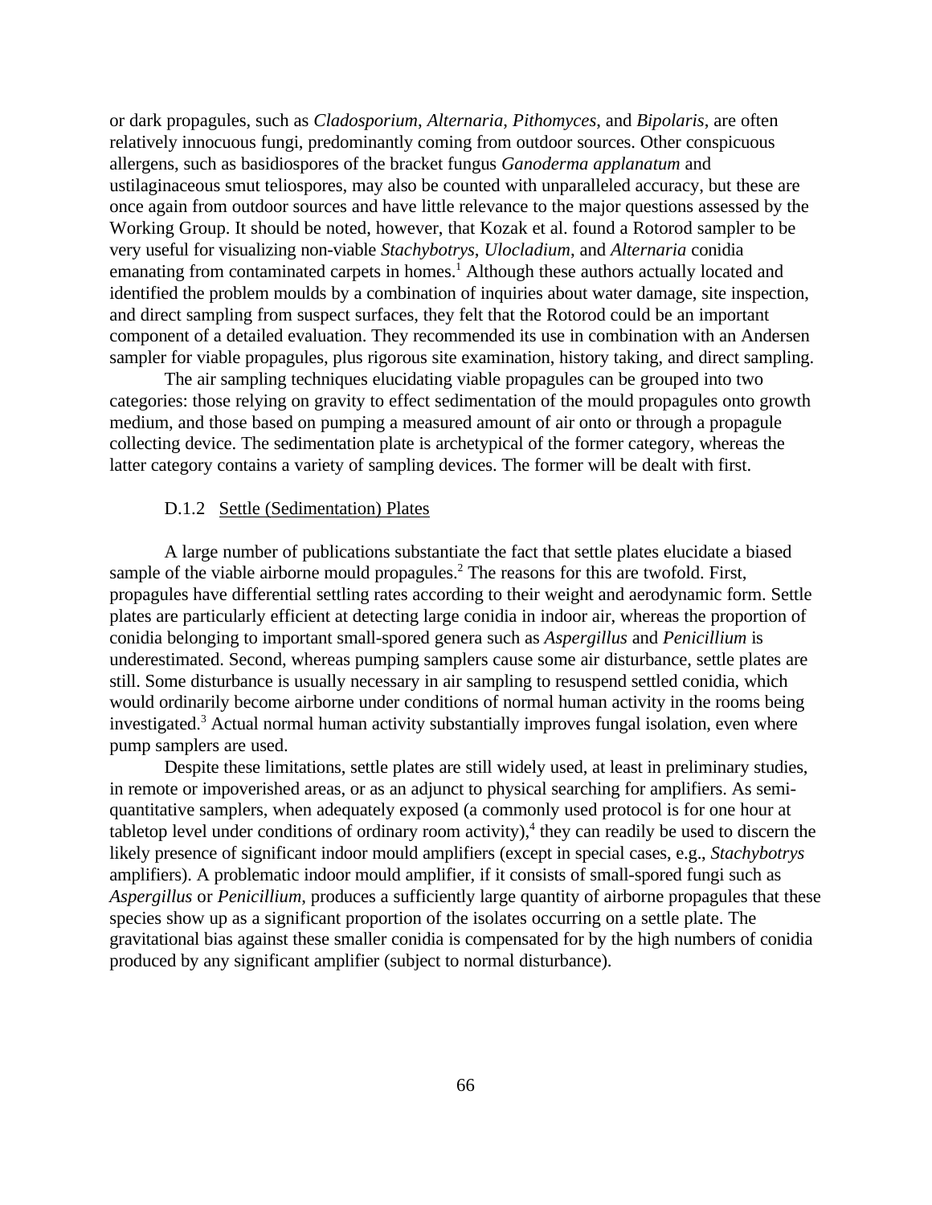or dark propagules, such as *Cladosporium*, *Alternaria*, *Pithomyces*, and *Bipolaris*, are often relatively innocuous fungi, predominantly coming from outdoor sources. Other conspicuous allergens, such as basidiospores of the bracket fungus *Ganoderma applanatum* and ustilaginaceous smut teliospores, may also be counted with unparalleled accuracy, but these are once again from outdoor sources and have little relevance to the major questions assessed by the Working Group. It should be noted, however, that Kozak et al. found a Rotorod sampler to be very useful for visualizing non-viable *Stachybotrys*, *Ulocladium*, and *Alternaria* conidia emanating from contaminated carpets in homes.[1] Although these authors actually located and identified the problem moulds by a combination of inquiries about water damage, site inspection, and direct sampling from suspect surfaces, they felt that the Rotorod could be an important component of a detailed evaluation. They recommended its use in combination with an Andersen sampler for viable propagules, plus rigorous site examination, history taking, and direct sampling.

The air sampling techniques elucidating viable propagules can be grouped into two categories: those relying on gravity to effect sedimentation of the mould propagules onto growth medium, and those based on pumping a measured amount of air onto or through a propagule collecting device. The sedimentation plate is archetypical of the former category, whereas the latter category contains a variety of sampling devices. The former will be dealt with first.

### D.1.2 Settle (Sedimentation) Plates

A large number of publications substantiate the fact that settle plates elucidate a biased sample of the viable airborne mould propagules.[2] The reasons for this are twofold. First, propagules have differential settling rates according to their weight and aerodynamic form. Settle plates are particularly efficient at detecting large conidia in indoor air, whereas the proportion of conidia belonging to important small-spored genera such as *Aspergillus* and *Penicillium* is underestimated. Second, whereas pumping samplers cause some air disturbance, settle plates are still. Some disturbance is usually necessary in air sampling to resuspend settled conidia, which would ordinarily become airborne under conditions of normal human activity in the rooms being investigated.[3] Actual normal human activity substantially improves fungal isolation, even where pump samplers are used.

Despite these limitations, settle plates are still widely used, at least in preliminary studies, in remote or impoverished areas, or as an adjunct to physical searching for amplifiers. As semi-quantitative samplers, when adequately exposed (a commonly used protocol is for one hour at tabletop level under conditions of ordinary room activity),[4] they can readily be used to discern the likely presence of significant indoor mould amplifiers (except in special cases, e.g., *Stachybotrys* amplifiers). A problematic indoor mould amplifier, if it consists of small-spored fungi such as *Aspergillus* or *Penicillium*, produces a sufficiently large quantity of airborne propagules that these species show up as a significant proportion of the isolates occurring on a settle plate. The gravitational bias against these smaller conidia is compensated for by the high numbers of conidia produced by any significant amplifier (subject to normal disturbance).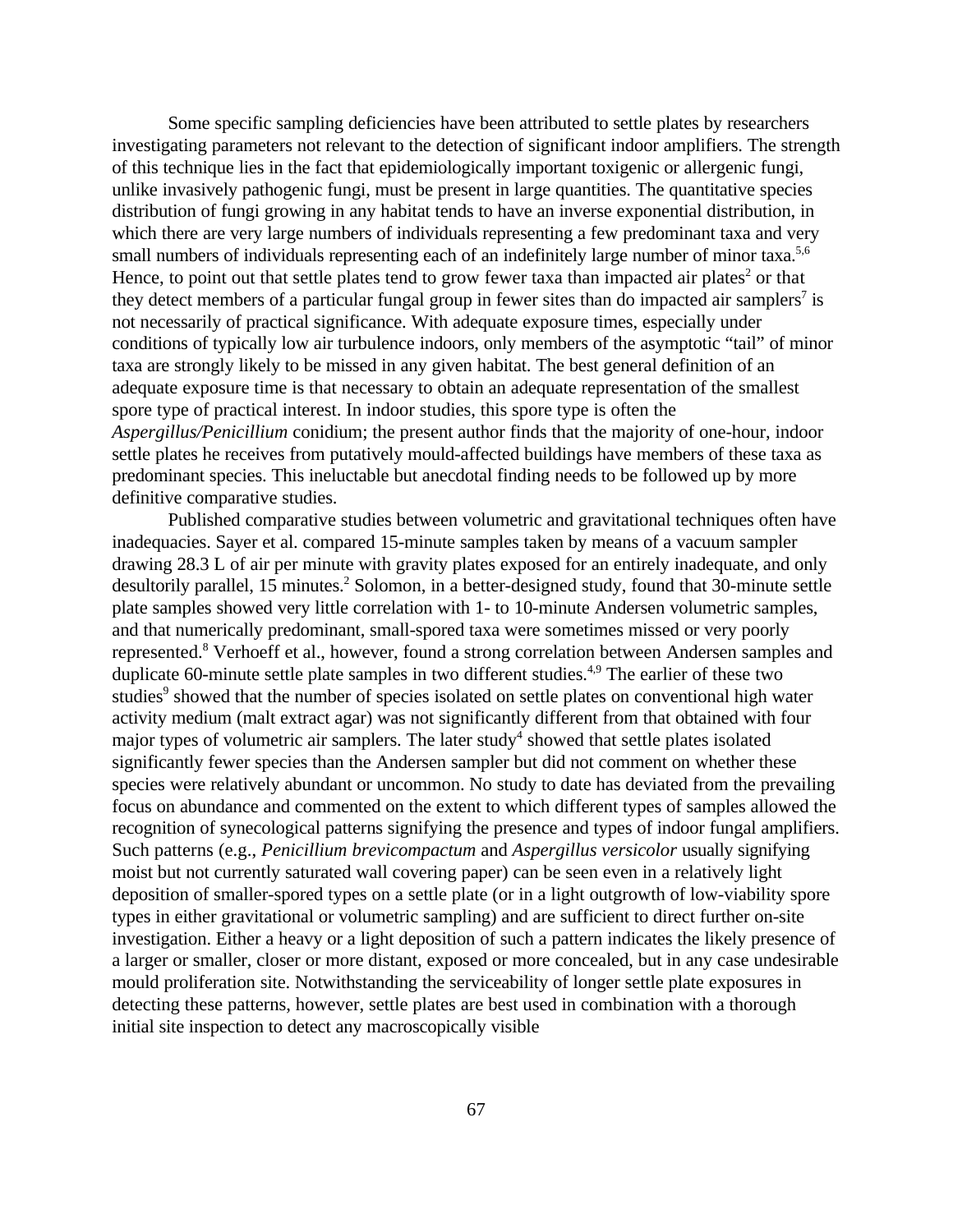Some specific sampling deficiencies have been attributed to settle plates by researchers investigating parameters not relevant to the detection of significant indoor amplifiers. The strength of this technique lies in the fact that epidemiologically important toxigenic or allergenic fungi, unlike invasively pathogenic fungi, must be present in large quantities. The quantitative species distribution of fungi growing in any habitat tends to have an inverse exponential distribution, in which there are very large numbers of individuals representing a few predominant taxa and very small numbers of individuals representing each of an indefinitely large number of minor taxa.[5,6] Hence, to point out that settle plates tend to grow fewer taxa than impacted air plates[2] or that they detect members of a particular fungal group in fewer sites than do impacted air samplers[7] is not necessarily of practical significance. With adequate exposure times, especially under conditions of typically low air turbulence indoors, only members of the asymptotic "tail" of minor taxa are strongly likely to be missed in any given habitat. The best general definition of an adequate exposure time is that necessary to obtain an adequate representation of the smallest spore type of practical interest. In indoor studies, this spore type is often the *Aspergillus/Penicillium* conidium; the present author finds that the majority of one-hour, indoor settle plates he receives from putatively mould-affected buildings have members of these taxa as predominant species. This ineluctable but anecdotal finding needs to be followed up by more definitive comparative studies.

Published comparative studies between volumetric and gravitational techniques often have inadequacies. Sayer et al. compared 15-minute samples taken by means of a vacuum sampler drawing 28.3 L of air per minute with gravity plates exposed for an entirely inadequate, and only desultorily parallel, 15 minutes.[2] Solomon, in a better-designed study, found that 30-minute settle plate samples showed very little correlation with 1- to 10-minute Andersen volumetric samples, and that numerically predominant, small-spored taxa were sometimes missed or very poorly represented.[8] Verhoeff et al., however, found a strong correlation between Andersen samples and duplicate 60-minute settle plate samples in two different studies.[4,9] The earlier of these two studies[9] showed that the number of species isolated on settle plates on conventional high water activity medium (malt extract agar) was not significantly different from that obtained with four major types of volumetric air samplers. The later study[4] showed that settle plates isolated significantly fewer species than the Andersen sampler but did not comment on whether these species were relatively abundant or uncommon. No study to date has deviated from the prevailing focus on abundance and commented on the extent to which different types of samples allowed the recognition of synecological patterns signifying the presence and types of indoor fungal amplifiers. Such patterns (e.g., *Penicillium brevicompactum* and *Aspergillus versicolor* usually signifying moist but not currently saturated wall covering paper) can be seen even in a relatively light deposition of smaller-spored types on a settle plate (or in a light outgrowth of low-viability spore types in either gravitational or volumetric sampling) and are sufficient to direct further on-site investigation. Either a heavy or a light deposition of such a pattern indicates the likely presence of a larger or smaller, closer or more distant, exposed or more concealed, but in any case undesirable mould proliferation site. Notwithstanding the serviceability of longer settle plate exposures in detecting these patterns, however, settle plates are best used in combination with a thorough initial site inspection to detect any macroscopically visible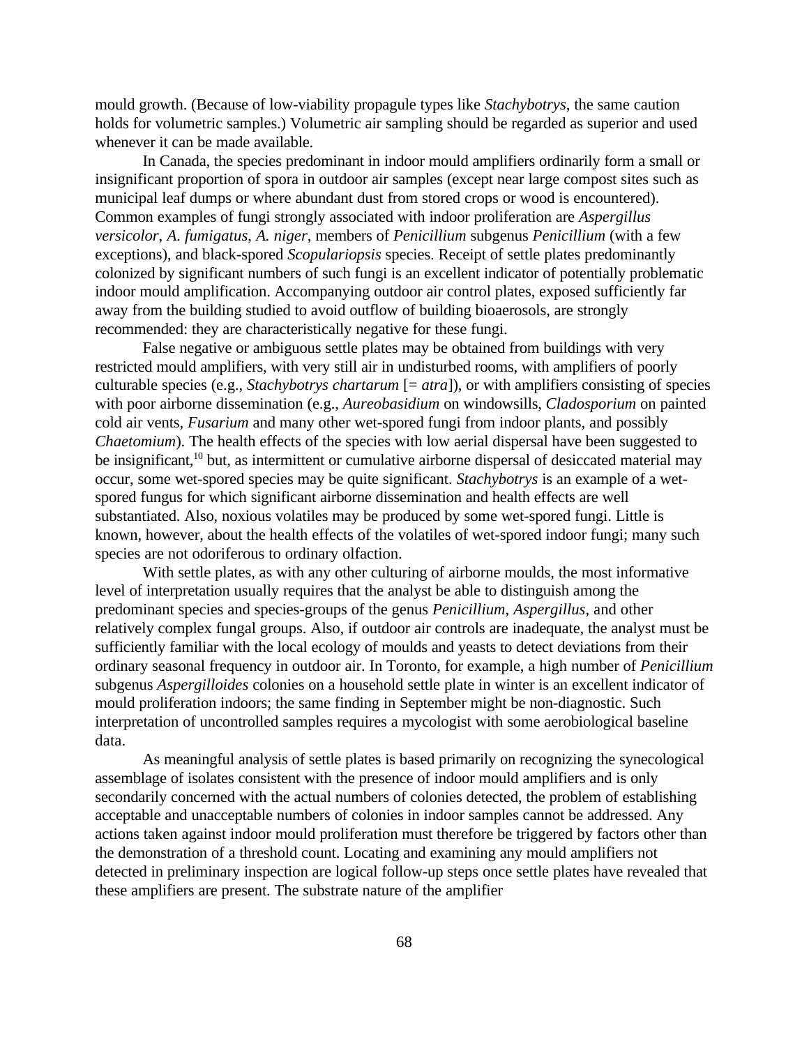mould growth. (Because of low-viability propagule types like *Stachybotrys*, the same caution holds for volumetric samples.) Volumetric air sampling should be regarded as superior and used whenever it can be made available.

In Canada, the species predominant in indoor mould amplifiers ordinarily form a small or insignificant proportion of spora in outdoor air samples (except near large compost sites such as municipal leaf dumps or where abundant dust from stored crops or wood is encountered). Common examples of fungi strongly associated with indoor proliferation are *Aspergillus versicolor*, *A. fumigatus*, *A. niger*, members of *Penicillium* subgenus *Penicillium* (with a few exceptions), and black-spored *Scopulariopsis* species. Receipt of settle plates predominantly colonized by significant numbers of such fungi is an excellent indicator of potentially problematic indoor mould amplification. Accompanying outdoor air control plates, exposed sufficiently far away from the building studied to avoid outflow of building bioaerosols, are strongly recommended: they are characteristically negative for these fungi.

False negative or ambiguous settle plates may be obtained from buildings with very restricted mould amplifiers, with very still air in undisturbed rooms, with amplifiers of poorly culturable species (e.g., *Stachybotrys chartarum* [= *atra*]), or with amplifiers consisting of species with poor airborne dissemination (e.g., *Aureobasidium* on windowsills, *Cladosporium* on painted cold air vents, *Fusarium* and many other wet-spored fungi from indoor plants, and possibly *Chaetomium*). The health effects of the species with low aerial dispersal have been suggested to be insignificant,[10] but, as intermittent or cumulative airborne dispersal of desiccated material may occur, some wet-spored species may be quite significant. *Stachybotrys* is an example of a wet-spored fungus for which significant airborne dissemination and health effects are well substantiated. Also, noxious volatiles may be produced by some wet-spored fungi. Little is known, however, about the health effects of the volatiles of wet-spored indoor fungi; many such species are not odoriferous to ordinary olfaction.

With settle plates, as with any other culturing of airborne moulds, the most informative level of interpretation usually requires that the analyst be able to distinguish among the predominant species and species-groups of the genus *Penicillium*, *Aspergillus*, and other relatively complex fungal groups. Also, if outdoor air controls are inadequate, the analyst must be sufficiently familiar with the local ecology of moulds and yeasts to detect deviations from their ordinary seasonal frequency in outdoor air. In Toronto, for example, a high number of *Penicillium* subgenus *Aspergilloides* colonies on a household settle plate in winter is an excellent indicator of mould proliferation indoors; the same finding in September might be non-diagnostic. Such interpretation of uncontrolled samples requires a mycologist with some aerobiological baseline data.

As meaningful analysis of settle plates is based primarily on recognizing the synecological assemblage of isolates consistent with the presence of indoor mould amplifiers and is only secondarily concerned with the actual numbers of colonies detected, the problem of establishing acceptable and unacceptable numbers of colonies in indoor samples cannot be addressed. Any actions taken against indoor mould proliferation must therefore be triggered by factors other than the demonstration of a threshold count. Locating and examining any mould amplifiers not detected in preliminary inspection are logical follow-up steps once settle plates have revealed that these amplifiers are present. The substrate nature of the amplifier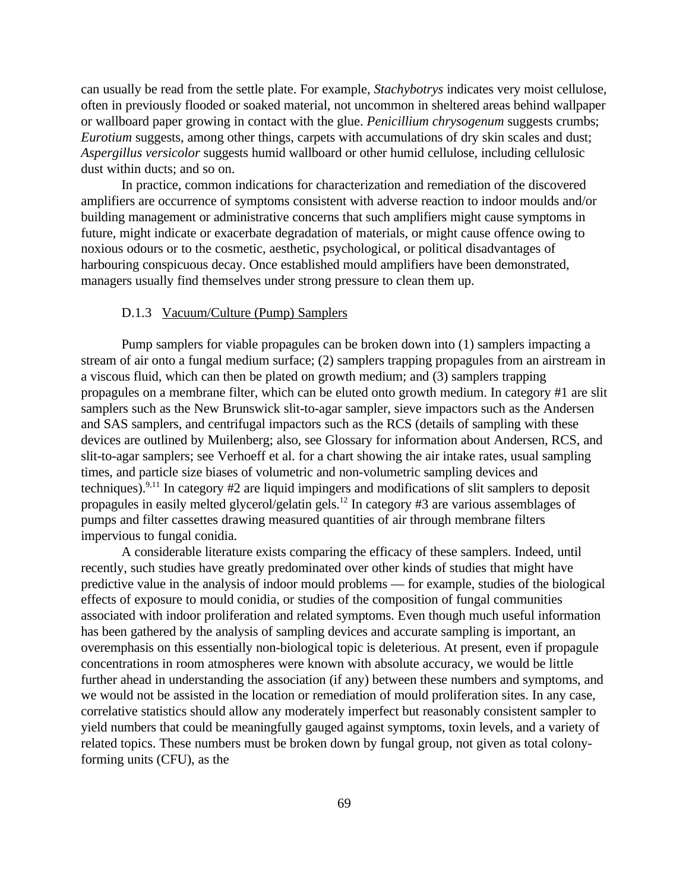can usually be read from the settle plate. For example, *Stachybotrys* indicates very moist cellulose, often in previously flooded or soaked material, not uncommon in sheltered areas behind wallpaper or wallboard paper growing in contact with the glue. *Penicillium chrysogenum* suggests crumbs; *Eurotium* suggests, among other things, carpets with accumulations of dry skin scales and dust; *Aspergillus versicolor* suggests humid wallboard or other humid cellulose, including cellulosic dust within ducts; and so on.

In practice, common indications for characterization and remediation of the discovered amplifiers are occurrence of symptoms consistent with adverse reaction to indoor moulds and/or building management or administrative concerns that such amplifiers might cause symptoms in future, might indicate or exacerbate degradation of materials, or might cause offence owing to noxious odours or to the cosmetic, aesthetic, psychological, or political disadvantages of harbouring conspicuous decay. Once established mould amplifiers have been demonstrated, managers usually find themselves under strong pressure to clean them up.

### D.1.3 Vacuum/Culture (Pump) Samplers

Pump samplers for viable propagules can be broken down into (1) samplers impacting a stream of air onto a fungal medium surface; (2) samplers trapping propagules from an airstream in a viscous fluid, which can then be plated on growth medium; and (3) samplers trapping propagules on a membrane filter, which can be eluted onto growth medium. In category #1 are slit samplers such as the New Brunswick slit-to-agar sampler, sieve impactors such as the Andersen and SAS samplers, and centrifugal impactors such as the RCS (details of sampling with these devices are outlined by Muilenberg; also, see Glossary for information about Andersen, RCS, and slit-to-agar samplers; see Verhoeff et al. for a chart showing the air intake rates, usual sampling times, and particle size biases of volumetric and non-volumetric sampling devices and techniques).[9,11] In category #2 are liquid impingers and modifications of slit samplers to deposit propagules in easily melted glycerol/gelatin gels.[12] In category #3 are various assemblages of pumps and filter cassettes drawing measured quantities of air through membrane filters impervious to fungal conidia.

A considerable literature exists comparing the efficacy of these samplers. Indeed, until recently, such studies have greatly predominated over other kinds of studies that might have predictive value in the analysis of indoor mould problems — for example, studies of the biological effects of exposure to mould conidia, or studies of the composition of fungal communities associated with indoor proliferation and related symptoms. Even though much useful information has been gathered by the analysis of sampling devices and accurate sampling is important, an overemphasis on this essentially non-biological topic is deleterious. At present, even if propagule concentrations in room atmospheres were known with absolute accuracy, we would be little further ahead in understanding the association (if any) between these numbers and symptoms, and we would not be assisted in the location or remediation of mould proliferation sites. In any case, correlative statistics should allow any moderately imperfect but reasonably consistent sampler to yield numbers that could be meaningfully gauged against symptoms, toxin levels, and a variety of related topics. These numbers must be broken down by fungal group, not given as total colony-forming units (CFU), as the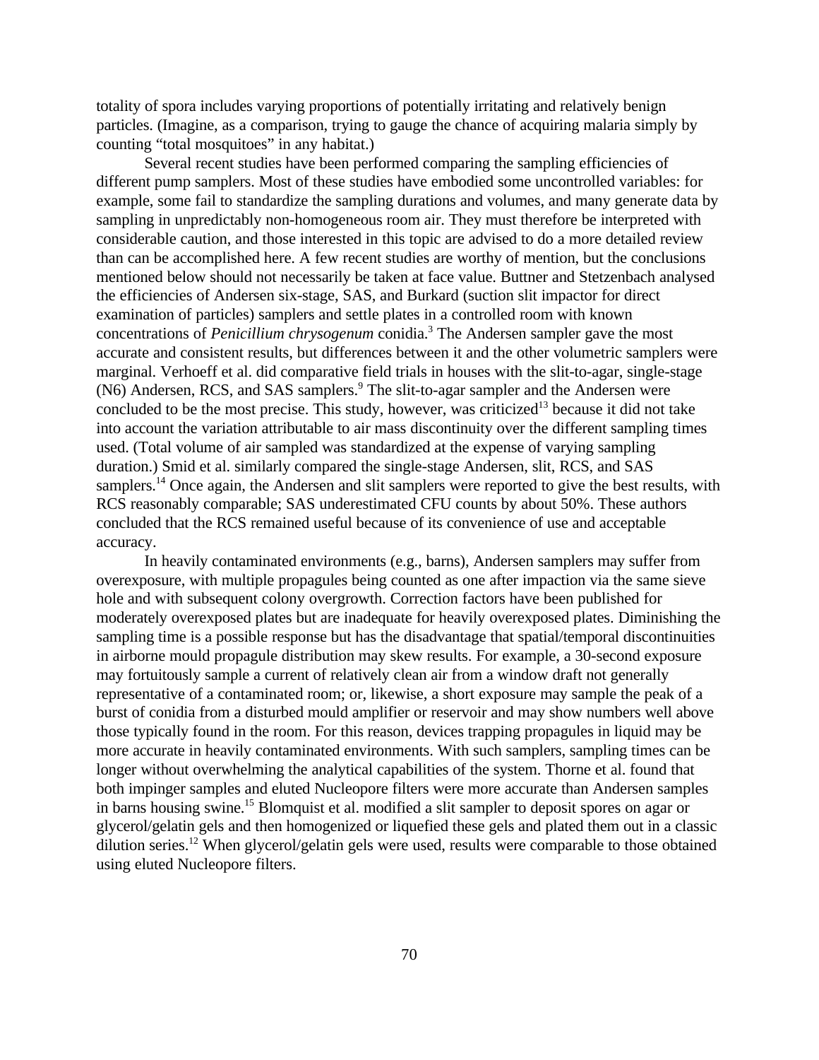totality of spora includes varying proportions of potentially irritating and relatively benign particles. (Imagine, as a comparison, trying to gauge the chance of acquiring malaria simply by counting "total mosquitoes" in any habitat.)

Several recent studies have been performed comparing the sampling efficiencies of different pump samplers. Most of these studies have embodied some uncontrolled variables: for example, some fail to standardize the sampling durations and volumes, and many generate data by sampling in unpredictably non-homogeneous room air. They must therefore be interpreted with considerable caution, and those interested in this topic are advised to do a more detailed review than can be accomplished here. A few recent studies are worthy of mention, but the conclusions mentioned below should not necessarily be taken at face value. Buttner and Stetzenbach analysed the efficiencies of Andersen six-stage, SAS, and Burkard (suction slit impactor for direct examination of particles) samplers and settle plates in a controlled room with known concentrations of *Penicillium chrysogenum* conidia.[3] The Andersen sampler gave the most accurate and consistent results, but differences between it and the other volumetric samplers were marginal. Verhoeff et al. did comparative field trials in houses with the slit-to-agar, single-stage (N6) Andersen, RCS, and SAS samplers.[9] The slit-to-agar sampler and the Andersen were concluded to be the most precise. This study, however, was criticized[13] because it did not take into account the variation attributable to air mass discontinuity over the different sampling times used. (Total volume of air sampled was standardized at the expense of varying sampling duration.) Smid et al. similarly compared the single-stage Andersen, slit, RCS, and SAS samplers.[14] Once again, the Andersen and slit samplers were reported to give the best results, with RCS reasonably comparable; SAS underestimated CFU counts by about 50%. These authors concluded that the RCS remained useful because of its convenience of use and acceptable accuracy.

In heavily contaminated environments (e.g., barns), Andersen samplers may suffer from overexposure, with multiple propagules being counted as one after impaction via the same sieve hole and with subsequent colony overgrowth. Correction factors have been published for moderately overexposed plates but are inadequate for heavily overexposed plates. Diminishing the sampling time is a possible response but has the disadvantage that spatial/temporal discontinuities in airborne mould propagule distribution may skew results. For example, a 30-second exposure may fortuitously sample a current of relatively clean air from a window draft not generally representative of a contaminated room; or, likewise, a short exposure may sample the peak of a burst of conidia from a disturbed mould amplifier or reservoir and may show numbers well above those typically found in the room. For this reason, devices trapping propagules in liquid may be more accurate in heavily contaminated environments. With such samplers, sampling times can be longer without overwhelming the analytical capabilities of the system. Thorne et al. found that both impinger samples and eluted Nucleopore filters were more accurate than Andersen samples in barns housing swine.[15] Blomquist et al. modified a slit sampler to deposit spores on agar or glycerol/gelatin gels and then homogenized or liquefied these gels and plated them out in a classic dilution series.[12] When glycerol/gelatin gels were used, results were comparable to those obtained using eluted Nucleopore filters.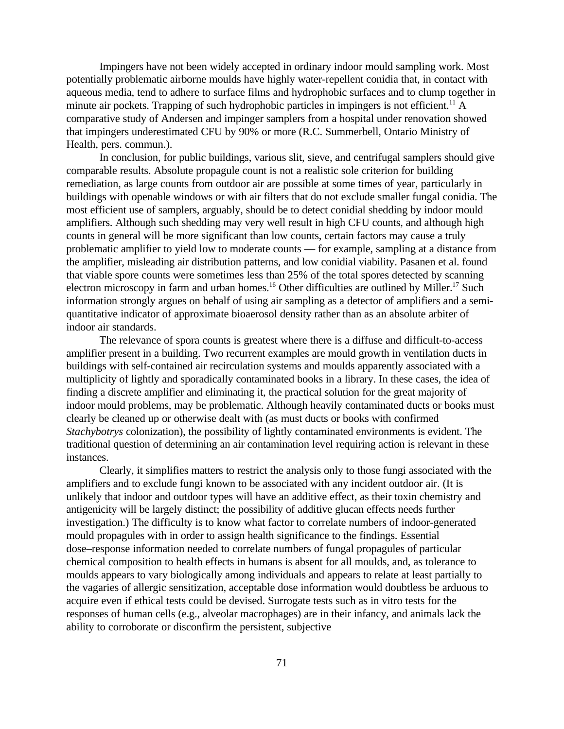Impingers have not been widely accepted in ordinary indoor mould sampling work. Most potentially problematic airborne moulds have highly water-repellent conidia that, in contact with aqueous media, tend to adhere to surface films and hydrophobic surfaces and to clump together in minute air pockets. Trapping of such hydrophobic particles in impingers is not efficient.[11] A comparative study of Andersen and impinger samplers from a hospital under renovation showed that impingers underestimated CFU by 90% or more (R.C. Summerbell, Ontario Ministry of Health, pers. commun.).

In conclusion, for public buildings, various slit, sieve, and centrifugal samplers should give comparable results. Absolute propagule count is not a realistic sole criterion for building remediation, as large counts from outdoor air are possible at some times of year, particularly in buildings with openable windows or with air filters that do not exclude smaller fungal conidia. The most efficient use of samplers, arguably, should be to detect conidial shedding by indoor mould amplifiers. Although such shedding may very well result in high CFU counts, and although high counts in general will be more significant than low counts, certain factors may cause a truly problematic amplifier to yield low to moderate counts — for example, sampling at a distance from the amplifier, misleading air distribution patterns, and low conidial viability. Pasanen et al. found that viable spore counts were sometimes less than 25% of the total spores detected by scanning electron microscopy in farm and urban homes.[16] Other difficulties are outlined by Miller.[17] Such information strongly argues on behalf of using air sampling as a detector of amplifiers and a semi-quantitative indicator of approximate bioaerosol density rather than as an absolute arbiter of indoor air standards.

The relevance of spora counts is greatest where there is a diffuse and difficult-to-access amplifier present in a building. Two recurrent examples are mould growth in ventilation ducts in buildings with self-contained air recirculation systems and moulds apparently associated with a multiplicity of lightly and sporadically contaminated books in a library. In these cases, the idea of finding a discrete amplifier and eliminating it, the practical solution for the great majority of indoor mould problems, may be problematic. Although heavily contaminated ducts or books must clearly be cleaned up or otherwise dealt with (as must ducts or books with confirmed *Stachybotrys* colonization), the possibility of lightly contaminated environments is evident. The traditional question of determining an air contamination level requiring action is relevant in these instances.

Clearly, it simplifies matters to restrict the analysis only to those fungi associated with the amplifiers and to exclude fungi known to be associated with any incident outdoor air. (It is unlikely that indoor and outdoor types will have an additive effect, as their toxin chemistry and antigenicity will be largely distinct; the possibility of additive glucan effects needs further investigation.) The difficulty is to know what factor to correlate numbers of indoor-generated mould propagules with in order to assign health significance to the findings. Essential dose–response information needed to correlate numbers of fungal propagules of particular chemical composition to health effects in humans is absent for all moulds, and, as tolerance to moulds appears to vary biologically among individuals and appears to relate at least partially to the vagaries of allergic sensitization, acceptable dose information would doubtless be arduous to acquire even if ethical tests could be devised. Surrogate tests such as in vitro tests for the responses of human cells (e.g., alveolar macrophages) are in their infancy, and animals lack the ability to corroborate or disconfirm the persistent, subjective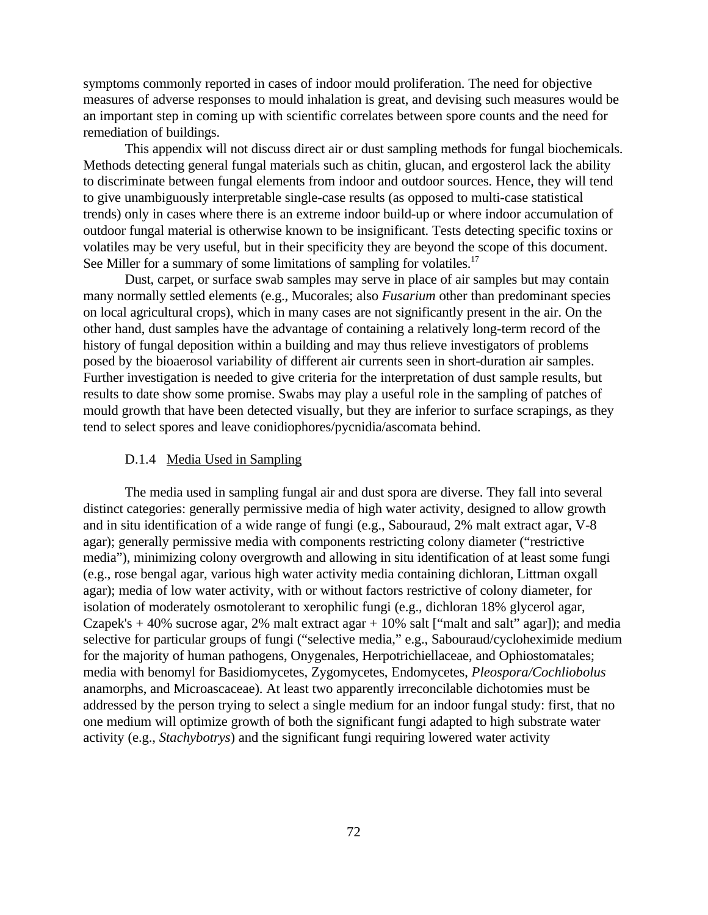symptoms commonly reported in cases of indoor mould proliferation. The need for objective measures of adverse responses to mould inhalation is great, and devising such measures would be an important step in coming up with scientific correlates between spore counts and the need for remediation of buildings.

This appendix will not discuss direct air or dust sampling methods for fungal biochemicals. Methods detecting general fungal materials such as chitin, glucan, and ergosterol lack the ability to discriminate between fungal elements from indoor and outdoor sources. Hence, they will tend to give unambiguously interpretable single-case results (as opposed to multi-case statistical trends) only in cases where there is an extreme indoor build-up or where indoor accumulation of outdoor fungal material is otherwise known to be insignificant. Tests detecting specific toxins or volatiles may be very useful, but in their specificity they are beyond the scope of this document. See Miller for a summary of some limitations of sampling for volatiles.[17]

Dust, carpet, or surface swab samples may serve in place of air samples but may contain many normally settled elements (e.g., Mucorales; also *Fusarium* other than predominant species on local agricultural crops), which in many cases are not significantly present in the air. On the other hand, dust samples have the advantage of containing a relatively long-term record of the history of fungal deposition within a building and may thus relieve investigators of problems posed by the bioaerosol variability of different air currents seen in short-duration air samples. Further investigation is needed to give criteria for the interpretation of dust sample results, but results to date show some promise. Swabs may play a useful role in the sampling of patches of mould growth that have been detected visually, but they are inferior to surface scrapings, as they tend to select spores and leave conidiophores/pycnidia/ascomata behind.

#### D.1.4 Media Used in Sampling

The media used in sampling fungal air and dust spora are diverse. They fall into several distinct categories: generally permissive media of high water activity, designed to allow growth and in situ identification of a wide range of fungi (e.g., Sabouraud, 2% malt extract agar, V-8 agar); generally permissive media with components restricting colony diameter ("restrictive media"), minimizing colony overgrowth and allowing in situ identification of at least some fungi (e.g., rose bengal agar, various high water activity media containing dichloran, Littman oxgall agar); media of low water activity, with or without factors restrictive of colony diameter, for isolation of moderately osmotolerant to xerophilic fungi (e.g., dichloran 18% glycerol agar, Czapek's + 40% sucrose agar, 2% malt extract agar + 10% salt ["malt and salt" agar]); and media selective for particular groups of fungi ("selective media," e.g., Sabouraud/cycloheximide medium for the majority of human pathogens, Onygenales, Herpotrichiellaceae, and Ophiostomatales; media with benomyl for Basidiomycetes, Zygomycetes, Endomycetes, *Pleospora/Cochliobolus* anamorphs, and Microascaceae). At least two apparently irreconcilable dichotomies must be addressed by the person trying to select a single medium for an indoor fungal study: first, that no one medium will optimize growth of both the significant fungi adapted to high substrate water activity (e.g., *Stachybotrys*) and the significant fungi requiring lowered water activity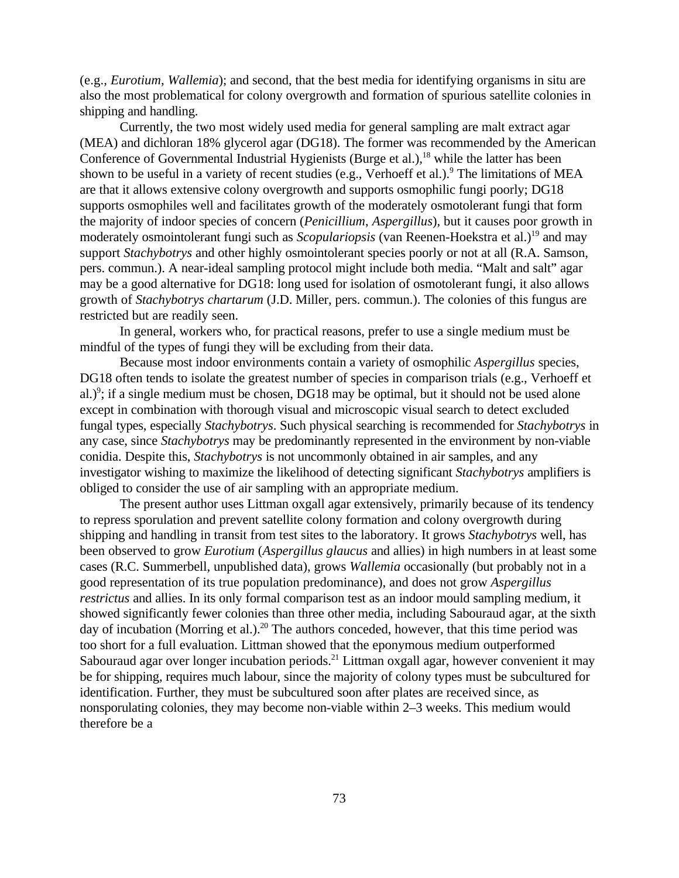(e.g., *Eurotium*, *Wallemia*); and second, that the best media for identifying organisms in situ are also the most problematical for colony overgrowth and formation of spurious satellite colonies in shipping and handling.

Currently, the two most widely used media for general sampling are malt extract agar (MEA) and dichloran 18% glycerol agar (DG18). The former was recommended by the American Conference of Governmental Industrial Hygienists (Burge et al.),[18] while the latter has been shown to be useful in a variety of recent studies (e.g., Verhoeff et al.).[9] The limitations of MEA are that it allows extensive colony overgrowth and supports osmophilic fungi poorly; DG18 supports osmophiles well and facilitates growth of the moderately osmotolerant fungi that form the majority of indoor species of concern (*Penicillium*, *Aspergillus*), but it causes poor growth in moderately osmointolerant fungi such as *Scopulariopsis* (van Reenen-Hoekstra et al.)[19] and may support *Stachybotrys* and other highly osmointolerant species poorly or not at all (R.A. Samson, pers. commun.). A near-ideal sampling protocol might include both media. "Malt and salt" agar may be a good alternative for DG18: long used for isolation of osmotolerant fungi, it also allows growth of *Stachybotrys chartarum* (J.D. Miller, pers. commun.). The colonies of this fungus are restricted but are readily seen.

In general, workers who, for practical reasons, prefer to use a single medium must be mindful of the types of fungi they will be excluding from their data.

Because most indoor environments contain a variety of osmophilic *Aspergillus* species, DG18 often tends to isolate the greatest number of species in comparison trials (e.g., Verhoeff et al.)[9]; if a single medium must be chosen, DG18 may be optimal, but it should not be used alone except in combination with thorough visual and microscopic visual search to detect excluded fungal types, especially *Stachybotrys*. Such physical searching is recommended for *Stachybotrys* in any case, since *Stachybotrys* may be predominantly represented in the environment by non-viable conidia. Despite this, *Stachybotrys* is not uncommonly obtained in air samples, and any investigator wishing to maximize the likelihood of detecting significant *Stachybotrys* amplifiers is obliged to consider the use of air sampling with an appropriate medium.

The present author uses Littman oxgall agar extensively, primarily because of its tendency to repress sporulation and prevent satellite colony formation and colony overgrowth during shipping and handling in transit from test sites to the laboratory. It grows *Stachybotrys* well, has been observed to grow *Eurotium* (*Aspergillus glaucus* and allies) in high numbers in at least some cases (R.C. Summerbell, unpublished data), grows *Wallemia* occasionally (but probably not in a good representation of its true population predominance), and does not grow *Aspergillus restrictus* and allies. In its only formal comparison test as an indoor mould sampling medium, it showed significantly fewer colonies than three other media, including Sabouraud agar, at the sixth day of incubation (Morring et al.).[20] The authors conceded, however, that this time period was too short for a full evaluation. Littman showed that the eponymous medium outperformed Sabouraud agar over longer incubation periods.[21] Littman oxgall agar, however convenient it may be for shipping, requires much labour, since the majority of colony types must be subcultured for identification. Further, they must be subcultured soon after plates are received since, as nonsporulating colonies, they may become non-viable within 2–3 weeks. This medium would therefore be a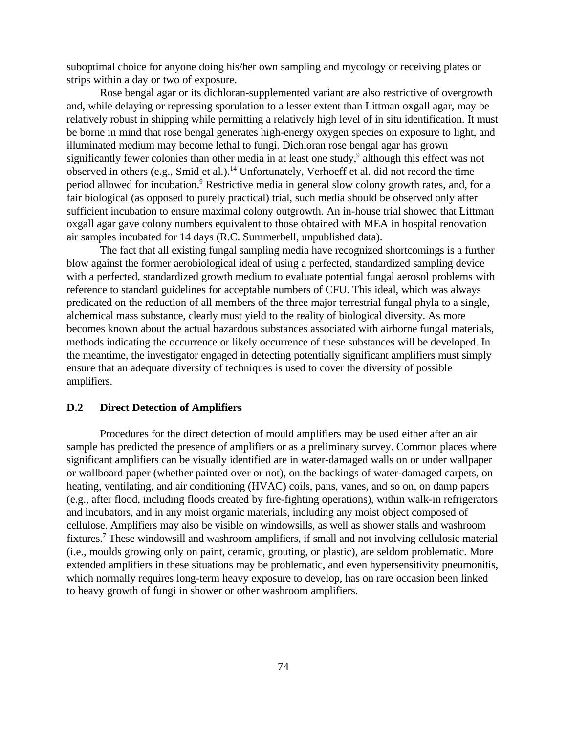suboptimal choice for anyone doing his/her own sampling and mycology or receiving plates or strips within a day or two of exposure.

Rose bengal agar or its dichloran-supplemented variant are also restrictive of overgrowth and, while delaying or repressing sporulation to a lesser extent than Littman oxgall agar, may be relatively robust in shipping while permitting a relatively high level of in situ identification. It must be borne in mind that rose bengal generates high-energy oxygen species on exposure to light, and illuminated medium may become lethal to fungi. Dichloran rose bengal agar has grown significantly fewer colonies than other media in at least one study,[9] although this effect was not observed in others (e.g., Smid et al.).[14] Unfortunately, Verhoeff et al. did not record the time period allowed for incubation.[9] Restrictive media in general slow colony growth rates, and, for a fair biological (as opposed to purely practical) trial, such media should be observed only after sufficient incubation to ensure maximal colony outgrowth. An in-house trial showed that Littman oxgall agar gave colony numbers equivalent to those obtained with MEA in hospital renovation air samples incubated for 14 days (R.C. Summerbell, unpublished data).

The fact that all existing fungal sampling media have recognized shortcomings is a further blow against the former aerobiological ideal of using a perfected, standardized sampling device with a perfected, standardized growth medium to evaluate potential fungal aerosol problems with reference to standard guidelines for acceptable numbers of CFU. This ideal, which was always predicated on the reduction of all members of the three major terrestrial fungal phyla to a single, alchemical mass substance, clearly must yield to the reality of biological diversity. As more becomes known about the actual hazardous substances associated with airborne fungal materials, methods indicating the occurrence or likely occurrence of these substances will be developed. In the meantime, the investigator engaged in detecting potentially significant amplifiers must simply ensure that an adequate diversity of techniques is used to cover the diversity of possible amplifiers.

## D.2 Direct Detection of Amplifiers

Procedures for the direct detection of mould amplifiers may be used either after an air sample has predicted the presence of amplifiers or as a preliminary survey. Common places where significant amplifiers can be visually identified are in water-damaged walls on or under wallpaper or wallboard paper (whether painted over or not), on the backings of water-damaged carpets, on heating, ventilating, and air conditioning (HVAC) coils, pans, vanes, and so on, on damp papers (e.g., after flood, including floods created by fire-fighting operations), within walk-in refrigerators and incubators, and in any moist organic materials, including any moist object composed of cellulose. Amplifiers may also be visible on windowsills, as well as shower stalls and washroom fixtures.[7] These windowsill and washroom amplifiers, if small and not involving cellulosic material (i.e., moulds growing only on paint, ceramic, grouting, or plastic), are seldom problematic. More extended amplifiers in these situations may be problematic, and even hypersensitivity pneumonitis, which normally requires long-term heavy exposure to develop, has on rare occasion been linked to heavy growth of fungi in shower or other washroom amplifiers.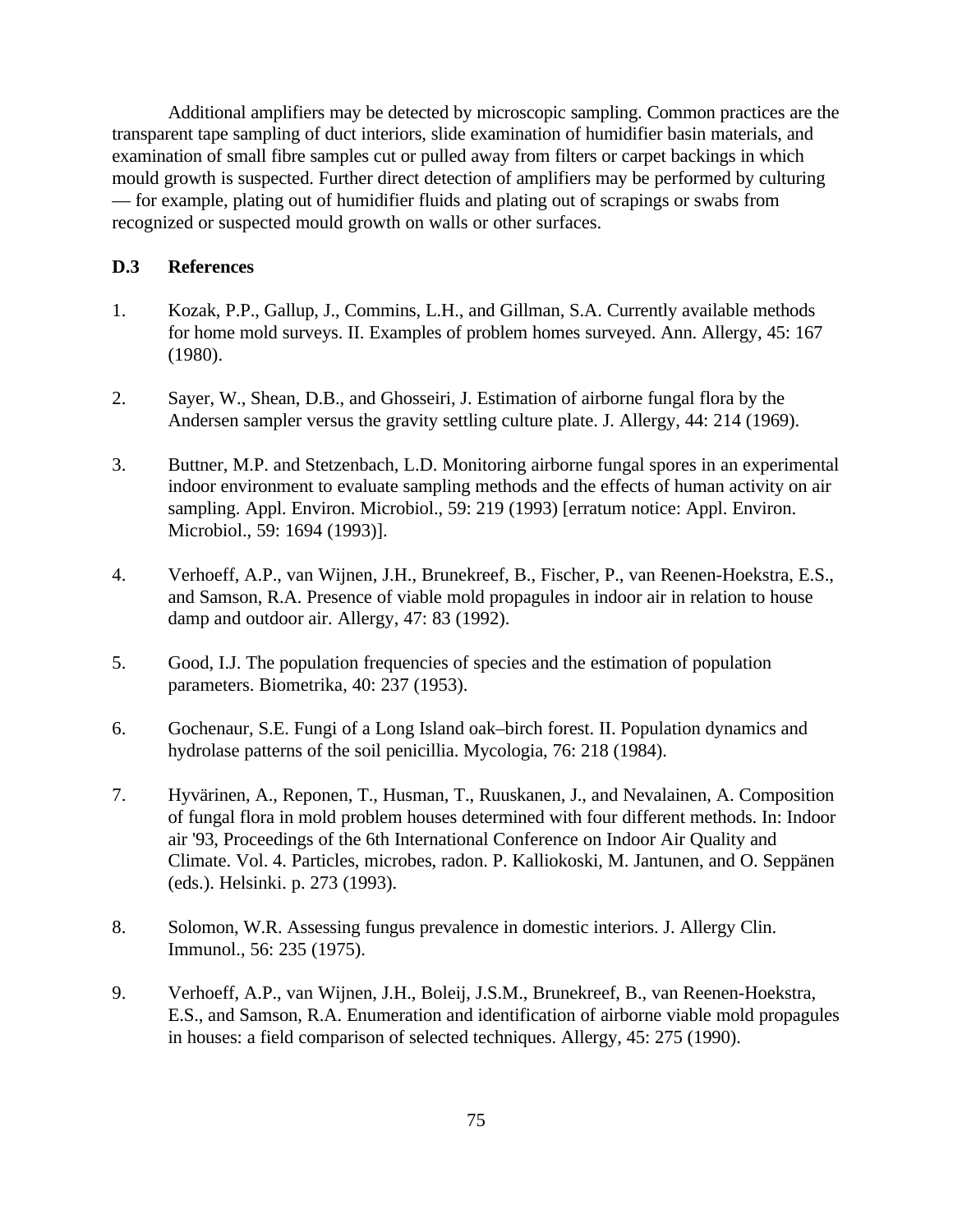Additional amplifiers may be detected by microscopic sampling. Common practices are the transparent tape sampling of duct interiors, slide examination of humidifier basin materials, and examination of small fibre samples cut or pulled away from filters or carpet backings in which mould growth is suspected. Further direct detection of amplifiers may be performed by culturing — for example, plating out of humidifier fluids and plating out of scrapings or swabs from recognized or suspected mould growth on walls or other surfaces.

### D.3 References

1. Kozak, P.P., Gallup, J., Commins, L.H., and Gillman, S.A. Currently available methods for home mold surveys. II. Examples of problem homes surveyed. Ann. Allergy, 45: 167 (1980).

2. Sayer, W., Shean, D.B., and Ghosseiri, J. Estimation of airborne fungal flora by the Andersen sampler versus the gravity settling culture plate. J. Allergy, 44: 214 (1969).

3. Buttner, M.P. and Stetzenbach, L.D. Monitoring airborne fungal spores in an experimental indoor environment to evaluate sampling methods and the effects of human activity on air sampling. Appl. Environ. Microbiol., 59: 219 (1993) [erratum notice: Appl. Environ. Microbiol., 59: 1694 (1993)].

4. Verhoeff, A.P., van Wijnen, J.H., Brunekreef, B., Fischer, P., van Reenen-Hoekstra, E.S., and Samson, R.A. Presence of viable mold propagules in indoor air in relation to house damp and outdoor air. Allergy, 47: 83 (1992).

5. Good, I.J. The population frequencies of species and the estimation of population parameters. Biometrika, 40: 237 (1953).

6. Gochenaur, S.E. Fungi of a Long Island oak–birch forest. II. Population dynamics and hydrolase patterns of the soil penicillia. Mycologia, 76: 218 (1984).

7. Hyvärinen, A., Reponen, T., Husman, T., Ruuskanen, J., and Nevalainen, A. Composition of fungal flora in mold problem houses determined with four different methods. In: Indoor air '93, Proceedings of the 6th International Conference on Indoor Air Quality and Climate. Vol. 4. Particles, microbes, radon. P. Kalliokoski, M. Jantunen, and O. Seppänen (eds.). Helsinki. p. 273 (1993).

8. Solomon, W.R. Assessing fungus prevalence in domestic interiors. J. Allergy Clin. Immunol., 56: 235 (1975).

9. Verhoeff, A.P., van Wijnen, J.H., Boleij, J.S.M., Brunekreef, B., van Reenen-Hoekstra, E.S., and Samson, R.A. Enumeration and identification of airborne viable mold propagules in houses: a field comparison of selected techniques. Allergy, 45: 275 (1990).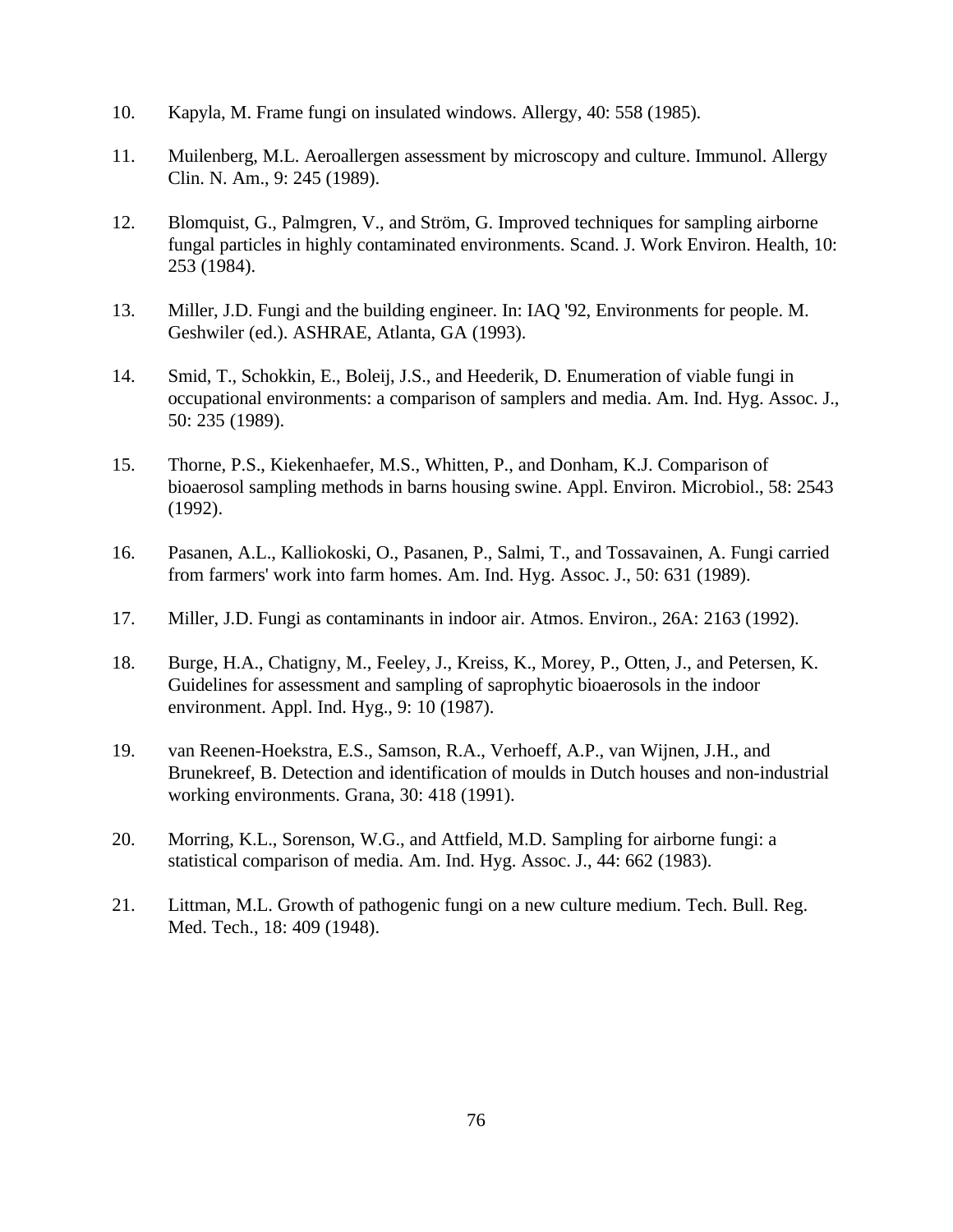10. Kapyla, M. Frame fungi on insulated windows. Allergy, 40: 558 (1985).

11. Muilenberg, M.L. Aeroallergen assessment by microscopy and culture. Immunol. Allergy Clin. N. Am., 9: 245 (1989).

12. Blomquist, G., Palmgren, V., and Ström, G. Improved techniques for sampling airborne fungal particles in highly contaminated environments. Scand. J. Work Environ. Health, 10: 253 (1984).

13. Miller, J.D. Fungi and the building engineer. In: IAQ '92, Environments for people. M. Geshwiler (ed.). ASHRAE, Atlanta, GA (1993).

14. Smid, T., Schokkin, E., Boleij, J.S., and Heederik, D. Enumeration of viable fungi in occupational environments: a comparison of samplers and media. Am. Ind. Hyg. Assoc. J., 50: 235 (1989).

15. Thorne, P.S., Kiekenhaefer, M.S., Whitten, P., and Donham, K.J. Comparison of bioaerosol sampling methods in barns housing swine. Appl. Environ. Microbiol., 58: 2543 (1992).

16. Pasanen, A.L., Kalliokoski, O., Pasanen, P., Salmi, T., and Tossavainen, A. Fungi carried from farmers' work into farm homes. Am. Ind. Hyg. Assoc. J., 50: 631 (1989).

17. Miller, J.D. Fungi as contaminants in indoor air. Atmos. Environ., 26A: 2163 (1992).

18. Burge, H.A., Chatigny, M., Feeley, J., Kreiss, K., Morey, P., Otten, J., and Petersen, K. Guidelines for assessment and sampling of saprophytic bioaerosols in the indoor environment. Appl. Ind. Hyg., 9: 10 (1987).

19. van Reenen-Hoekstra, E.S., Samson, R.A., Verhoeff, A.P., van Wijnen, J.H., and Brunekreef, B. Detection and identification of moulds in Dutch houses and non-industrial working environments. Grana, 30: 418 (1991).

20. Morring, K.L., Sorenson, W.G., and Attfield, M.D. Sampling for airborne fungi: a statistical comparison of media. Am. Ind. Hyg. Assoc. J., 44: 662 (1983).

21. Littman, M.L. Growth of pathogenic fungi on a new culture medium. Tech. Bull. Reg. Med. Tech., 18: 409 (1948).